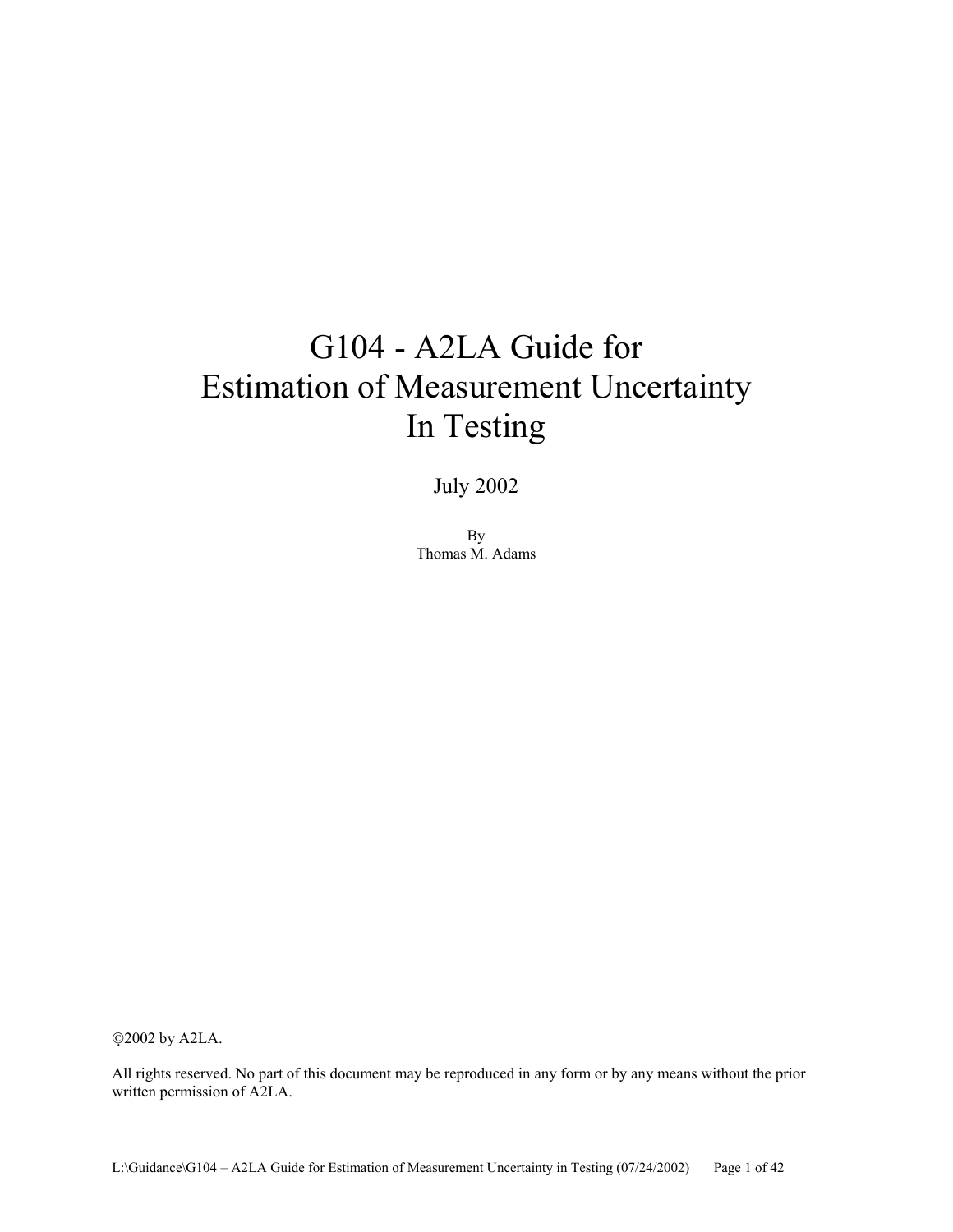# G104 - A2LA Guide for Estimation of Measurement Uncertainty In Testing

July 2002

By
Thomas M. Adams

©2002 by A2LA.

All rights reserved. No part of this document may be reproduced in any form or by any means without the prior written permission of A2LA.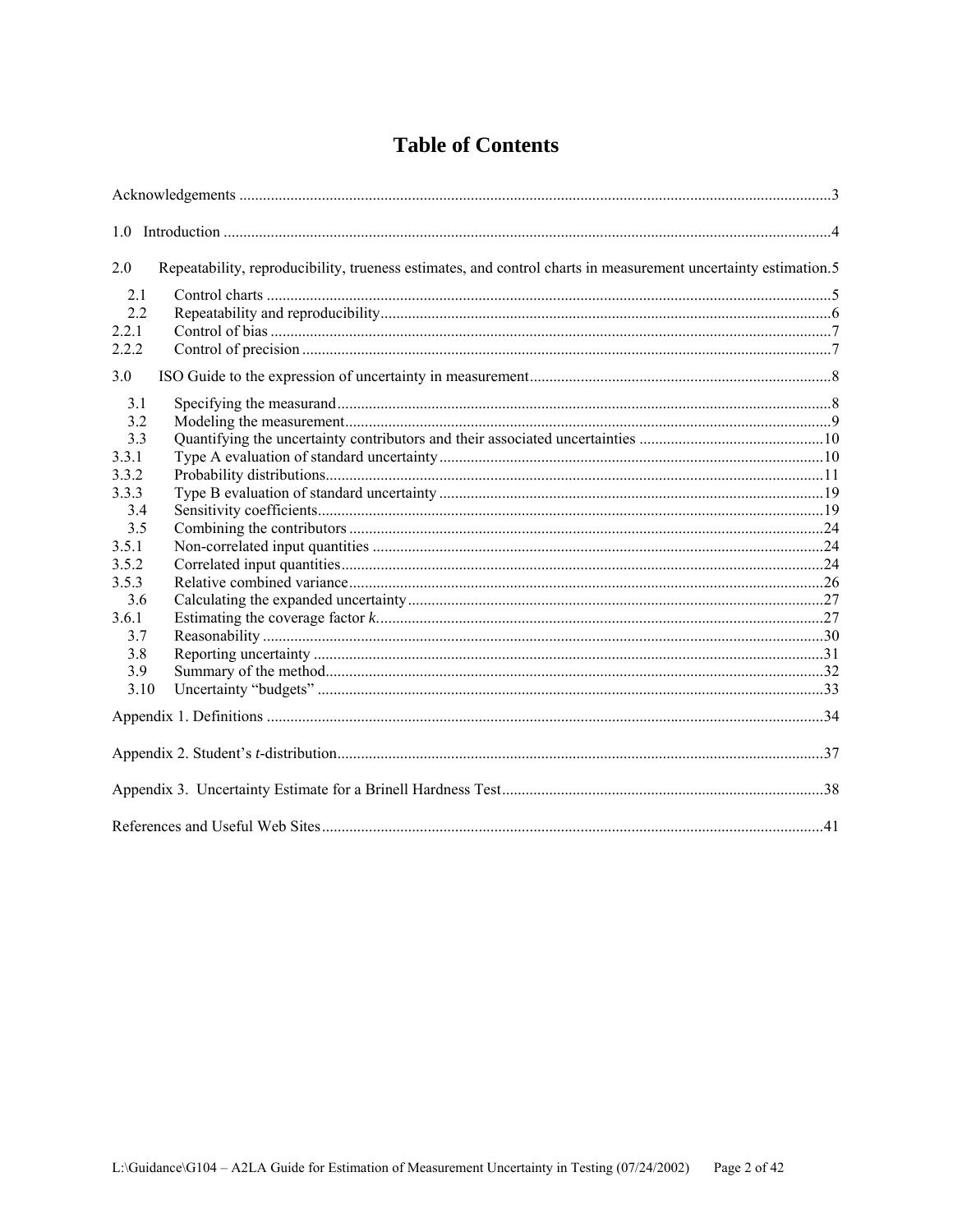# Table of Contents

Acknowledgements ....................................................................................................................................3

1.0 Introduction ..........................................................................................................................................4

2.0 Repeatability, reproducibility, trueness estimates, and control charts in measurement uncertainty estimation.5

- 2.1 Control charts ..............................................................................................................................5
- 2.2 Repeatability and reproducibility..................................................................................................6
- 2.2.1 Control of bias .............................................................................................................................7
- 2.2.2 Control of precision ......................................................................................................................7

3.0 ISO Guide to the expression of uncertainty in measurement............................................................................8

- 3.1 Specifying the measurand............................................................................................................8
- 3.2 Modeling the measurement...........................................................................................................9
- 3.3 Quantifying the uncertainty contributors and their associated uncertainties ...............................................10
- 3.3.1 Type A evaluation of standard uncertainty.................................................................................10
- 3.3.2 Probability distributions..............................................................................................................11
- 3.3.3 Type B evaluation of standard uncertainty .................................................................................19
- 3.4 Sensitivity coefficients................................................................................................................19
- 3.5 Combining the contributors ........................................................................................................24
- 3.5.1 Non-correlated input quantities ..................................................................................................24
- 3.5.2 Correlated input quantities..........................................................................................................24
- 3.5.3 Relative combined variance........................................................................................................26
- 3.6 Calculating the expanded uncertainty.........................................................................................27
- 3.6.1 Estimating the coverage factor *k*...............................................................................................27
- 3.7 Reasonability ..............................................................................................................................30
- 3.8 Reporting uncertainty .................................................................................................................31
- 3.9 Summary of the method..............................................................................................................32
- 3.10 Uncertainty "budgets" ................................................................................................................33

Appendix 1. Definitions .............................................................................................................................34

Appendix 2. Student's *t*-distribution...........................................................................................................37

Appendix 3. Uncertainty Estimate for a Brinell Hardness Test.................................................................................38

References and Useful Web Sites...............................................................................................................41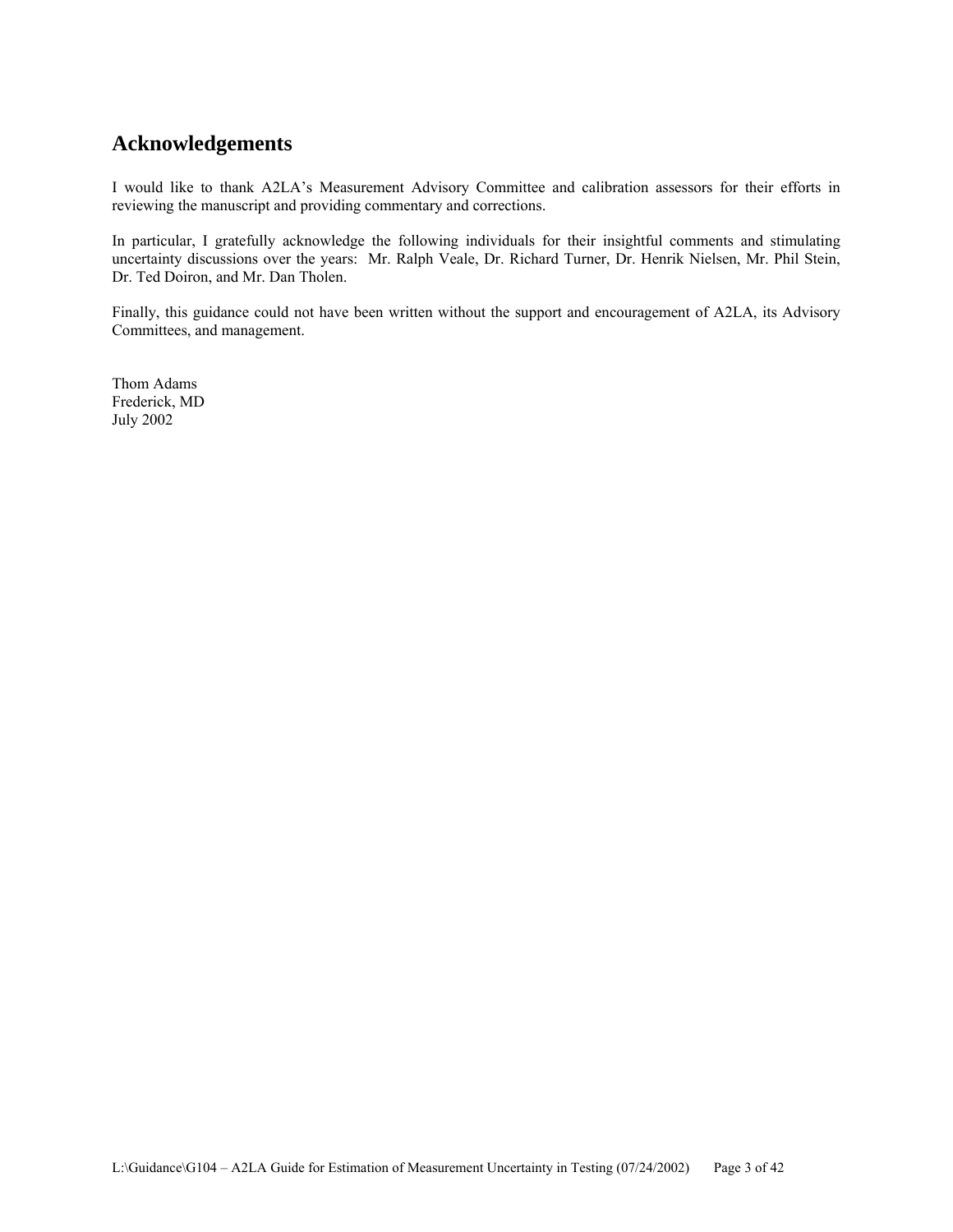## Acknowledgements

I would like to thank A2LA's Measurement Advisory Committee and calibration assessors for their efforts in reviewing the manuscript and providing commentary and corrections.

In particular, I gratefully acknowledge the following individuals for their insightful comments and stimulating uncertainty discussions over the years: Mr. Ralph Veale, Dr. Richard Turner, Dr. Henrik Nielsen, Mr. Phil Stein, Dr. Ted Doiron, and Mr. Dan Tholen.

Finally, this guidance could not have been written without the support and encouragement of A2LA, its Advisory Committees, and management.

Thom Adams
Frederick, MD
July 2002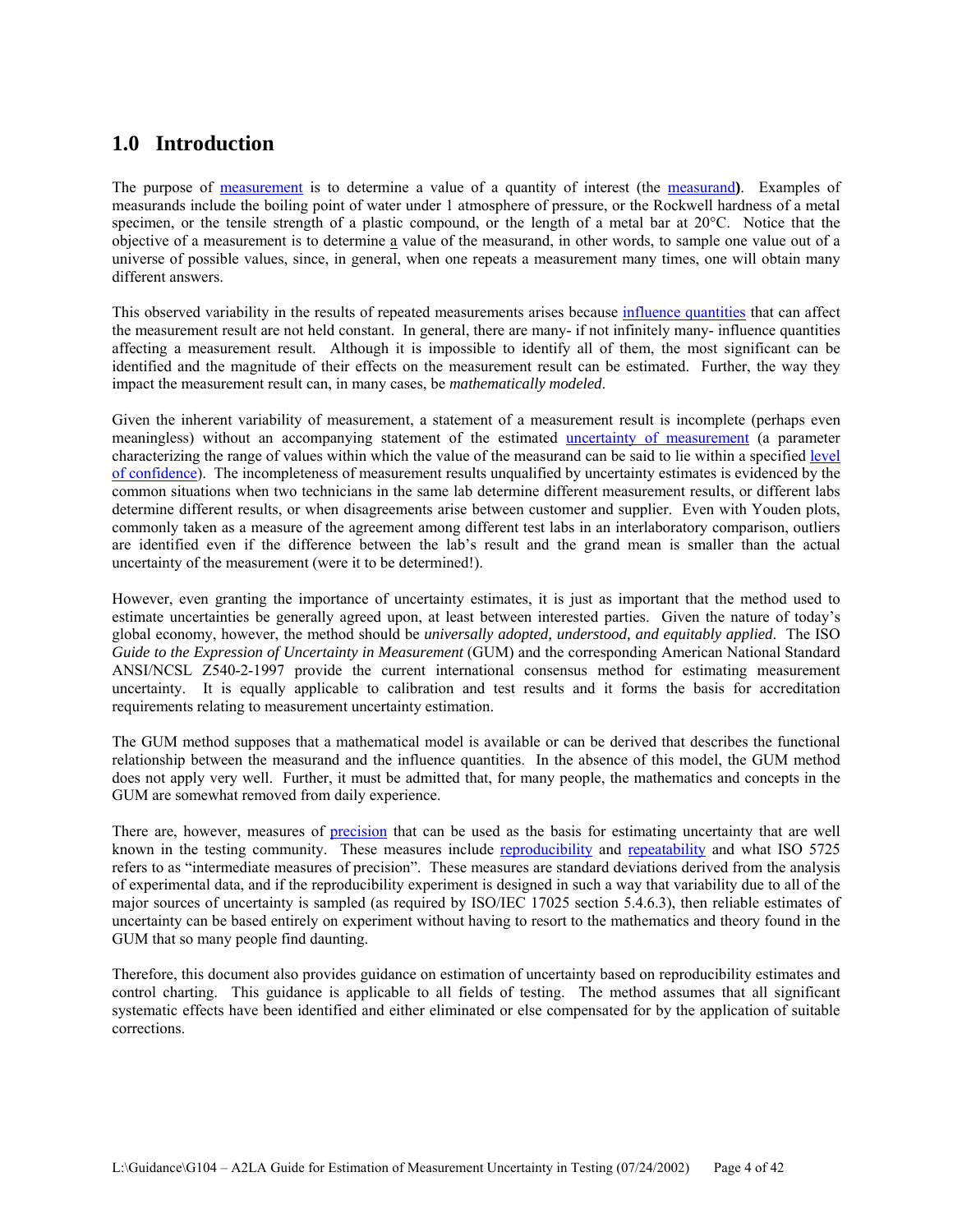## 1.0 Introduction

The purpose of measurement is to determine a value of a quantity of interest (the measurand**)**. Examples of measurands include the boiling point of water under 1 atmosphere of pressure, or the Rockwell hardness of a metal specimen, or the tensile strength of a plastic compound, or the length of a metal bar at 20°C. Notice that the objective of a measurement is to determine a value of the measurand, in other words, to sample one value out of a universe of possible values, since, in general, when one repeats a measurement many times, one will obtain many different answers.

This observed variability in the results of repeated measurements arises because influence quantities that can affect the measurement result are not held constant. In general, there are many- if not infinitely many- influence quantities affecting a measurement result. Although it is impossible to identify all of them, the most significant can be identified and the magnitude of their effects on the measurement result can be estimated. Further, the way they impact the measurement result can, in many cases, be *mathematically modeled*.

Given the inherent variability of measurement, a statement of a measurement result is incomplete (perhaps even meaningless) without an accompanying statement of the estimated uncertainty of measurement (a parameter characterizing the range of values within which the value of the measurand can be said to lie within a specified level of confidence). The incompleteness of measurement results unqualified by uncertainty estimates is evidenced by the common situations when two technicians in the same lab determine different measurement results, or different labs determine different results, or when disagreements arise between customer and supplier. Even with Youden plots, commonly taken as a measure of the agreement among different test labs in an interlaboratory comparison, outliers are identified even if the difference between the lab's result and the grand mean is smaller than the actual uncertainty of the measurement (were it to be determined!).

However, even granting the importance of uncertainty estimates, it is just as important that the method used to estimate uncertainties be generally agreed upon, at least between interested parties. Given the nature of today's global economy, however, the method should be *universally adopted, understood, and equitably applied*. The ISO *Guide to the Expression of Uncertainty in Measurement* (GUM) and the corresponding American National Standard ANSI/NCSL Z540-2-1997 provide the current international consensus method for estimating measurement uncertainty. It is equally applicable to calibration and test results and it forms the basis for accreditation requirements relating to measurement uncertainty estimation.

The GUM method supposes that a mathematical model is available or can be derived that describes the functional relationship between the measurand and the influence quantities. In the absence of this model, the GUM method does not apply very well. Further, it must be admitted that, for many people, the mathematics and concepts in the GUM are somewhat removed from daily experience.

There are, however, measures of precision that can be used as the basis for estimating uncertainty that are well known in the testing community. These measures include reproducibility and repeatability and what ISO 5725 refers to as "intermediate measures of precision". These measures are standard deviations derived from the analysis of experimental data, and if the reproducibility experiment is designed in such a way that variability due to all of the major sources of uncertainty is sampled (as required by ISO/IEC 17025 section 5.4.6.3), then reliable estimates of uncertainty can be based entirely on experiment without having to resort to the mathematics and theory found in the GUM that so many people find daunting.

Therefore, this document also provides guidance on estimation of uncertainty based on reproducibility estimates and control charting. This guidance is applicable to all fields of testing. The method assumes that all significant systematic effects have been identified and either eliminated or else compensated for by the application of suitable corrections.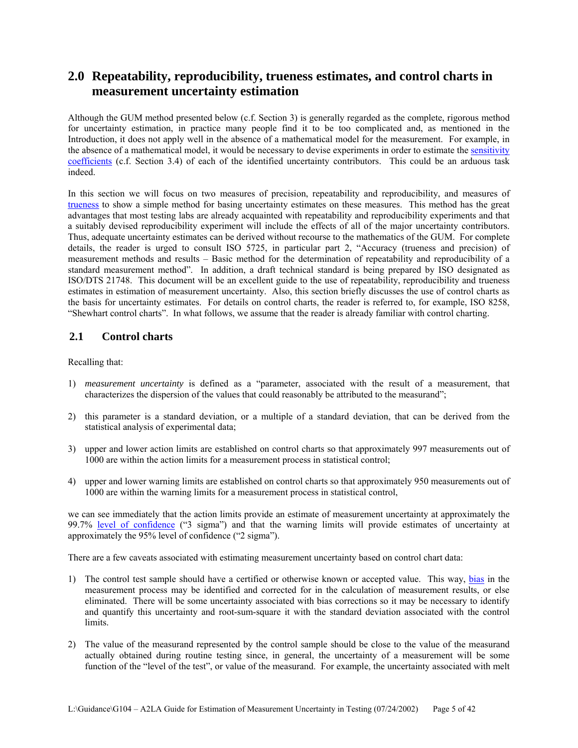## 2.0 Repeatability, reproducibility, trueness estimates, and control charts in measurement uncertainty estimation

Although the GUM method presented below (c.f. Section 3) is generally regarded as the complete, rigorous method for uncertainty estimation, in practice many people find it to be too complicated and, as mentioned in the Introduction, it does not apply well in the absence of a mathematical model for the measurement. For example, in the absence of a mathematical model, it would be necessary to devise experiments in order to estimate the sensitivity coefficients (c.f. Section 3.4) of each of the identified uncertainty contributors. This could be an arduous task indeed.

In this section we will focus on two measures of precision, repeatability and reproducibility, and measures of trueness to show a simple method for basing uncertainty estimates on these measures. This method has the great advantages that most testing labs are already acquainted with repeatability and reproducibility experiments and that a suitably devised reproducibility experiment will include the effects of all of the major uncertainty contributors. Thus, adequate uncertainty estimates can be derived without recourse to the mathematics of the GUM. For complete details, the reader is urged to consult ISO 5725, in particular part 2, "Accuracy (trueness and precision) of measurement methods and results – Basic method for the determination of repeatability and reproducibility of a standard measurement method". In addition, a draft technical standard is being prepared by ISO designated as ISO/DTS 21748. This document will be an excellent guide to the use of repeatability, reproducibility and trueness estimates in estimation of measurement uncertainty. Also, this section briefly discusses the use of control charts as the basis for uncertainty estimates. For details on control charts, the reader is referred to, for example, ISO 8258, "Shewhart control charts". In what follows, we assume that the reader is already familiar with control charting.

### 2.1 Control charts

Recalling that:

1) *measurement uncertainty* is defined as a "parameter, associated with the result of a measurement, that characterizes the dispersion of the values that could reasonably be attributed to the measurand";

2) this parameter is a standard deviation, or a multiple of a standard deviation, that can be derived from the statistical analysis of experimental data;

3) upper and lower action limits are established on control charts so that approximately 997 measurements out of 1000 are within the action limits for a measurement process in statistical control;

4) upper and lower warning limits are established on control charts so that approximately 950 measurements out of 1000 are within the warning limits for a measurement process in statistical control,

we can see immediately that the action limits provide an estimate of measurement uncertainty at approximately the 99.7% level of confidence ("3 sigma") and that the warning limits will provide estimates of uncertainty at approximately the 95% level of confidence ("2 sigma").

There are a few caveats associated with estimating measurement uncertainty based on control chart data:

1) The control test sample should have a certified or otherwise known or accepted value. This way, bias in the measurement process may be identified and corrected for in the calculation of measurement results, or else eliminated. There will be some uncertainty associated with bias corrections so it may be necessary to identify and quantify this uncertainty and root-sum-square it with the standard deviation associated with the control limits.

2) The value of the measurand represented by the control sample should be close to the value of the measurand actually obtained during routine testing since, in general, the uncertainty of a measurement will be some function of the "level of the test", or value of the measurand. For example, the uncertainty associated with melt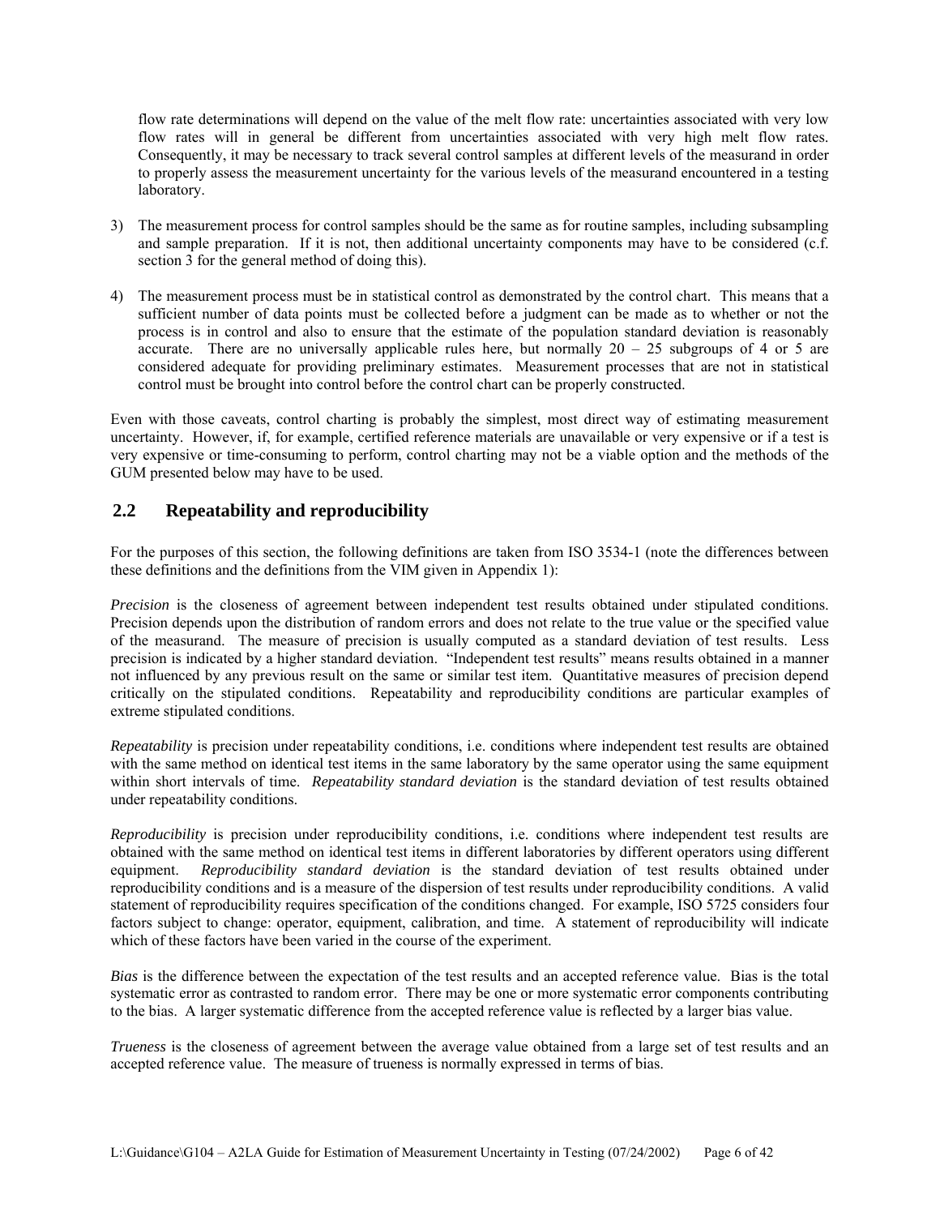flow rate determinations will depend on the value of the melt flow rate: uncertainties associated with very low flow rates will in general be different from uncertainties associated with very high melt flow rates. Consequently, it may be necessary to track several control samples at different levels of the measurand in order to properly assess the measurement uncertainty for the various levels of the measurand encountered in a testing laboratory.

3) The measurement process for control samples should be the same as for routine samples, including subsampling and sample preparation. If it is not, then additional uncertainty components may have to be considered (c.f. section 3 for the general method of doing this).

4) The measurement process must be in statistical control as demonstrated by the control chart. This means that a sufficient number of data points must be collected before a judgment can be made as to whether or not the process is in control and also to ensure that the estimate of the population standard deviation is reasonably accurate. There are no universally applicable rules here, but normally 20 – 25 subgroups of 4 or 5 are considered adequate for providing preliminary estimates. Measurement processes that are not in statistical control must be brought into control before the control chart can be properly constructed.

Even with those caveats, control charting is probably the simplest, most direct way of estimating measurement uncertainty. However, if, for example, certified reference materials are unavailable or very expensive or if a test is very expensive or time-consuming to perform, control charting may not be a viable option and the methods of the GUM presented below may have to be used.

## 2.2 Repeatability and reproducibility

For the purposes of this section, the following definitions are taken from ISO 3534-1 (note the differences between these definitions and the definitions from the VIM given in Appendix 1):

*Precision* is the closeness of agreement between independent test results obtained under stipulated conditions. Precision depends upon the distribution of random errors and does not relate to the true value or the specified value of the measurand. The measure of precision is usually computed as a standard deviation of test results. Less precision is indicated by a higher standard deviation. "Independent test results" means results obtained in a manner not influenced by any previous result on the same or similar test item. Quantitative measures of precision depend critically on the stipulated conditions. Repeatability and reproducibility conditions are particular examples of extreme stipulated conditions.

*Repeatability* is precision under repeatability conditions, i.e. conditions where independent test results are obtained with the same method on identical test items in the same laboratory by the same operator using the same equipment within short intervals of time. *Repeatability standard deviation* is the standard deviation of test results obtained under repeatability conditions.

*Reproducibility* is precision under reproducibility conditions, i.e. conditions where independent test results are obtained with the same method on identical test items in different laboratories by different operators using different equipment. *Reproducibility standard deviation* is the standard deviation of test results obtained under reproducibility conditions and is a measure of the dispersion of test results under reproducibility conditions. A valid statement of reproducibility requires specification of the conditions changed. For example, ISO 5725 considers four factors subject to change: operator, equipment, calibration, and time. A statement of reproducibility will indicate which of these factors have been varied in the course of the experiment.

*Bias* is the difference between the expectation of the test results and an accepted reference value. Bias is the total systematic error as contrasted to random error. There may be one or more systematic error components contributing to the bias. A larger systematic difference from the accepted reference value is reflected by a larger bias value.

*Trueness* is the closeness of agreement between the average value obtained from a large set of test results and an accepted reference value. The measure of trueness is normally expressed in terms of bias.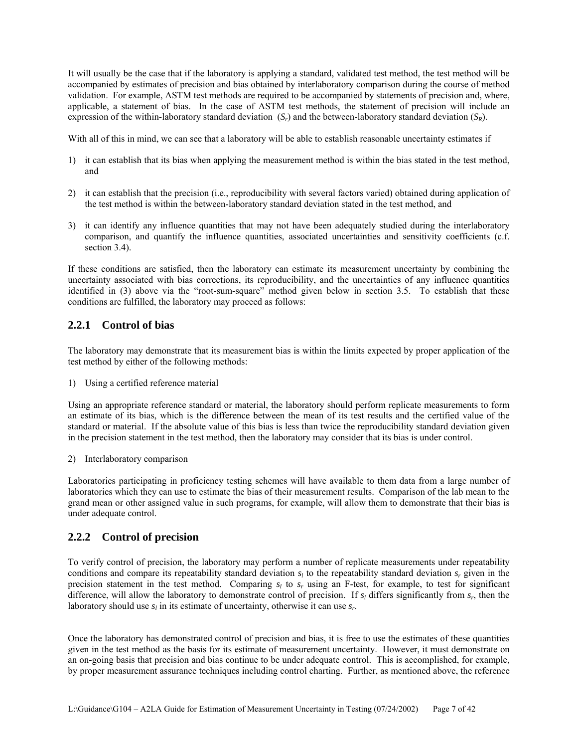It will usually be the case that if the laboratory is applying a standard, validated test method, the test method will be accompanied by estimates of precision and bias obtained by interlaboratory comparison during the course of method validation. For example, ASTM test methods are required to be accompanied by statements of precision and, where, applicable, a statement of bias. In the case of ASTM test methods, the statement of precision will include an expression of the within-laboratory standard deviation ($S_r$) and the between-laboratory standard deviation ($S_R$).

With all of this in mind, we can see that a laboratory will be able to establish reasonable uncertainty estimates if

1) it can establish that its bias when applying the measurement method is within the bias stated in the test method, and

2) it can establish that the precision (i.e., reproducibility with several factors varied) obtained during application of the test method is within the between-laboratory standard deviation stated in the test method, and

3) it can identify any influence quantities that may not have been adequately studied during the interlaboratory comparison, and quantify the influence quantities, associated uncertainties and sensitivity coefficients (c.f. section 3.4).

If these conditions are satisfied, then the laboratory can estimate its measurement uncertainty by combining the uncertainty associated with bias corrections, its reproducibility, and the uncertainties of any influence quantities identified in (3) above via the "root-sum-square" method given below in section 3.5. To establish that these conditions are fulfilled, the laboratory may proceed as follows:

### 2.2.1 Control of bias

The laboratory may demonstrate that its measurement bias is within the limits expected by proper application of the test method by either of the following methods:

1) Using a certified reference material

Using an appropriate reference standard or material, the laboratory should perform replicate measurements to form an estimate of its bias, which is the difference between the mean of its test results and the certified value of the standard or material. If the absolute value of this bias is less than twice the reproducibility standard deviation given in the precision statement in the test method, then the laboratory may consider that its bias is under control.

2) Interlaboratory comparison

Laboratories participating in proficiency testing schemes will have available to them data from a large number of laboratories which they can use to estimate the bias of their measurement results. Comparison of the lab mean to the grand mean or other assigned value in such programs, for example, will allow them to demonstrate that their bias is under adequate control.

### 2.2.2 Control of precision

To verify control of precision, the laboratory may perform a number of replicate measurements under repeatability conditions and compare its repeatability standard deviation $s_l$ to the repeatability standard deviation $s_r$ given in the precision statement in the test method. Comparing $s_l$ to $s_r$ using an F-test, for example, to test for significant difference, will allow the laboratory to demonstrate control of precision. If $s_l$ differs significantly from $s_r$, then the laboratory should use $s_l$ in its estimate of uncertainty, otherwise it can use $s_r$.

Once the laboratory has demonstrated control of precision and bias, it is free to use the estimates of these quantities given in the test method as the basis for its estimate of measurement uncertainty. However, it must demonstrate on an on-going basis that precision and bias continue to be under adequate control. This is accomplished, for example, by proper measurement assurance techniques including control charting. Further, as mentioned above, the reference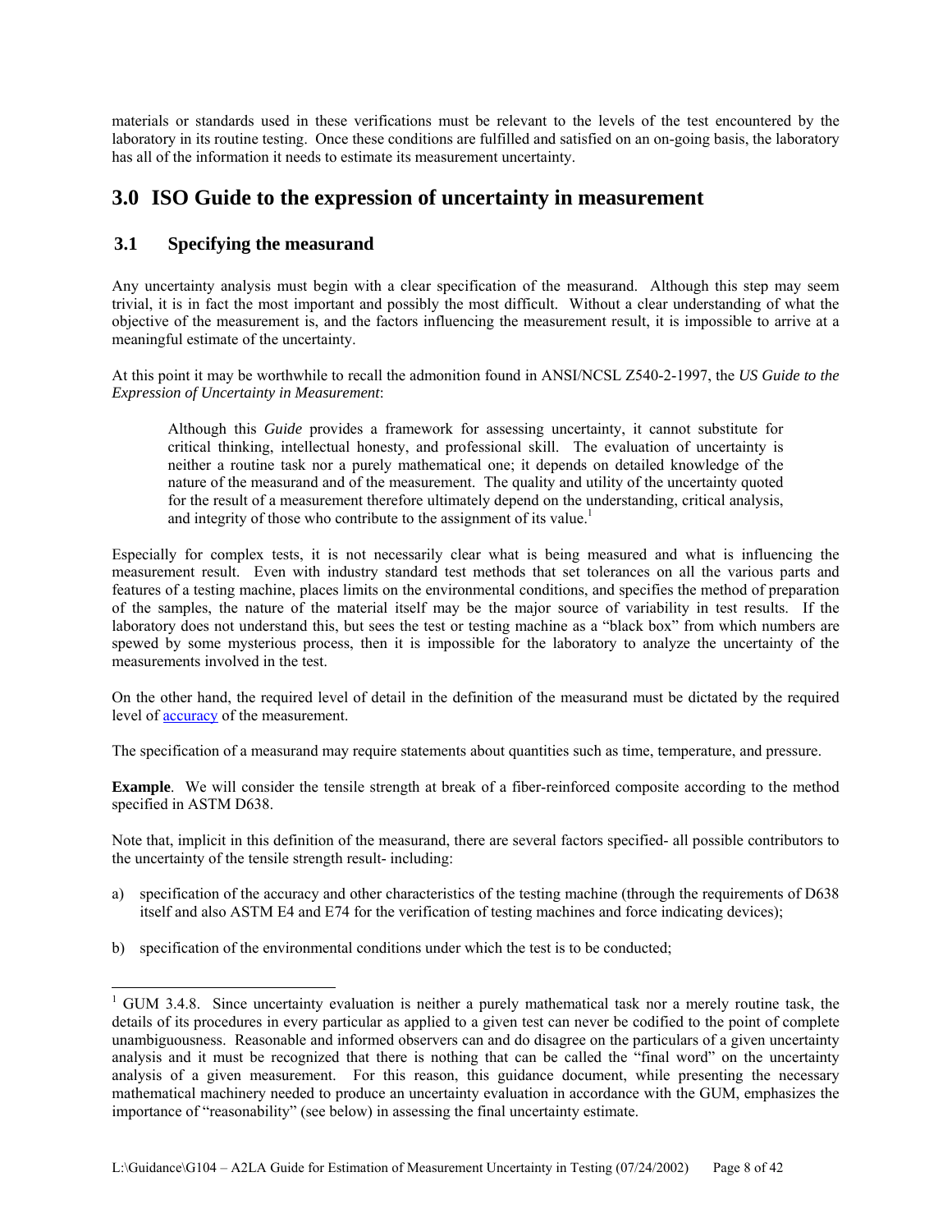materials or standards used in these verifications must be relevant to the levels of the test encountered by the laboratory in its routine testing. Once these conditions are fulfilled and satisfied on an on-going basis, the laboratory has all of the information it needs to estimate its measurement uncertainty.

# 3.0 ISO Guide to the expression of uncertainty in measurement

## 3.1 Specifying the measurand

Any uncertainty analysis must begin with a clear specification of the measurand. Although this step may seem trivial, it is in fact the most important and possibly the most difficult. Without a clear understanding of what the objective of the measurement is, and the factors influencing the measurement result, it is impossible to arrive at a meaningful estimate of the uncertainty.

At this point it may be worthwhile to recall the admonition found in ANSI/NCSL Z540-2-1997, the *US Guide to the Expression of Uncertainty in Measurement*:

> Although this *Guide* provides a framework for assessing uncertainty, it cannot substitute for critical thinking, intellectual honesty, and professional skill. The evaluation of uncertainty is neither a routine task nor a purely mathematical one; it depends on detailed knowledge of the nature of the measurand and of the measurement. The quality and utility of the uncertainty quoted for the result of a measurement therefore ultimately depend on the understanding, critical analysis, and integrity of those who contribute to the assignment of its value.[1]

Especially for complex tests, it is not necessarily clear what is being measured and what is influencing the measurement result. Even with industry standard test methods that set tolerances on all the various parts and features of a testing machine, places limits on the environmental conditions, and specifies the method of preparation of the samples, the nature of the material itself may be the major source of variability in test results. If the laboratory does not understand this, but sees the test or testing machine as a "black box" from which numbers are spewed by some mysterious process, then it is impossible for the laboratory to analyze the uncertainty of the measurements involved in the test.

On the other hand, the required level of detail in the definition of the measurand must be dictated by the required level of accuracy of the measurement.

The specification of a measurand may require statements about quantities such as time, temperature, and pressure.

**Example**. We will consider the tensile strength at break of a fiber-reinforced composite according to the method specified in ASTM D638.

Note that, implicit in this definition of the measurand, there are several factors specified- all possible contributors to the uncertainty of the tensile strength result- including:

a) specification of the accuracy and other characteristics of the testing machine (through the requirements of D638 itself and also ASTM E4 and E74 for the verification of testing machines and force indicating devices);

b) specification of the environmental conditions under which the test is to be conducted;

[1] GUM 3.4.8. Since uncertainty evaluation is neither a purely mathematical task nor a merely routine task, the details of its procedures in every particular as applied to a given test can never be codified to the point of complete unambiguousness. Reasonable and informed observers can and do disagree on the particulars of a given uncertainty analysis and it must be recognized that there is nothing that can be called the "final word" on the uncertainty analysis of a given measurement. For this reason, this guidance document, while presenting the necessary mathematical machinery needed to produce an uncertainty evaluation in accordance with the GUM, emphasizes the importance of "reasonability" (see below) in assessing the final uncertainty estimate.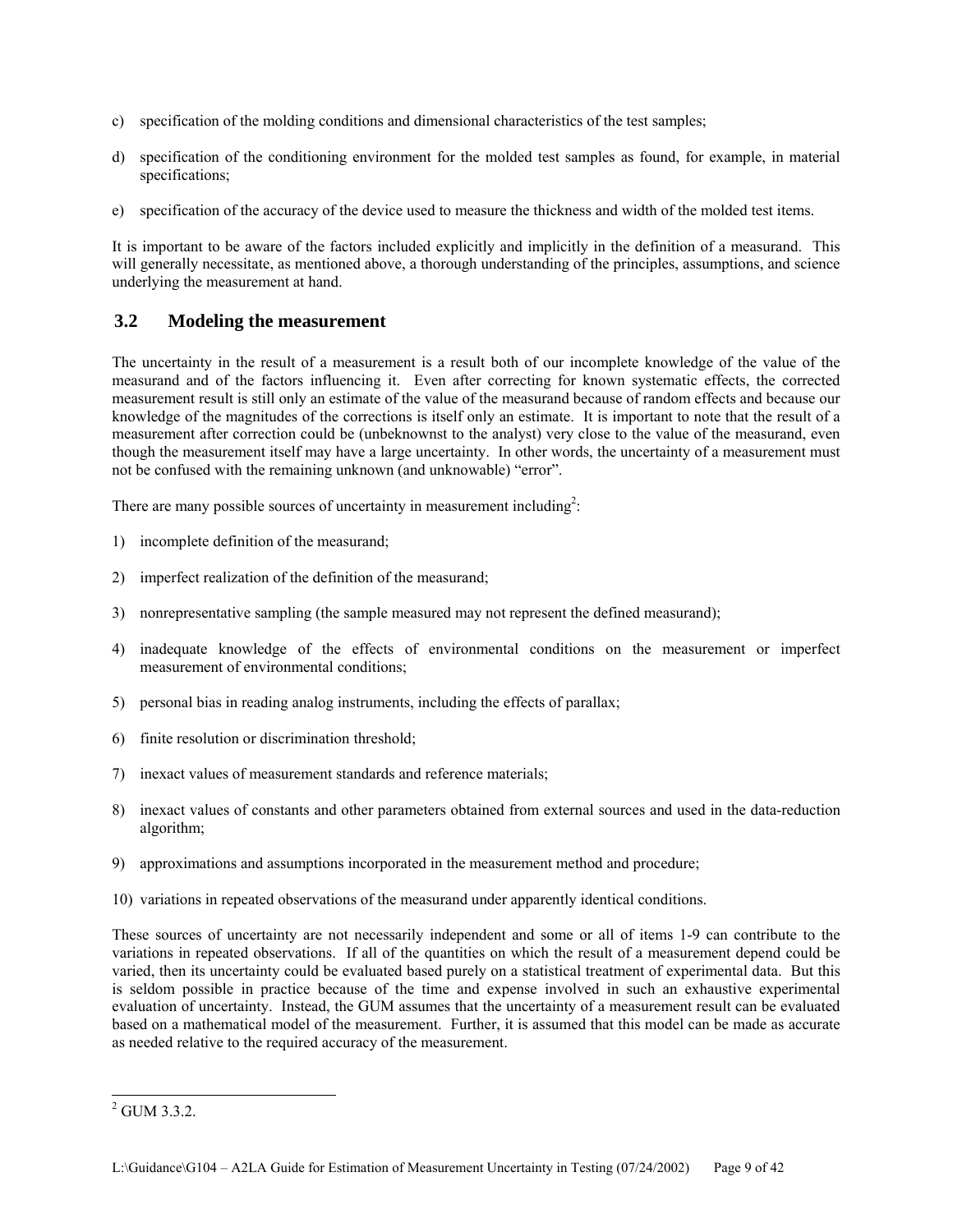c) specification of the molding conditions and dimensional characteristics of the test samples;

d) specification of the conditioning environment for the molded test samples as found, for example, in material specifications;

e) specification of the accuracy of the device used to measure the thickness and width of the molded test items.

It is important to be aware of the factors included explicitly and implicitly in the definition of a measurand. This will generally necessitate, as mentioned above, a thorough understanding of the principles, assumptions, and science underlying the measurement at hand.

## 3.2 Modeling the measurement

The uncertainty in the result of a measurement is a result both of our incomplete knowledge of the value of the measurand and of the factors influencing it. Even after correcting for known systematic effects, the corrected measurement result is still only an estimate of the value of the measurand because of random effects and because our knowledge of the magnitudes of the corrections is itself only an estimate. It is important to note that the result of a measurement after correction could be (unbeknownst to the analyst) very close to the value of the measurand, even though the measurement itself may have a large uncertainty. In other words, the uncertainty of a measurement must not be confused with the remaining unknown (and unknowable) "error".

There are many possible sources of uncertainty in measurement including[2]:

1) incomplete definition of the measurand;

2) imperfect realization of the definition of the measurand;

3) nonrepresentative sampling (the sample measured may not represent the defined measurand);

4) inadequate knowledge of the effects of environmental conditions on the measurement or imperfect measurement of environmental conditions;

5) personal bias in reading analog instruments, including the effects of parallax;

6) finite resolution or discrimination threshold;

7) inexact values of measurement standards and reference materials;

8) inexact values of constants and other parameters obtained from external sources and used in the data-reduction algorithm;

9) approximations and assumptions incorporated in the measurement method and procedure;

10) variations in repeated observations of the measurand under apparently identical conditions.

These sources of uncertainty are not necessarily independent and some or all of items 1-9 can contribute to the variations in repeated observations. If all of the quantities on which the result of a measurement depend could be varied, then its uncertainty could be evaluated based purely on a statistical treatment of experimental data. But this is seldom possible in practice because of the time and expense involved in such an exhaustive experimental evaluation of uncertainty. Instead, the GUM assumes that the uncertainty of a measurement result can be evaluated based on a mathematical model of the measurement. Further, it is assumed that this model can be made as accurate as needed relative to the required accuracy of the measurement.

---

[2] GUM 3.3.2.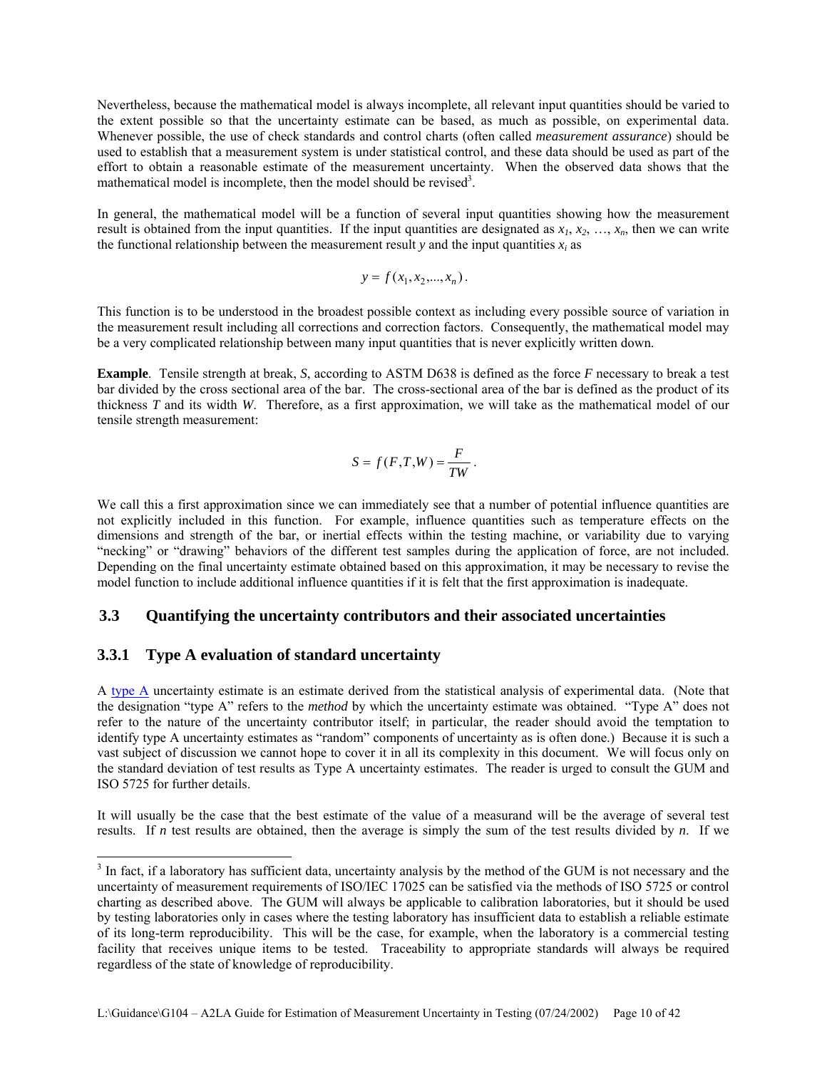Nevertheless, because the mathematical model is always incomplete, all relevant input quantities should be varied to the extent possible so that the uncertainty estimate can be based, as much as possible, on experimental data. Whenever possible, the use of check standards and control charts (often called *measurement assurance*) should be used to establish that a measurement system is under statistical control, and these data should be used as part of the effort to obtain a reasonable estimate of the measurement uncertainty. When the observed data shows that the mathematical model is incomplete, then the model should be revised[3].

In general, the mathematical model will be a function of several input quantities showing how the measurement result is obtained from the input quantities. If the input quantities are designated as $x_1, x_2, \ldots, x_n$, then we can write the functional relationship between the measurement result $y$ and the input quantities $x_i$ as

$$y = f(x_1, x_2, \ldots, x_n).$$

This function is to be understood in the broadest possible context as including every possible source of variation in the measurement result including all corrections and correction factors. Consequently, the mathematical model may be a very complicated relationship between many input quantities that is never explicitly written down.

**Example**. Tensile strength at break, $S$, according to ASTM D638 is defined as the force $F$ necessary to break a test bar divided by the cross sectional area of the bar. The cross-sectional area of the bar is defined as the product of its thickness $T$ and its width $W$. Therefore, as a first approximation, we will take as the mathematical model of our tensile strength measurement:

$$S = f(F, T, W) = \frac{F}{TW}.$$

We call this a first approximation since we can immediately see that a number of potential influence quantities are not explicitly included in this function. For example, influence quantities such as temperature effects on the dimensions and strength of the bar, or inertial effects within the testing machine, or variability due to varying "necking" or "drawing" behaviors of the different test samples during the application of force, are not included. Depending on the final uncertainty estimate obtained based on this approximation, it may be necessary to revise the model function to include additional influence quantities if it is felt that the first approximation is inadequate.

## 3.3 Quantifying the uncertainty contributors and their associated uncertainties

### 3.3.1 Type A evaluation of standard uncertainty

A type A uncertainty estimate is an estimate derived from the statistical analysis of experimental data. (Note that the designation "type A" refers to the *method* by which the uncertainty estimate was obtained. "Type A" does not refer to the nature of the uncertainty contributor itself; in particular, the reader should avoid the temptation to identify type A uncertainty estimates as "random" components of uncertainty as is often done.) Because it is such a vast subject of discussion we cannot hope to cover it in all its complexity in this document. We will focus only on the standard deviation of test results as Type A uncertainty estimates. The reader is urged to consult the GUM and ISO 5725 for further details.

It will usually be the case that the best estimate of the value of a measurand will be the average of several test results. If $n$ test results are obtained, then the average is simply the sum of the test results divided by $n$. If we

---

[3] In fact, if a laboratory has sufficient data, uncertainty analysis by the method of the GUM is not necessary and the uncertainty of measurement requirements of ISO/IEC 17025 can be satisfied via the methods of ISO 5725 or control charting as described above. The GUM will always be applicable to calibration laboratories, but it should be used by testing laboratories only in cases where the testing laboratory has insufficient data to establish a reliable estimate of its long-term reproducibility. This will be the case, for example, when the laboratory is a commercial testing facility that receives unique items to be tested. Traceability to appropriate standards will always be required regardless of the state of knowledge of reproducibility.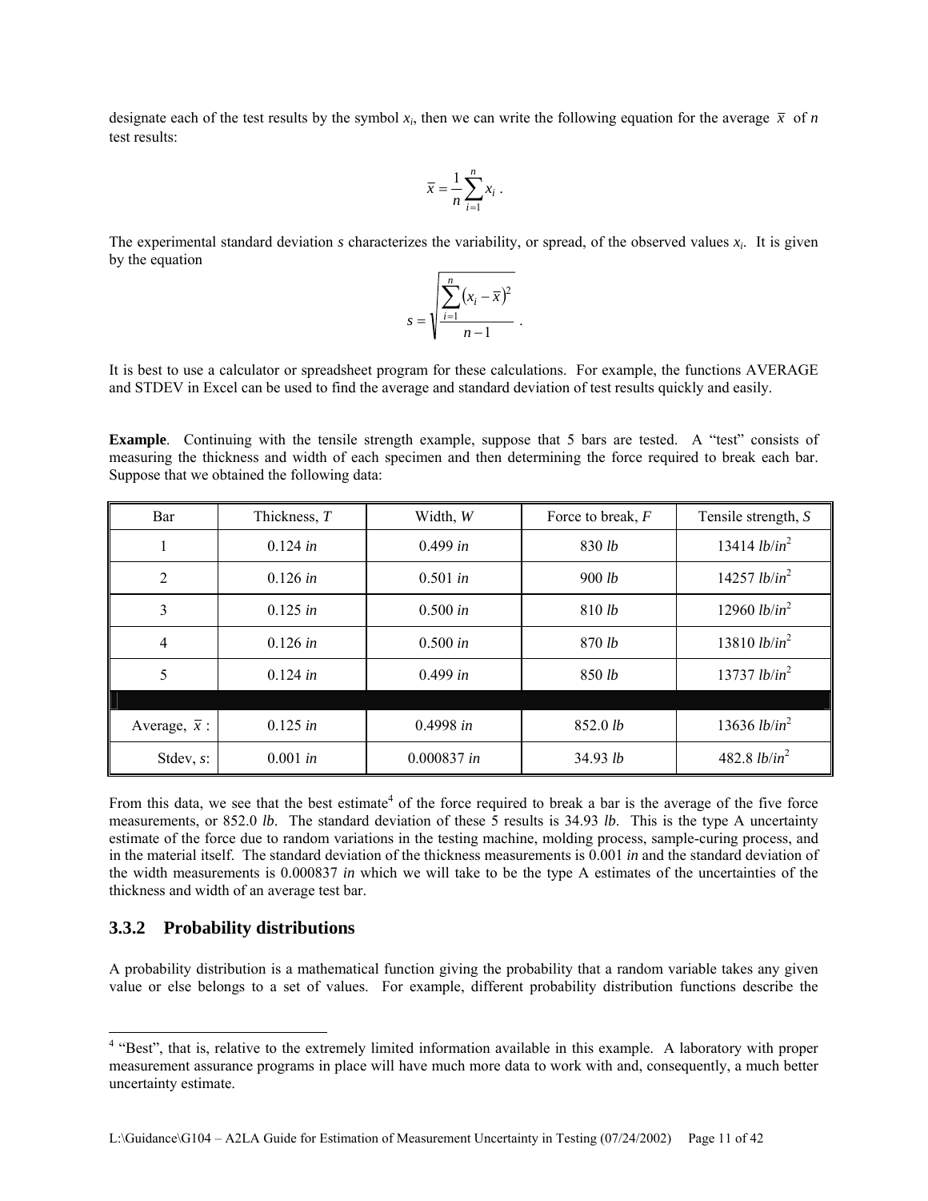designate each of the test results by the symbol $x_i$, then we can write the following equation for the average $\bar{x}$ of $n$ test results:

$$\bar{x} = \frac{1}{n}\sum_{i=1}^{n} x_i \ .$$

The experimental standard deviation $s$ characterizes the variability, or spread, of the observed values $x_i$. It is given by the equation

$$s = \sqrt{\frac{\sum_{i=1}^{n}\left(x_i - \bar{x}\right)^2}{n-1}} \ .$$

It is best to use a calculator or spreadsheet program for these calculations. For example, the functions AVERAGE and STDEV in Excel can be used to find the average and standard deviation of test results quickly and easily.

**Example**. Continuing with the tensile strength example, suppose that 5 bars are tested. A "test" consists of measuring the thickness and width of each specimen and then determining the force required to break each bar. Suppose that we obtained the following data:

| Bar | Thickness, $T$ | Width, $W$ | Force to break, $F$ | Tensile strength, $S$ |
|---|---|---|---|---|
| 1 | 0.124 *in* | 0.499 *in* | 830 *lb* | 13414 $lb/in^2$ |
| 2 | 0.126 *in* | 0.501 *in* | 900 *lb* | 14257 $lb/in^2$ |
| 3 | 0.125 *in* | 0.500 *in* | 810 *lb* | 12960 $lb/in^2$ |
| 4 | 0.126 *in* | 0.500 *in* | 870 *lb* | 13810 $lb/in^2$ |
| 5 | 0.124 *in* | 0.499 *in* | 850 *lb* | 13737 $lb/in^2$ |
| | | | | |
| Average, $\bar{x}$ : | 0.125 *in* | 0.4998 *in* | 852.0 *lb* | 13636 $lb/in^2$ |
| Stdev, $s$: | 0.001 *in* | 0.000837 *in* | 34.93 *lb* | 482.8 $lb/in^2$ |

From this data, we see that the best estimate[4] of the force required to break a bar is the average of the five force measurements, or 852.0 *lb*. The standard deviation of these 5 results is 34.93 *lb*. This is the type A uncertainty estimate of the force due to random variations in the testing machine, molding process, sample-curing process, and in the material itself. The standard deviation of the thickness measurements is 0.001 *in* and the standard deviation of the width measurements is 0.000837 *in* which we will take to be the type A estimates of the uncertainties of the thickness and width of an average test bar.

### 3.3.2 Probability distributions

A probability distribution is a mathematical function giving the probability that a random variable takes any given value or else belongs to a set of values. For example, different probability distribution functions describe the

---

[4] "Best", that is, relative to the extremely limited information available in this example. A laboratory with proper measurement assurance programs in place will have much more data to work with and, consequently, a much better uncertainty estimate.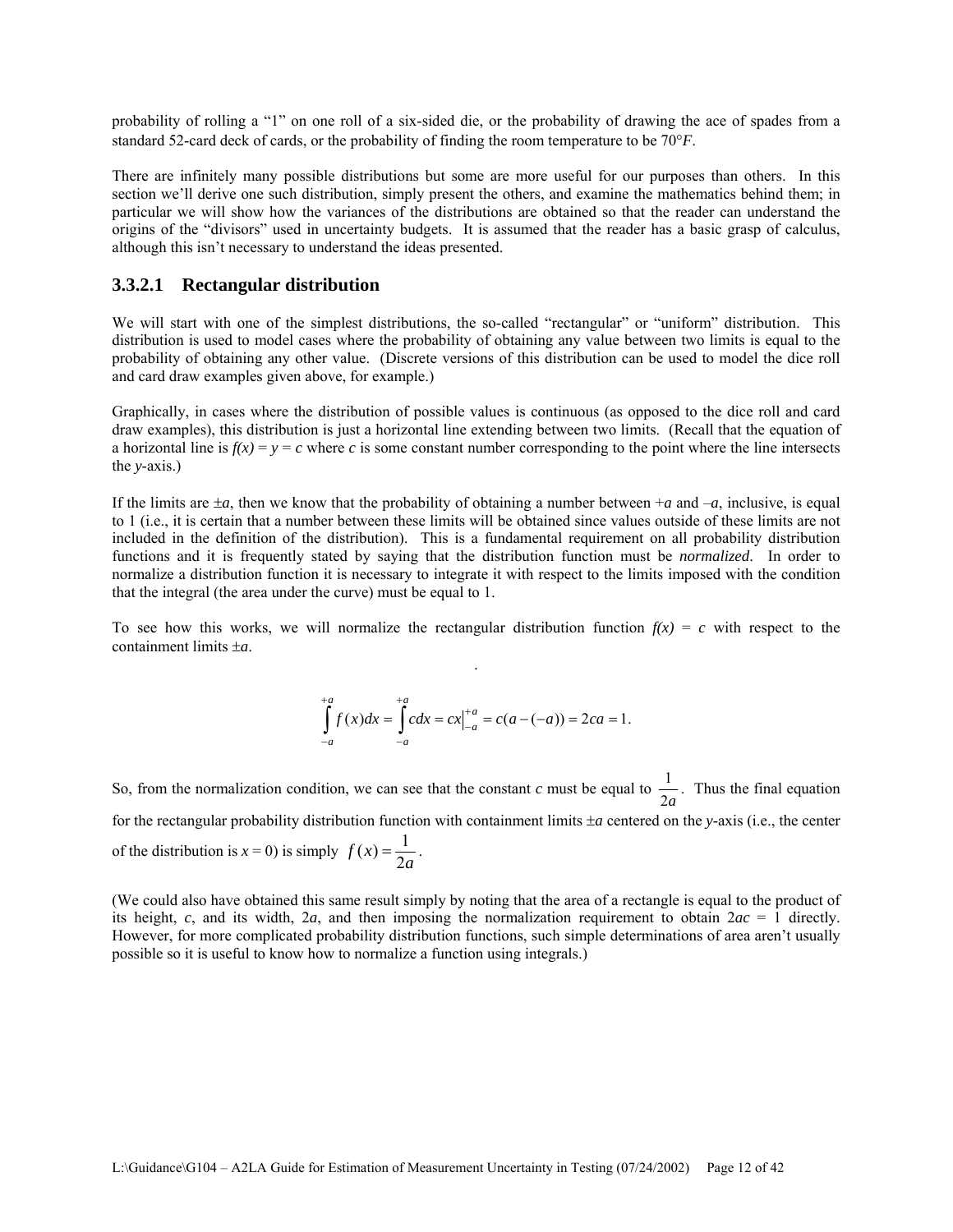probability of rolling a "1" on one roll of a six-sided die, or the probability of drawing the ace of spades from a standard 52-card deck of cards, or the probability of finding the room temperature to be 70°*F*.

There are infinitely many possible distributions but some are more useful for our purposes than others. In this section we'll derive one such distribution, simply present the others, and examine the mathematics behind them; in particular we will show how the variances of the distributions are obtained so that the reader can understand the origins of the "divisors" used in uncertainty budgets. It is assumed that the reader has a basic grasp of calculus, although this isn't necessary to understand the ideas presented.

### 3.3.2.1 Rectangular distribution

We will start with one of the simplest distributions, the so-called "rectangular" or "uniform" distribution. This distribution is used to model cases where the probability of obtaining any value between two limits is equal to the probability of obtaining any other value. (Discrete versions of this distribution can be used to model the dice roll and card draw examples given above, for example.)

Graphically, in cases where the distribution of possible values is continuous (as opposed to the dice roll and card draw examples), this distribution is just a horizontal line extending between two limits. (Recall that the equation of a horizontal line is $f(x) = y = c$ where $c$ is some constant number corresponding to the point where the line intersects the $y$-axis.)

If the limits are $\pm a$, then we know that the probability of obtaining a number between $+a$ and $-a$, inclusive, is equal to 1 (i.e., it is certain that a number between these limits will be obtained since values outside of these limits are not included in the definition of the distribution). This is a fundamental requirement on all probability distribution functions and it is frequently stated by saying that the distribution function must be *normalized*. In order to normalize a distribution function it is necessary to integrate it with respect to the limits imposed with the condition that the integral (the area under the curve) must be equal to 1.

To see how this works, we will normalize the rectangular distribution function $f(x) = c$ with respect to the containment limits $\pm a$.

$$\int_{-a}^{+a} f(x)dx = \int_{-a}^{+a} c dx = cx\Big|_{-a}^{+a} = c(a-(-a)) = 2ca = 1.$$

So, from the normalization condition, we can see that the constant $c$ must be equal to $\frac{1}{2a}$. Thus the final equation for the rectangular probability distribution function with containment limits $\pm a$ centered on the $y$-axis (i.e., the center of the distribution is $x = 0$) is simply $f(x) = \frac{1}{2a}$.

(We could also have obtained this same result simply by noting that the area of a rectangle is equal to the product of its height, $c$, and its width, $2a$, and then imposing the normalization requirement to obtain $2ac = 1$ directly. However, for more complicated probability distribution functions, such simple determinations of area aren't usually possible so it is useful to know how to normalize a function using integrals.)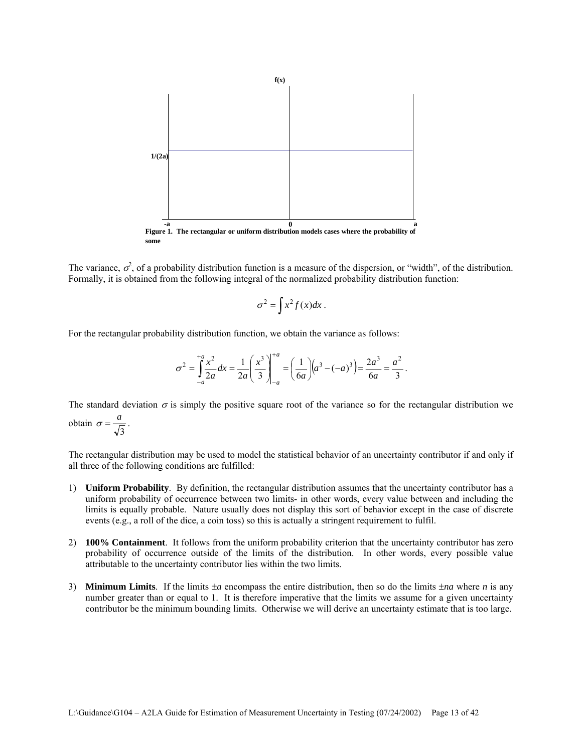f(x)

1/(2a)

-a 0 a

**Figure 1. The rectangular or uniform distribution models cases where the probability of some**

The variance, $\sigma^2$, of a probability distribution function is a measure of the dispersion, or "width", of the distribution. Formally, it is obtained from the following integral of the normalized probability distribution function:

$$\sigma^2 = \int x^2 f(x)dx \, .$$

For the rectangular probability distribution function, we obtain the variance as follows:

$$\sigma^2 = \int_{-a}^{+a} \frac{x^2}{2a} dx = \frac{1}{2a}\left(\frac{x^3}{3}\right)\Bigg|_{-a}^{+a} = \left(\frac{1}{6a}\right)\left(a^3 - (-a)^3\right) = \frac{2a^3}{6a} = \frac{a^2}{3} \, .$$

The standard deviation $\sigma$ is simply the positive square root of the variance so for the rectangular distribution we obtain $\sigma = \frac{a}{\sqrt{3}}$.

The rectangular distribution may be used to model the statistical behavior of an uncertainty contributor if and only if all three of the following conditions are fulfilled:

1) **Uniform Probability**. By definition, the rectangular distribution assumes that the uncertainty contributor has a uniform probability of occurrence between two limits- in other words, every value between and including the limits is equally probable. Nature usually does not display this sort of behavior except in the case of discrete events (e.g., a roll of the dice, a coin toss) so this is actually a stringent requirement to fulfil.

2) **100% Containment**. It follows from the uniform probability criterion that the uncertainty contributor has zero probability of occurrence outside of the limits of the distribution. In other words, every possible value attributable to the uncertainty contributor lies within the two limits.

3) **Minimum Limits**. If the limits $\pm a$ encompass the entire distribution, then so do the limits $\pm na$ where $n$ is any number greater than or equal to 1. It is therefore imperative that the limits we assume for a given uncertainty contributor be the minimum bounding limits. Otherwise we will derive an uncertainty estimate that is too large.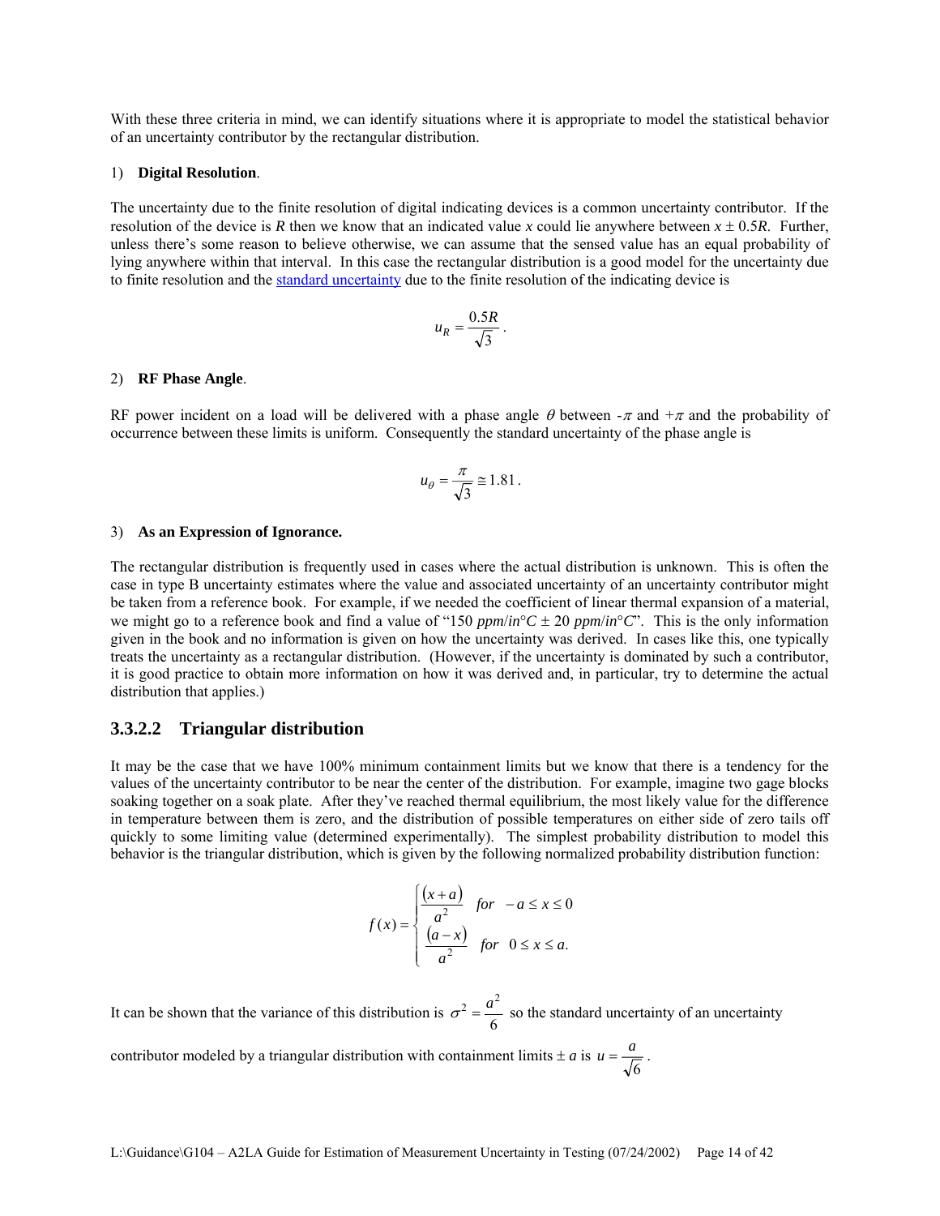With these three criteria in mind, we can identify situations where it is appropriate to model the statistical behavior of an uncertainty contributor by the rectangular distribution.

1) **Digital Resolution**.

The uncertainty due to the finite resolution of digital indicating devices is a common uncertainty contributor. If the resolution of the device is $R$ then we know that an indicated value $x$ could lie anywhere between $x \pm 0.5R$. Further, unless there's some reason to believe otherwise, we can assume that the sensed value has an equal probability of lying anywhere within that interval. In this case the rectangular distribution is a good model for the uncertainty due to finite resolution and the standard uncertainty due to the finite resolution of the indicating device is

$$u_R = \frac{0.5R}{\sqrt{3}}.$$

2) **RF Phase Angle**.

RF power incident on a load will be delivered with a phase angle $\theta$ between $-\pi$ and $+\pi$ and the probability of occurrence between these limits is uniform. Consequently the standard uncertainty of the phase angle is

$$u_\theta = \frac{\pi}{\sqrt{3}} \cong 1.81.$$

3) **As an Expression of Ignorance.**

The rectangular distribution is frequently used in cases where the actual distribution is unknown. This is often the case in type B uncertainty estimates where the value and associated uncertainty of an uncertainty contributor might be taken from a reference book. For example, if we needed the coefficient of linear thermal expansion of a material, we might go to a reference book and find a value of "150 $ppm/in°C$ ± 20 $ppm/in°C$". This is the only information given in the book and no information is given on how the uncertainty was derived. In cases like this, one typically treats the uncertainty as a rectangular distribution. (However, if the uncertainty is dominated by such a contributor, it is good practice to obtain more information on how it was derived and, in particular, try to determine the actual distribution that applies.)

### 3.3.2.2 Triangular distribution

It may be the case that we have 100% minimum containment limits but we know that there is a tendency for the values of the uncertainty contributor to be near the center of the distribution. For example, imagine two gage blocks soaking together on a soak plate. After they've reached thermal equilibrium, the most likely value for the difference in temperature between them is zero, and the distribution of possible temperatures on either side of zero tails off quickly to some limiting value (determined experimentally). The simplest probability distribution to model this behavior is the triangular distribution, which is given by the following normalized probability distribution function:

$$f(x) = \begin{cases} \dfrac{(x+a)}{a^2} & for \quad -a \le x \le 0 \\ \dfrac{(a-x)}{a^2} & for \quad 0 \le x \le a. \end{cases}$$

It can be shown that the variance of this distribution is $\sigma^2 = \frac{a^2}{6}$ so the standard uncertainty of an uncertainty contributor modeled by a triangular distribution with containment limits $\pm a$ is $u = \frac{a}{\sqrt{6}}$.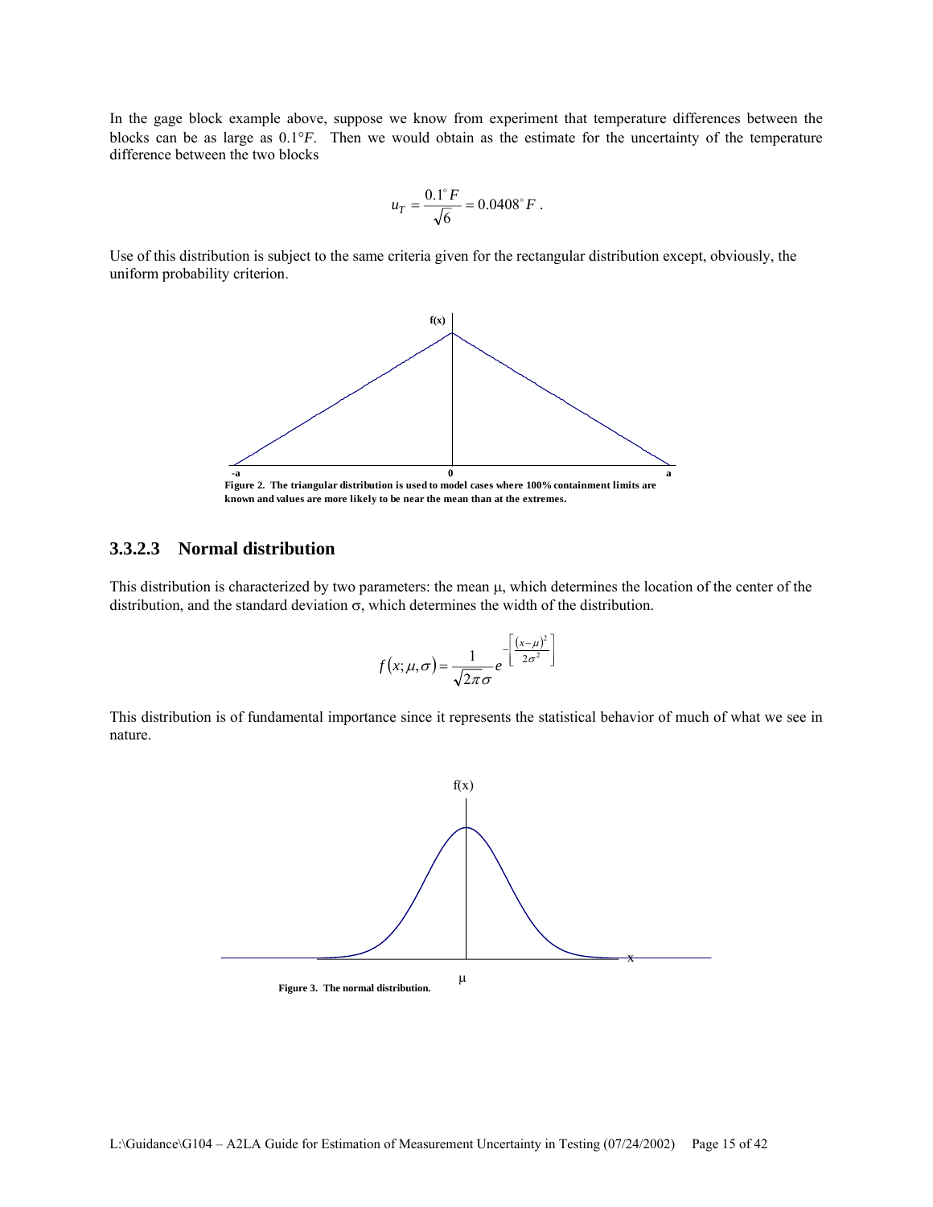In the gage block example above, suppose we know from experiment that temperature differences between the blocks can be as large as $0.1°F$. Then we would obtain as the estimate for the uncertainty of the temperature difference between the two blocks

$$u_T = \frac{0.1^\circ F}{\sqrt{6}} = 0.0408^\circ F .$$

Use of this distribution is subject to the same criteria given for the rectangular distribution except, obviously, the uniform probability criterion.

**Figure 2. The triangular distribution is used to model cases where 100% containment limits are known and values are more likely to be near the mean than at the extremes.**

### 3.3.2.3 Normal distribution

This distribution is characterized by two parameters: the mean μ, which determines the location of the center of the distribution, and the standard deviation σ, which determines the width of the distribution.

$$f(x;\mu,\sigma) = \frac{1}{\sqrt{2\pi}\sigma} e^{-\left[\frac{(x-\mu)^2}{2\sigma^2}\right]}$$

This distribution is of fundamental importance since it represents the statistical behavior of much of what we see in nature.

**Figure 3. The normal distribution.**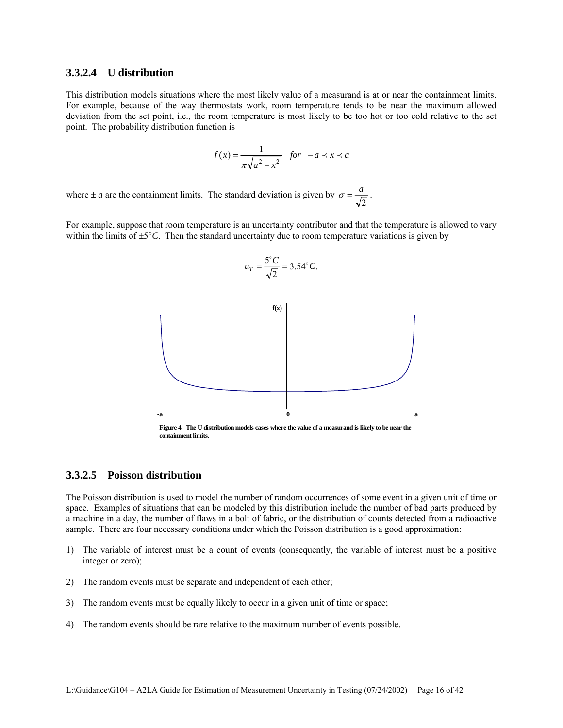### 3.3.2.4 U distribution

This distribution models situations where the most likely value of a measurand is at or near the containment limits. For example, because of the way thermostats work, room temperature tends to be near the maximum allowed deviation from the set point, i.e., the room temperature is most likely to be too hot or too cold relative to the set point. The probability distribution function is

$$f(x) = \frac{1}{\pi\sqrt{a^2 - x^2}} \quad for \quad -a \prec x \prec a$$

where $\pm a$ are the containment limits. The standard deviation is given by $\sigma = \frac{a}{\sqrt{2}}$.

For example, suppose that room temperature is an uncertainty contributor and that the temperature is allowed to vary within the limits of $\pm 5°C$. Then the standard uncertainty due to room temperature variations is given by

$$u_T = \frac{5^\circ C}{\sqrt{2}} = 3.54^\circ C.$$

**Figure 4. The U distribution models cases where the value of a measurand is likely to be near the containment limits.**

### 3.3.2.5 Poisson distribution

The Poisson distribution is used to model the number of random occurrences of some event in a given unit of time or space. Examples of situations that can be modeled by this distribution include the number of bad parts produced by a machine in a day, the number of flaws in a bolt of fabric, or the distribution of counts detected from a radioactive sample. There are four necessary conditions under which the Poisson distribution is a good approximation:

1) The variable of interest must be a count of events (consequently, the variable of interest must be a positive integer or zero);

2) The random events must be separate and independent of each other;

3) The random events must be equally likely to occur in a given unit of time or space;

4) The random events should be rare relative to the maximum number of events possible.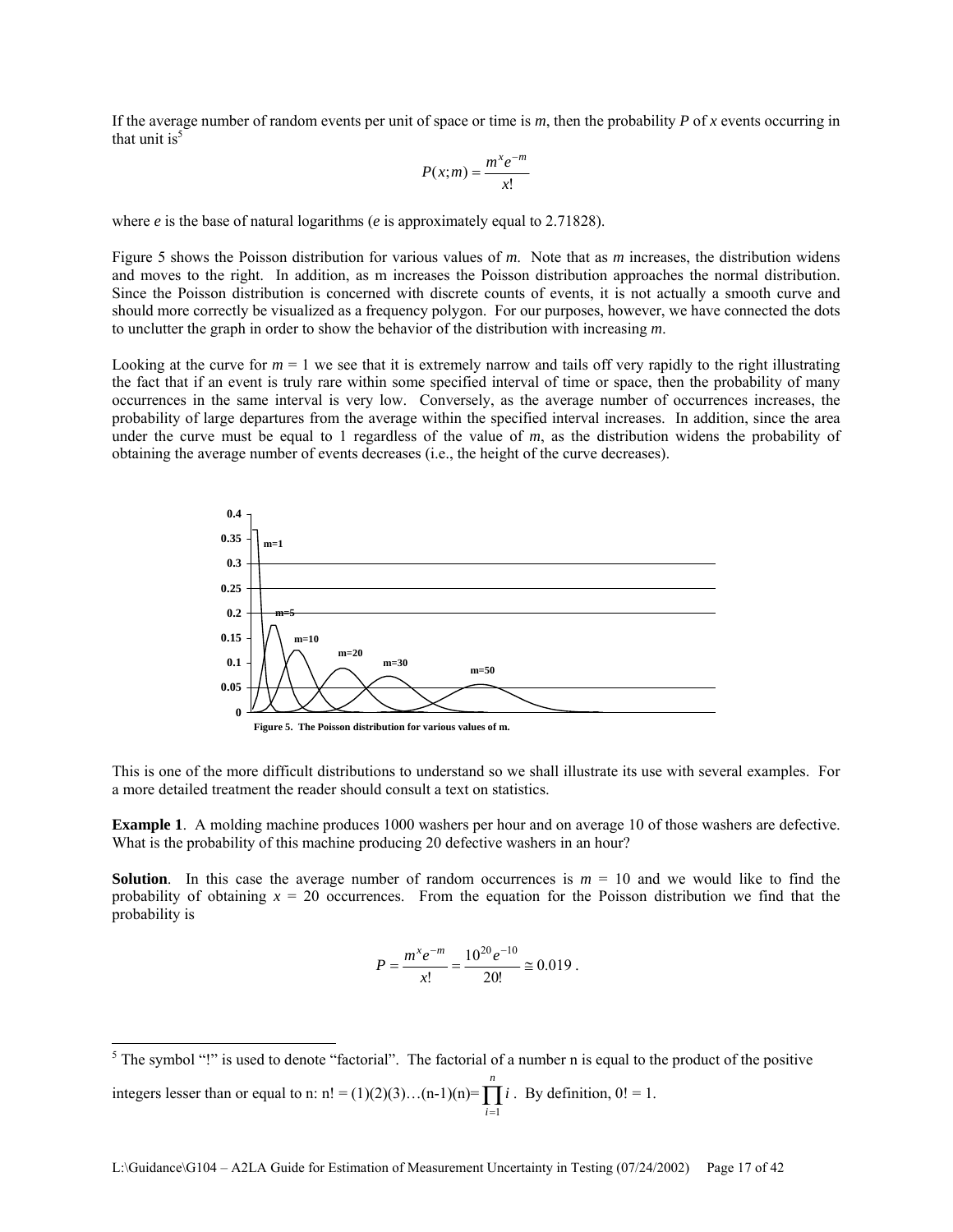If the average number of random events per unit of space or time is $m$, then the probability $P$ of $x$ events occurring in that unit is[5]

$$P(x;m) = \frac{m^x e^{-m}}{x!}$$

where $e$ is the base of natural logarithms ($e$ is approximately equal to 2.71828).

Figure 5 shows the Poisson distribution for various values of $m$. Note that as $m$ increases, the distribution widens and moves to the right. In addition, as m increases the Poisson distribution approaches the normal distribution. Since the Poisson distribution is concerned with discrete counts of events, it is not actually a smooth curve and should more correctly be visualized as a frequency polygon. For our purposes, however, we have connected the dots to unclutter the graph in order to show the behavior of the distribution with increasing $m$.

Looking at the curve for $m = 1$ we see that it is extremely narrow and tails off very rapidly to the right illustrating the fact that if an event is truly rare within some specified interval of time or space, then the probability of many occurrences in the same interval is very low. Conversely, as the average number of occurrences increases, the probability of large departures from the average within the specified interval increases. In addition, since the area under the curve must be equal to 1 regardless of the value of $m$, as the distribution widens the probability of obtaining the average number of events decreases (i.e., the height of the curve decreases).

**Figure 5. The Poisson distribution for various values of m.**

This is one of the more difficult distributions to understand so we shall illustrate its use with several examples. For a more detailed treatment the reader should consult a text on statistics.

**Example 1**. A molding machine produces 1000 washers per hour and on average 10 of those washers are defective. What is the probability of this machine producing 20 defective washers in an hour?

**Solution**. In this case the average number of random occurrences is $m = 10$ and we would like to find the probability of obtaining $x = 20$ occurrences. From the equation for the Poisson distribution we find that the probability is

$$P = \frac{m^x e^{-m}}{x!} = \frac{10^{20} e^{-10}}{20!} \cong 0.019 .$$

[5] The symbol "!" is used to denote "factorial". The factorial of a number n is equal to the product of the positive integers lesser than or equal to n: $n! = (1)(2)(3)\ldots(n-1)(n) = \prod_{i=1}^{n} i$. By definition, 0! = 1.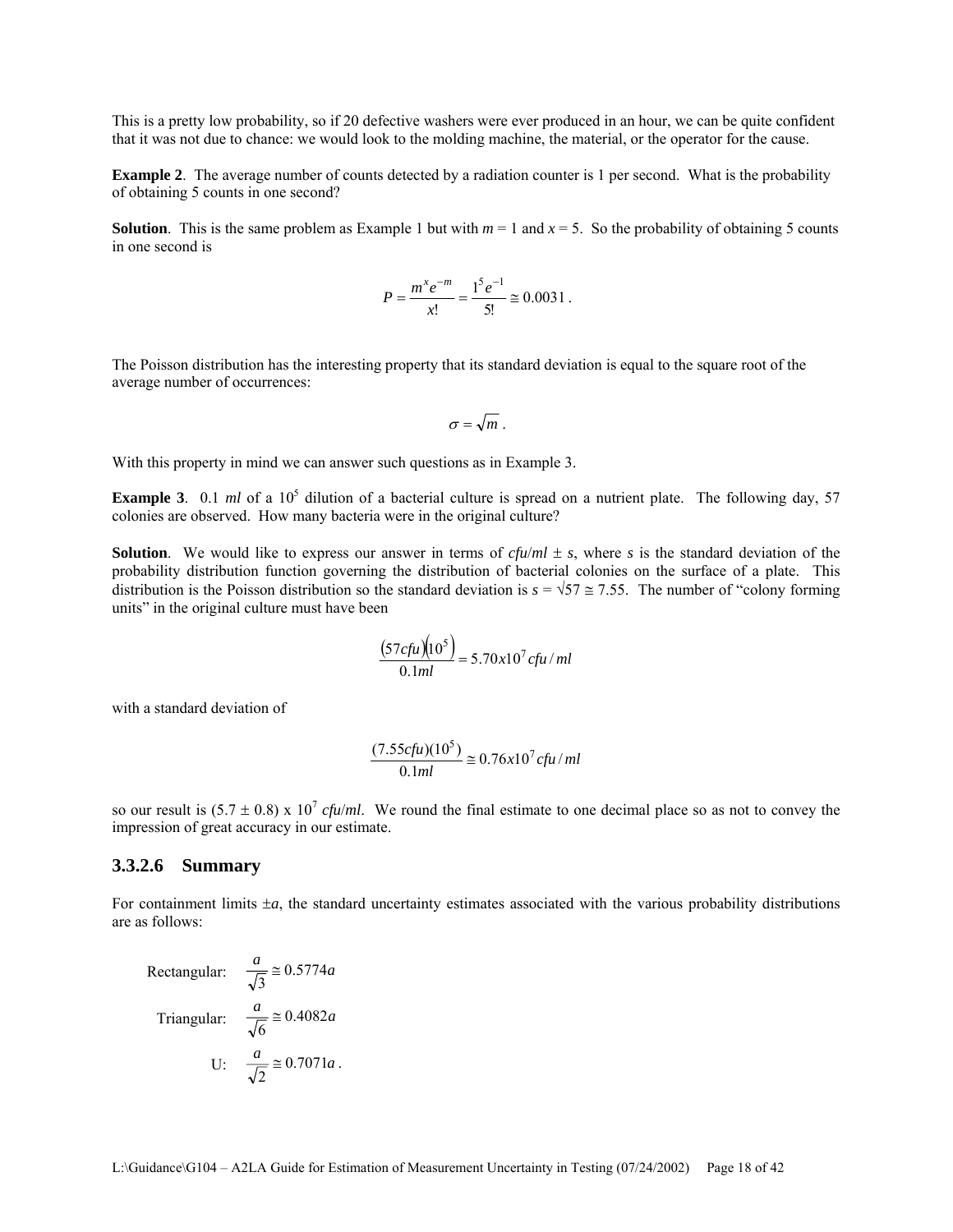This is a pretty low probability, so if 20 defective washers were ever produced in an hour, we can be quite confident that it was not due to chance: we would look to the molding machine, the material, or the operator for the cause.

**Example 2**. The average number of counts detected by a radiation counter is 1 per second. What is the probability of obtaining 5 counts in one second?

**Solution**. This is the same problem as Example 1 but with $m = 1$ and $x = 5$. So the probability of obtaining 5 counts in one second is

$$P = \frac{m^x e^{-m}}{x!} = \frac{1^5 e^{-1}}{5!} \cong 0.0031 .$$

The Poisson distribution has the interesting property that its standard deviation is equal to the square root of the average number of occurrences:

$$\sigma = \sqrt{m} .$$

With this property in mind we can answer such questions as in Example 3.

**Example 3**. 0.1 *ml* of a $10^5$ dilution of a bacterial culture is spread on a nutrient plate. The following day, 57 colonies are observed. How many bacteria were in the original culture?

**Solution**. We would like to express our answer in terms of $cfu/ml \pm s$, where $s$ is the standard deviation of the probability distribution function governing the distribution of bacterial colonies on the surface of a plate. This distribution is the Poisson distribution so the standard deviation is $s = \sqrt{57} \cong 7.55$. The number of "colony forming units" in the original culture must have been

$$\frac{(57cfu)(10^5)}{0.1ml} = 5.70x10^7 cfu/ml$$

with a standard deviation of

$$\frac{(7.55cfu)(10^5)}{0.1ml} \cong 0.76x10^7 cfu/ml$$

so our result is $(5.7 \pm 0.8) \times 10^7$ *cfu/ml*. We round the final estimate to one decimal place so as not to convey the impression of great accuracy in our estimate.

### 3.3.2.6 Summary

For containment limits $\pm a$, the standard uncertainty estimates associated with the various probability distributions are as follows:

Rectangular: $\frac{a}{\sqrt{3}} \cong 0.5774a$

Triangular: $\frac{a}{\sqrt{6}} \cong 0.4082a$

U: $\frac{a}{\sqrt{2}} \cong 0.7071a$ .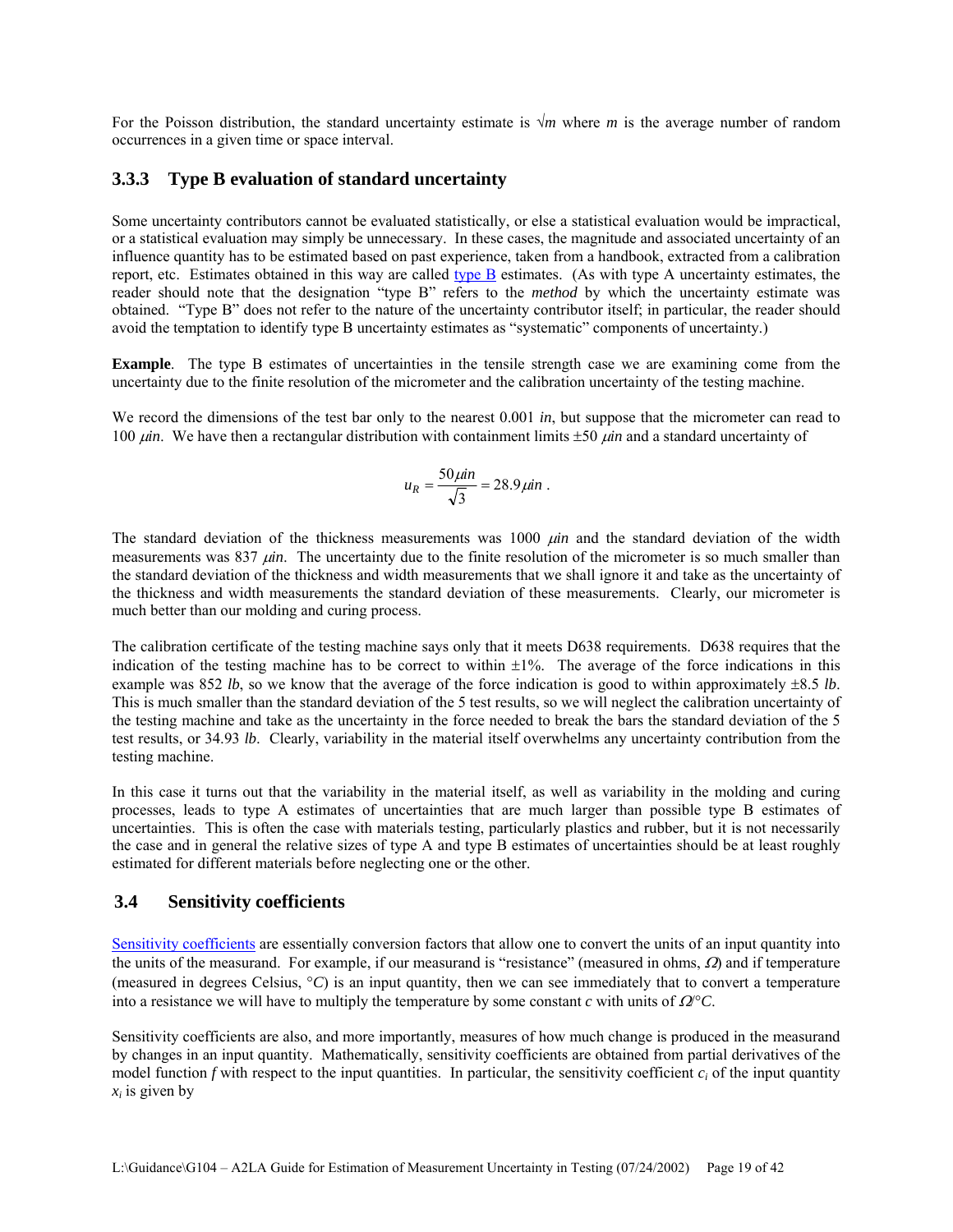For the Poisson distribution, the standard uncertainty estimate is $\sqrt{m}$ where $m$ is the average number of random occurrences in a given time or space interval.

### 3.3.3 Type B evaluation of standard uncertainty

Some uncertainty contributors cannot be evaluated statistically, or else a statistical evaluation would be impractical, or a statistical evaluation may simply be unnecessary. In these cases, the magnitude and associated uncertainty of an influence quantity has to be estimated based on past experience, taken from a handbook, extracted from a calibration report, etc. Estimates obtained in this way are called type B estimates. (As with type A uncertainty estimates, the reader should note that the designation "type B" refers to the *method* by which the uncertainty estimate was obtained. "Type B" does not refer to the nature of the uncertainty contributor itself; in particular, the reader should avoid the temptation to identify type B uncertainty estimates as "systematic" components of uncertainty.)

**Example**. The type B estimates of uncertainties in the tensile strength case we are examining come from the uncertainty due to the finite resolution of the micrometer and the calibration uncertainty of the testing machine.

We record the dimensions of the test bar only to the nearest 0.001 *in*, but suppose that the micrometer can read to 100 $\mu in$. We have then a rectangular distribution with containment limits ±50 $\mu in$ and a standard uncertainty of

$$u_R = \frac{50\mu in}{\sqrt{3}} = 28.9\mu in\ .$$

The standard deviation of the thickness measurements was 1000 $\mu in$ and the standard deviation of the width measurements was 837 $\mu in$. The uncertainty due to the finite resolution of the micrometer is so much smaller than the standard deviation of the thickness and width measurements that we shall ignore it and take as the uncertainty of the thickness and width measurements the standard deviation of these measurements. Clearly, our micrometer is much better than our molding and curing process.

The calibration certificate of the testing machine says only that it meets D638 requirements. D638 requires that the indication of the testing machine has to be correct to within ±1%. The average of the force indications in this example was 852 *lb*, so we know that the average of the force indication is good to within approximately ±8.5 *lb*. This is much smaller than the standard deviation of the 5 test results, so we will neglect the calibration uncertainty of the testing machine and take as the uncertainty in the force needed to break the bars the standard deviation of the 5 test results, or 34.93 *lb*. Clearly, variability in the material itself overwhelms any uncertainty contribution from the testing machine.

In this case it turns out that the variability in the material itself, as well as variability in the molding and curing processes, leads to type A estimates of uncertainties that are much larger than possible type B estimates of uncertainties. This is often the case with materials testing, particularly plastics and rubber, but it is not necessarily the case and in general the relative sizes of type A and type B estimates of uncertainties should be at least roughly estimated for different materials before neglecting one or the other.

## 3.4 Sensitivity coefficients

Sensitivity coefficients are essentially conversion factors that allow one to convert the units of an input quantity into the units of the measurand. For example, if our measurand is "resistance" (measured in ohms, $\Omega$) and if temperature (measured in degrees Celsius, $°C$) is an input quantity, then we can see immediately that to convert a temperature into a resistance we will have to multiply the temperature by some constant $c$ with units of $\Omega/°C$.

Sensitivity coefficients are also, and more importantly, measures of how much change is produced in the measurand by changes in an input quantity. Mathematically, sensitivity coefficients are obtained from partial derivatives of the model function $f$ with respect to the input quantities. In particular, the sensitivity coefficient $c_i$ of the input quantity $x_i$ is given by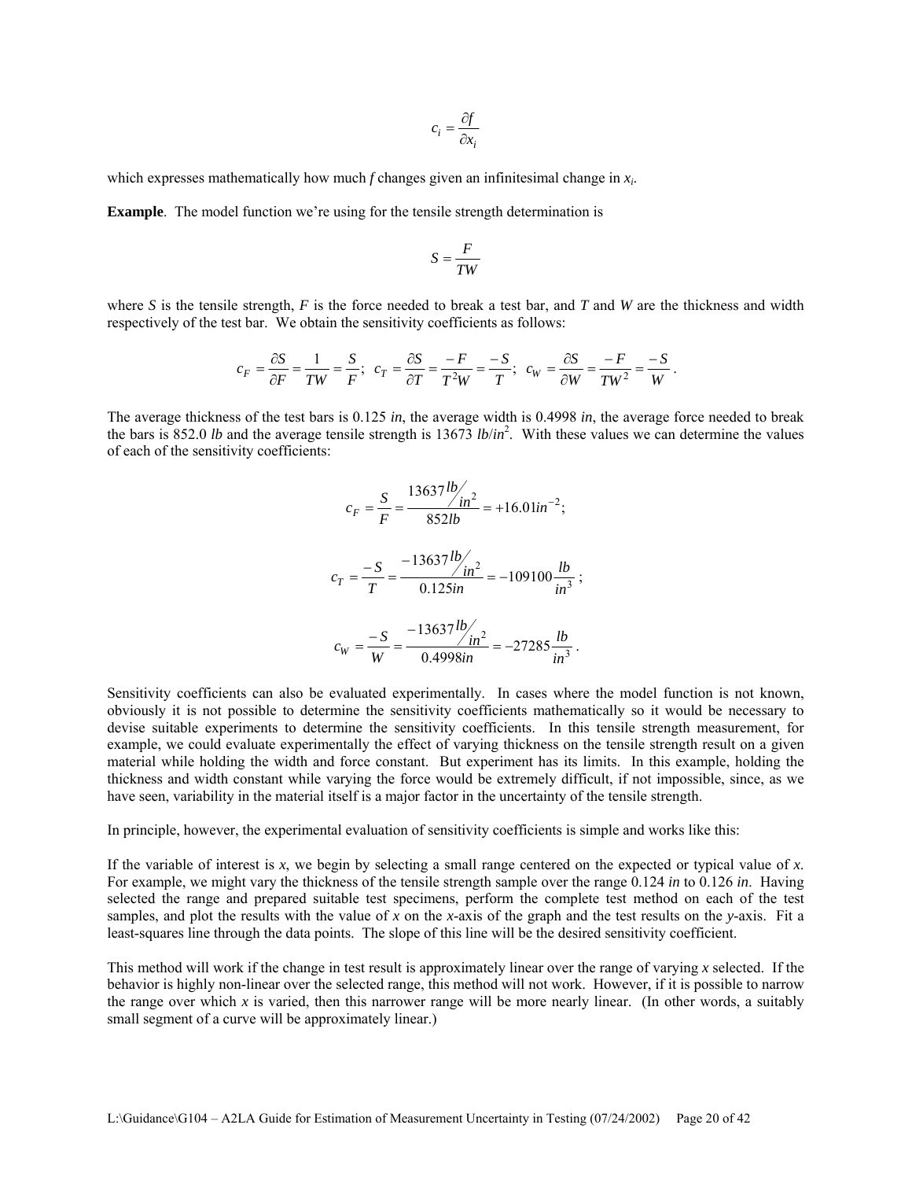$$c_i = \frac{\partial f}{\partial x_i}$$

which expresses mathematically how much *f* changes given an infinitesimal change in $x_i$.

**Example**. The model function we're using for the tensile strength determination is

$$S = \frac{F}{TW}$$

where *S* is the tensile strength, *F* is the force needed to break a test bar, and *T* and *W* are the thickness and width respectively of the test bar. We obtain the sensitivity coefficients as follows:

$$c_F = \frac{\partial S}{\partial F} = \frac{1}{TW} = \frac{S}{F}; \;\; c_T = \frac{\partial S}{\partial T} = \frac{-F}{T^2W} = \frac{-S}{T}; \;\; c_W = \frac{\partial S}{\partial W} = \frac{-F}{TW^2} = \frac{-S}{W}.$$

The average thickness of the test bars is 0.125 *in*, the average width is 0.4998 *in*, the average force needed to break the bars is 852.0 *lb* and the average tensile strength is 13673 $lb/in^2$. With these values we can determine the values of each of the sensitivity coefficients:

$$c_F = \frac{S}{F} = \frac{13637\, lb/in^2}{852 lb} = +16.01 in^{-2};$$

$$c_T = \frac{-S}{T} = \frac{-13637\, lb/in^2}{0.125 in} = -109100 \frac{lb}{in^3};$$

$$c_W = \frac{-S}{W} = \frac{-13637\, lb/in^2}{0.4998 in} = -27285 \frac{lb}{in^3}.$$

Sensitivity coefficients can also be evaluated experimentally. In cases where the model function is not known, obviously it is not possible to determine the sensitivity coefficients mathematically so it would be necessary to devise suitable experiments to determine the sensitivity coefficients. In this tensile strength measurement, for example, we could evaluate experimentally the effect of varying thickness on the tensile strength result on a given material while holding the width and force constant. But experiment has its limits. In this example, holding the thickness and width constant while varying the force would be extremely difficult, if not impossible, since, as we have seen, variability in the material itself is a major factor in the uncertainty of the tensile strength.

In principle, however, the experimental evaluation of sensitivity coefficients is simple and works like this:

If the variable of interest is *x*, we begin by selecting a small range centered on the expected or typical value of *x*. For example, we might vary the thickness of the tensile strength sample over the range 0.124 *in* to 0.126 *in*. Having selected the range and prepared suitable test specimens, perform the complete test method on each of the test samples, and plot the results with the value of *x* on the *x*-axis of the graph and the test results on the *y*-axis. Fit a least-squares line through the data points. The slope of this line will be the desired sensitivity coefficient.

This method will work if the change in test result is approximately linear over the range of varying *x* selected. If the behavior is highly non-linear over the selected range, this method will not work. However, if it is possible to narrow the range over which *x* is varied, then this narrower range will be more nearly linear. (In other words, a suitably small segment of a curve will be approximately linear.)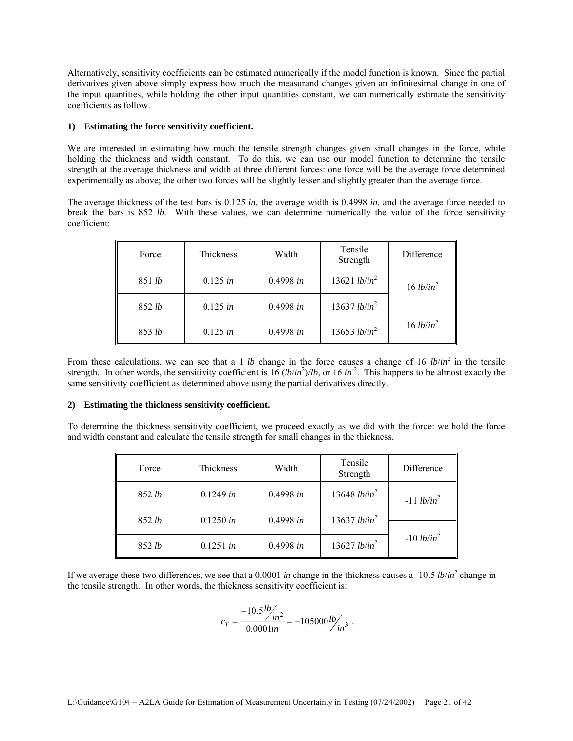Alternatively, sensitivity coefficients can be estimated numerically if the model function is known. Since the partial derivatives given above simply express how much the measurand changes given an infinitesimal change in one of the input quantities, while holding the other input quantities constant, we can numerically estimate the sensitivity coefficients as follow.

**1) Estimating the force sensitivity coefficient.**

We are interested in estimating how much the tensile strength changes given small changes in the force, while holding the thickness and width constant. To do this, we can use our model function to determine the tensile strength at the average thickness and width at three different forces: one force will be the average force determined experimentally as above; the other two forces will be slightly lesser and slightly greater than the average force.

The average thickness of the test bars is 0.125 *in*, the average width is 0.4998 *in*, and the average force needed to break the bars is 852 *lb*. With these values, we can determine numerically the value of the force sensitivity coefficient:

| Force | Thickness | Width | Tensile Strength | Difference |
|---|---|---|---|---|
| 851 *lb* | 0.125 *in* | 0.4998 *in* | 13621 $lb/in^2$ | 16 $lb/in^2$ |
| 852 *lb* | 0.125 *in* | 0.4998 *in* | 13637 $lb/in^2$ | |
| 853 *lb* | 0.125 *in* | 0.4998 *in* | 13653 $lb/in^2$ | 16 $lb/in^2$ |

From these calculations, we can see that a 1 *lb* change in the force causes a change of 16 $lb/in^2$ in the tensile strength. In other words, the sensitivity coefficient is 16 $(lb/in^2)/lb$, or 16 $in^{-2}$. This happens to be almost exactly the same sensitivity coefficient as determined above using the partial derivatives directly.

**2) Estimating the thickness sensitivity coefficient.**

To determine the thickness sensitivity coefficient, we proceed exactly as we did with the force: we hold the force and width constant and calculate the tensile strength for small changes in the thickness.

| Force | Thickness | Width | Tensile Strength | Difference |
|---|---|---|---|---|
| 852 *lb* | 0.1249 *in* | 0.4998 *in* | 13648 $lb/in^2$ | -11 $lb/in^2$ |
| 852 *lb* | 0.1250 *in* | 0.4998 *in* | 13637 $lb/in^2$ | |
| 852 *lb* | 0.1251 *in* | 0.4998 *in* | 13627 $lb/in^2$ | -10 $lb/in^2$ |

If we average these two differences, we see that a 0.0001 *in* change in the thickness causes a -10.5 $lb/in^2$ change in the tensile strength. In other words, the thickness sensitivity coefficient is:

$$c_T = \frac{-10.5\,lb/in^2}{0.0001\,in} = -105000\,lb/in^3 .$$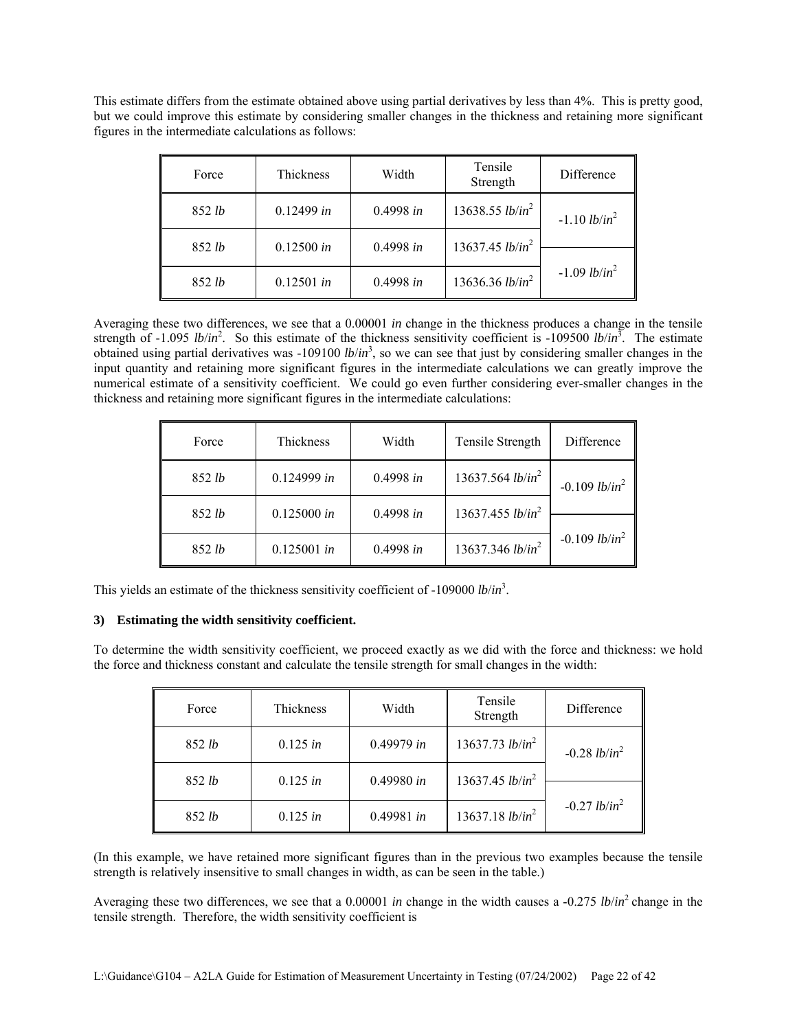This estimate differs from the estimate obtained above using partial derivatives by less than 4%. This is pretty good, but we could improve this estimate by considering smaller changes in the thickness and retaining more significant figures in the intermediate calculations as follows:

| Force | Thickness | Width | Tensile Strength | Difference |
|---|---|---|---|---|
| 852 *lb* | 0.12499 *in* | 0.4998 *in* | 13638.55 $lb/in^2$ | -1.10 $lb/in^2$ |
| 852 *lb* | 0.12500 *in* | 0.4998 *in* | 13637.45 $lb/in^2$ | |
| 852 *lb* | 0.12501 *in* | 0.4998 *in* | 13636.36 $lb/in^2$ | -1.09 $lb/in^2$ |

Averaging these two differences, we see that a 0.00001 *in* change in the thickness produces a change in the tensile strength of -1.095 $lb/in^2$. So this estimate of the thickness sensitivity coefficient is -109500 $lb/in^3$. The estimate obtained using partial derivatives was -109100 $lb/in^3$, so we can see that just by considering smaller changes in the input quantity and retaining more significant figures in the intermediate calculations we can greatly improve the numerical estimate of a sensitivity coefficient. We could go even further considering ever-smaller changes in the thickness and retaining more significant figures in the intermediate calculations:

| Force | Thickness | Width | Tensile Strength | Difference |
|---|---|---|---|---|
| 852 *lb* | 0.124999 *in* | 0.4998 *in* | 13637.564 $lb/in^2$ | -0.109 $lb/in^2$ |
| 852 *lb* | 0.125000 *in* | 0.4998 *in* | 13637.455 $lb/in^2$ | |
| 852 *lb* | 0.125001 *in* | 0.4998 *in* | 13637.346 $lb/in^2$ | -0.109 $lb/in^2$ |

This yields an estimate of the thickness sensitivity coefficient of -109000 $lb/in^3$.

**3) Estimating the width sensitivity coefficient.**

To determine the width sensitivity coefficient, we proceed exactly as we did with the force and thickness: we hold the force and thickness constant and calculate the tensile strength for small changes in the width:

| Force | Thickness | Width | Tensile Strength | Difference |
|---|---|---|---|---|
| 852 *lb* | 0.125 *in* | 0.49979 *in* | 13637.73 $lb/in^2$ | -0.28 $lb/in^2$ |
| 852 *lb* | 0.125 *in* | 0.49980 *in* | 13637.45 $lb/in^2$ | |
| 852 *lb* | 0.125 *in* | 0.49981 *in* | 13637.18 $lb/in^2$ | -0.27 $lb/in^2$ |

(In this example, we have retained more significant figures than in the previous two examples because the tensile strength is relatively insensitive to small changes in width, as can be seen in the table.)

Averaging these two differences, we see that a 0.00001 *in* change in the width causes a -0.275 $lb/in^2$ change in the tensile strength. Therefore, the width sensitivity coefficient is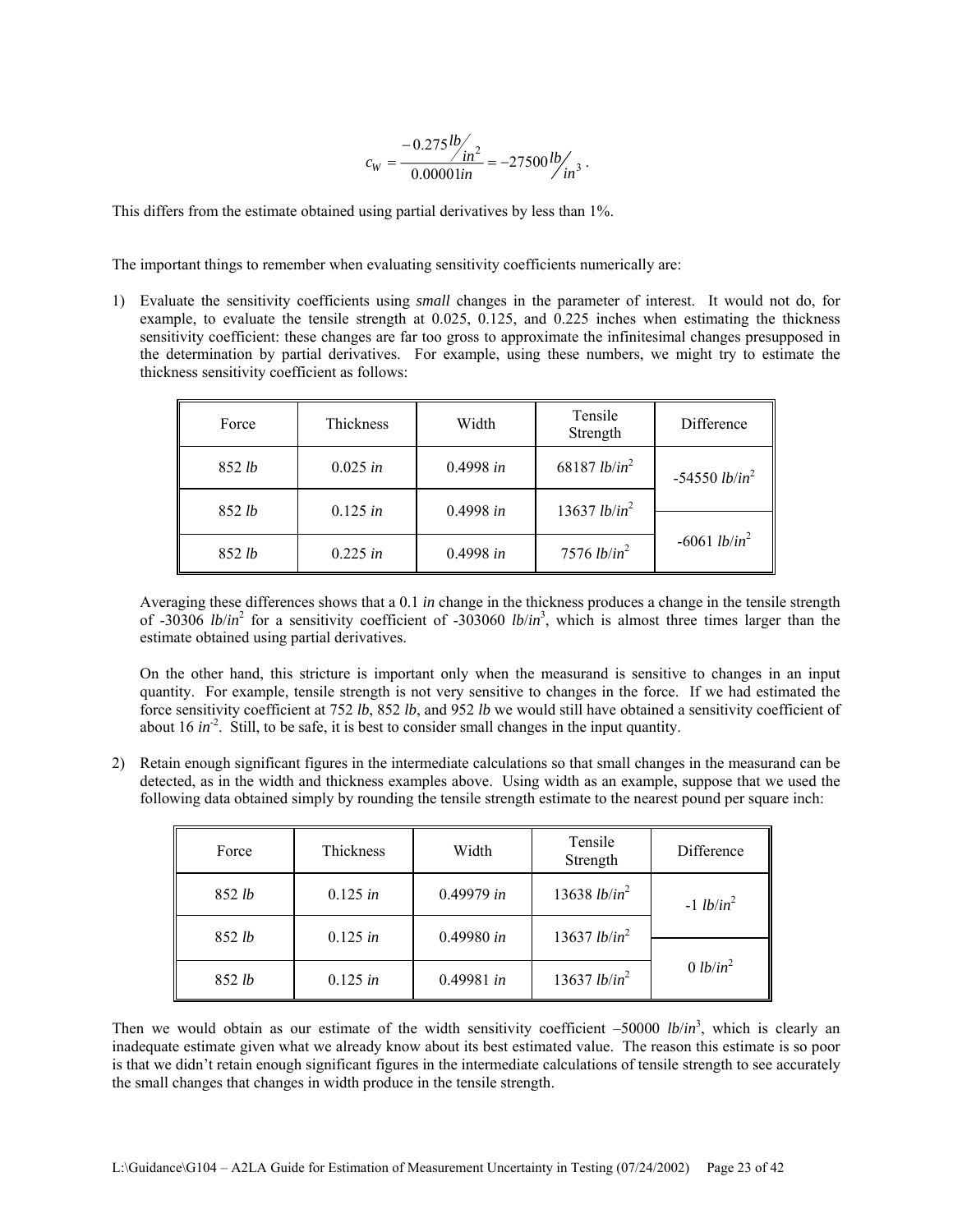$$c_W = \frac{-0.275 \, lb/in^2}{0.00001 in} = -27500 \, lb/in^3 .$$

This differs from the estimate obtained using partial derivatives by less than 1%.

The important things to remember when evaluating sensitivity coefficients numerically are:

1) Evaluate the sensitivity coefficients using *small* changes in the parameter of interest. It would not do, for example, to evaluate the tensile strength at 0.025, 0.125, and 0.225 inches when estimating the thickness sensitivity coefficient: these changes are far too gross to approximate the infinitesimal changes presupposed in the determination by partial derivatives. For example, using these numbers, we might try to estimate the thickness sensitivity coefficient as follows:

| Force | Thickness | Width | Tensile Strength | Difference |
|---|---|---|---|---|
| 852 *lb* | 0.025 *in* | 0.4998 *in* | 68187 $lb/in^2$ | -54550 $lb/in^2$ |
| 852 *lb* | 0.125 *in* | 0.4998 *in* | 13637 $lb/in^2$ | |
| 852 *lb* | 0.225 *in* | 0.4998 *in* | 7576 $lb/in^2$ | -6061 $lb/in^2$ |

Averaging these differences shows that a 0.1 *in* change in the thickness produces a change in the tensile strength of -30306 $lb/in^2$ for a sensitivity coefficient of -303060 $lb/in^3$, which is almost three times larger than the estimate obtained using partial derivatives.

On the other hand, this stricture is important only when the measurand is sensitive to changes in an input quantity. For example, tensile strength is not very sensitive to changes in the force. If we had estimated the force sensitivity coefficient at 752 *lb*, 852 *lb*, and 952 *lb* we would still have obtained a sensitivity coefficient of about 16 $in^{-2}$. Still, to be safe, it is best to consider small changes in the input quantity.

2) Retain enough significant figures in the intermediate calculations so that small changes in the measurand can be detected, as in the width and thickness examples above. Using width as an example, suppose that we used the following data obtained simply by rounding the tensile strength estimate to the nearest pound per square inch:

| Force | Thickness | Width | Tensile Strength | Difference |
|---|---|---|---|---|
| 852 *lb* | 0.125 *in* | 0.49979 *in* | 13638 $lb/in^2$ | -1 $lb/in^2$ |
| 852 *lb* | 0.125 *in* | 0.49980 *in* | 13637 $lb/in^2$ | |
| 852 *lb* | 0.125 *in* | 0.49981 *in* | 13637 $lb/in^2$ | 0 $lb/in^2$ |

Then we would obtain as our estimate of the width sensitivity coefficient –50000 $lb/in^3$, which is clearly an inadequate estimate given what we already know about its best estimated value. The reason this estimate is so poor is that we didn't retain enough significant figures in the intermediate calculations of tensile strength to see accurately the small changes that changes in width produce in the tensile strength.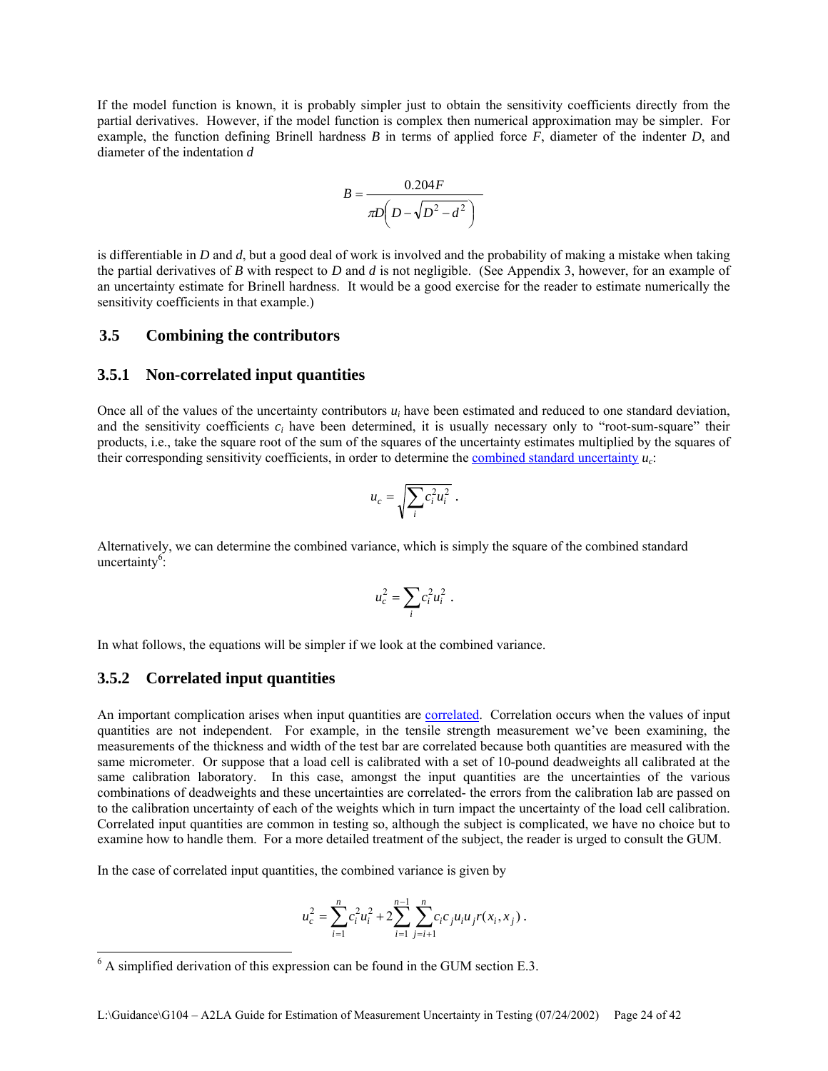If the model function is known, it is probably simpler just to obtain the sensitivity coefficients directly from the partial derivatives. However, if the model function is complex then numerical approximation may be simpler. For example, the function defining Brinell hardness $B$ in terms of applied force $F$, diameter of the indenter $D$, and diameter of the indentation $d$

$$B = \frac{0.204F}{\pi D\left(D - \sqrt{D^2 - d^2}\right)}$$

is differentiable in $D$ and $d$, but a good deal of work is involved and the probability of making a mistake when taking the partial derivatives of $B$ with respect to $D$ and $d$ is not negligible. (See Appendix 3, however, for an example of an uncertainty estimate for Brinell hardness. It would be a good exercise for the reader to estimate numerically the sensitivity coefficients in that example.)

## 3.5 Combining the contributors

### 3.5.1 Non-correlated input quantities

Once all of the values of the uncertainty contributors $u_i$ have been estimated and reduced to one standard deviation, and the sensitivity coefficients $c_i$ have been determined, it is usually necessary only to "root-sum-square" their products, i.e., take the square root of the sum of the squares of the uncertainty estimates multiplied by the squares of their corresponding sensitivity coefficients, in order to determine the combined standard uncertainty $u_c$:

$$u_c = \sqrt{\sum_i c_i^2 u_i^2} \ .$$

Alternatively, we can determine the combined variance, which is simply the square of the combined standard uncertainty[6]:

$$u_c^2 = \sum_i c_i^2 u_i^2 \ .$$

In what follows, the equations will be simpler if we look at the combined variance.

### 3.5.2 Correlated input quantities

An important complication arises when input quantities are correlated. Correlation occurs when the values of input quantities are not independent. For example, in the tensile strength measurement we've been examining, the measurements of the thickness and width of the test bar are correlated because both quantities are measured with the same micrometer. Or suppose that a load cell is calibrated with a set of 10-pound deadweights all calibrated at the same calibration laboratory. In this case, amongst the input quantities are the uncertainties of the various combinations of deadweights and these uncertainties are correlated- the errors from the calibration lab are passed on to the calibration uncertainty of each of the weights which in turn impact the uncertainty of the load cell calibration. Correlated input quantities are common in testing so, although the subject is complicated, we have no choice but to examine how to handle them. For a more detailed treatment of the subject, the reader is urged to consult the GUM.

In the case of correlated input quantities, the combined variance is given by

$$u_c^2 = \sum_{i=1}^{n} c_i^2 u_i^2 + 2\sum_{i=1}^{n-1}\sum_{j=i+1}^{n} c_i c_j u_i u_j r(x_i, x_j) \ .$$

---

[6] A simplified derivation of this expression can be found in the GUM section E.3.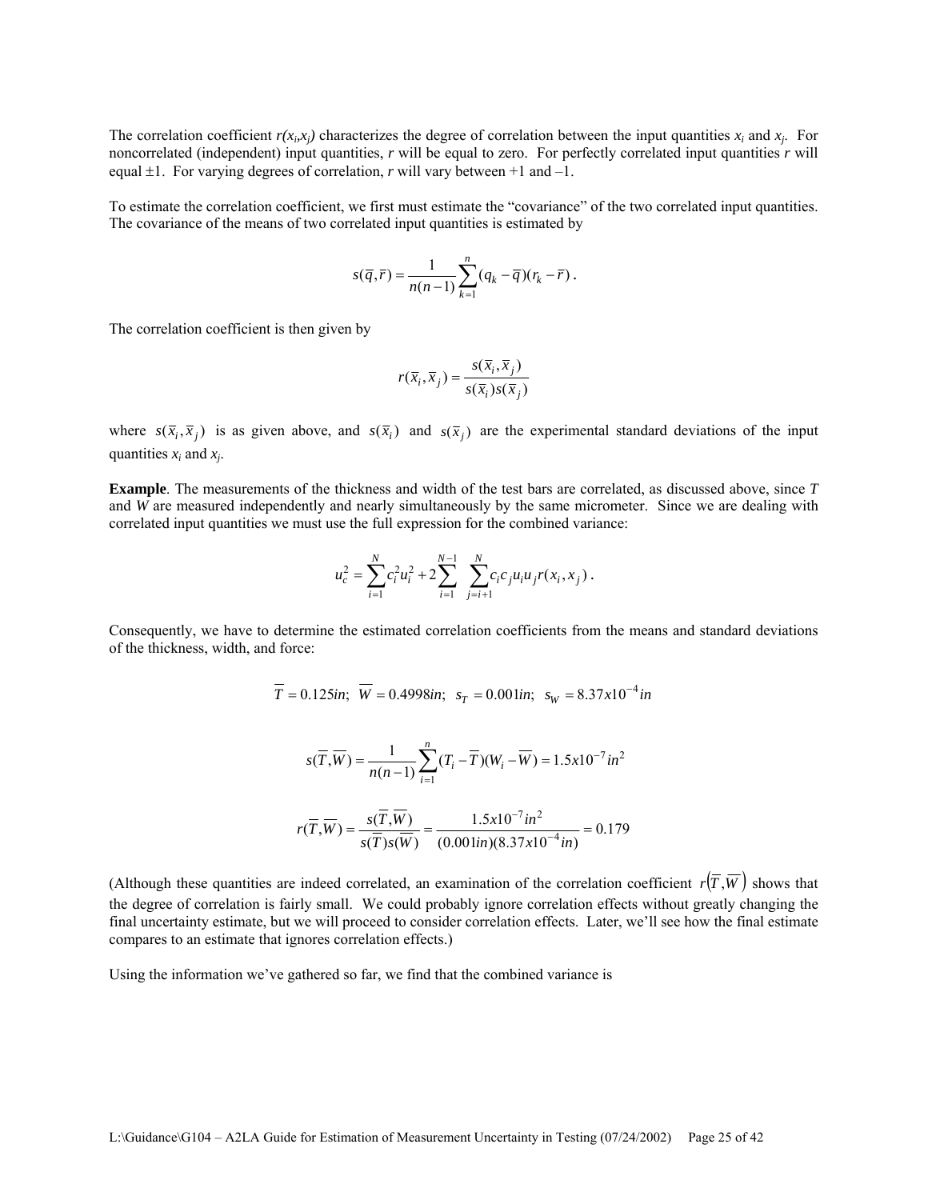The correlation coefficient $r(x_i,x_j)$ characterizes the degree of correlation between the input quantities $x_i$ and $x_j$. For noncorrelated (independent) input quantities, $r$ will be equal to zero. For perfectly correlated input quantities $r$ will equal ±1. For varying degrees of correlation, $r$ will vary between +1 and –1.

To estimate the correlation coefficient, we first must estimate the "covariance" of the two correlated input quantities. The covariance of the means of two correlated input quantities is estimated by

$$s(\overline{q},\overline{r}) = \frac{1}{n(n-1)}\sum_{k=1}^{n}(q_k - \overline{q})(r_k - \overline{r}) .$$

The correlation coefficient is then given by

$$r(\overline{x}_i,\overline{x}_j) = \frac{s(\overline{x}_i,\overline{x}_j)}{s(\overline{x}_i)s(\overline{x}_j)}$$

where $s(\overline{x}_i,\overline{x}_j)$ is as given above, and $s(\overline{x}_i)$ and $s(\overline{x}_j)$ are the experimental standard deviations of the input quantities $x_i$ and $x_j$.

**Example**. The measurements of the thickness and width of the test bars are correlated, as discussed above, since $T$ and $W$ are measured independently and nearly simultaneously by the same micrometer. Since we are dealing with correlated input quantities we must use the full expression for the combined variance:

$$u_c^2 = \sum_{i=1}^{N} c_i^2 u_i^2 + 2\sum_{i=1}^{N-1}\sum_{j=i+1}^{N} c_i c_j u_i u_j r(x_i,x_j) .$$

Consequently, we have to determine the estimated correlation coefficients from the means and standard deviations of the thickness, width, and force:

$$\overline{T} = 0.125in;\ \ \overline{W} = 0.4998in;\ \ s_T = 0.001in;\ \ s_W = 8.37x10^{-4}in$$

$$s(\overline{T},\overline{W}) = \frac{1}{n(n-1)}\sum_{i=1}^{n}(T_i - \overline{T})(W_i - \overline{W}) = 1.5x10^{-7}in^2$$

$$r(\overline{T},\overline{W}) = \frac{s(\overline{T},\overline{W})}{s(\overline{T})s(\overline{W})} = \frac{1.5x10^{-7}in^2}{(0.001in)(8.37x10^{-4}in)} = 0.179$$

(Although these quantities are indeed correlated, an examination of the correlation coefficient $r(\overline{T},\overline{W})$ shows that the degree of correlation is fairly small. We could probably ignore correlation effects without greatly changing the final uncertainty estimate, but we will proceed to consider correlation effects. Later, we'll see how the final estimate compares to an estimate that ignores correlation effects.)

Using the information we've gathered so far, we find that the combined variance is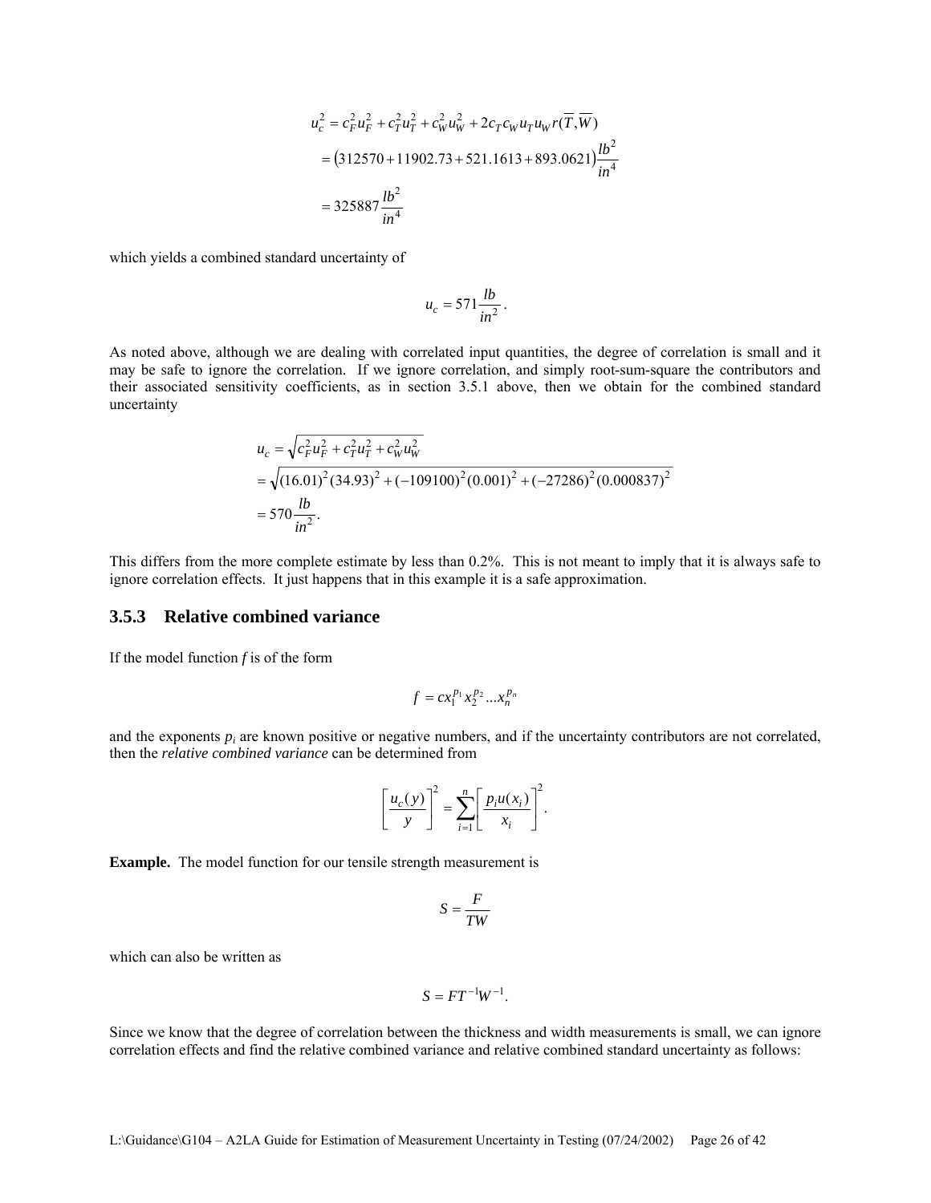$$
\begin{aligned}
u_c^2 &= c_F^2 u_F^2 + c_T^2 u_T^2 + c_W^2 u_W^2 + 2 c_T c_W u_T u_W r(\overline{T}, \overline{W}) \\
&= (312570 + 11902.73 + 521.1613 + 893.0621) \frac{lb^2}{in^4} \\
&= 325887 \frac{lb^2}{in^4}
\end{aligned}
$$

which yields a combined standard uncertainty of

$$
u_c = 571 \frac{lb}{in^2}.
$$

As noted above, although we are dealing with correlated input quantities, the degree of correlation is small and it may be safe to ignore the correlation. If we ignore correlation, and simply root-sum-square the contributors and their associated sensitivity coefficients, as in section 3.5.1 above, then we obtain for the combined standard uncertainty

$$
\begin{aligned}
u_c &= \sqrt{c_F^2 u_F^2 + c_T^2 u_T^2 + c_W^2 u_W^2} \\
&= \sqrt{(16.01)^2 (34.93)^2 + (-109100)^2 (0.001)^2 + (-27286)^2 (0.000837)^2} \\
&= 570 \frac{lb}{in^2}.
\end{aligned}
$$

This differs from the more complete estimate by less than 0.2%. This is not meant to imply that it is always safe to ignore correlation effects. It just happens that in this example it is a safe approximation.

### 3.5.3 Relative combined variance

If the model function $f$ is of the form

$$
f = c x_1^{p_1} x_2^{p_2} \ldots x_n^{p_n}
$$

and the exponents $p_i$ are known positive or negative numbers, and if the uncertainty contributors are not correlated, then the *relative combined variance* can be determined from

$$
\left[ \frac{u_c(y)}{y} \right]^2 = \sum_{i=1}^{n} \left[ \frac{p_i u(x_i)}{x_i} \right]^2 .
$$

**Example.** The model function for our tensile strength measurement is

$$
S = \frac{F}{TW}
$$

which can also be written as

$$
S = F T^{-1} W^{-1}.
$$

Since we know that the degree of correlation between the thickness and width measurements is small, we can ignore correlation effects and find the relative combined variance and relative combined standard uncertainty as follows: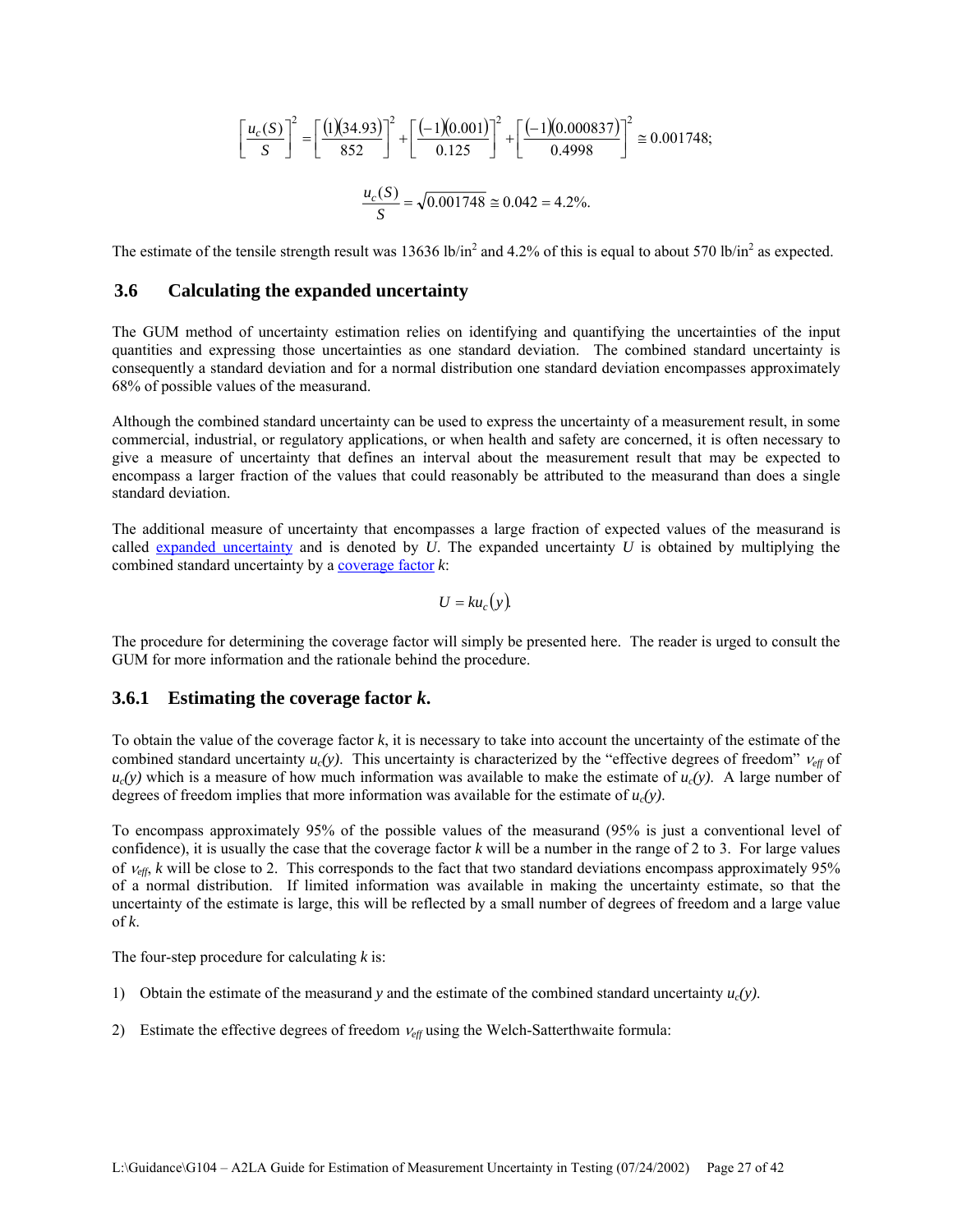$$\left[\frac{u_c(S)}{S}\right]^2 = \left[\frac{(1)(34.93)}{852}\right]^2 + \left[\frac{(-1)(0.001)}{0.125}\right]^2 + \left[\frac{(-1)(0.000837)}{0.4998}\right]^2 \cong 0.001748;$$

$$\frac{u_c(S)}{S} = \sqrt{0.001748} \cong 0.042 = 4.2\%.$$

The estimate of the tensile strength result was 13636 lb/in$^2$ and 4.2% of this is equal to about 570 lb/in$^2$ as expected.

## 3.6 Calculating the expanded uncertainty

The GUM method of uncertainty estimation relies on identifying and quantifying the uncertainties of the input quantities and expressing those uncertainties as one standard deviation. The combined standard uncertainty is consequently a standard deviation and for a normal distribution one standard deviation encompasses approximately 68% of possible values of the measurand.

Although the combined standard uncertainty can be used to express the uncertainty of a measurement result, in some commercial, industrial, or regulatory applications, or when health and safety are concerned, it is often necessary to give a measure of uncertainty that defines an interval about the measurement result that may be expected to encompass a larger fraction of the values that could reasonably be attributed to the measurand than does a single standard deviation.

The additional measure of uncertainty that encompasses a large fraction of expected values of the measurand is called expanded uncertainty and is denoted by $U$. The expanded uncertainty $U$ is obtained by multiplying the combined standard uncertainty by a coverage factor $k$:

$$U = k u_c(y).$$

The procedure for determining the coverage factor will simply be presented here. The reader is urged to consult the GUM for more information and the rationale behind the procedure.

### 3.6.1 Estimating the coverage factor *k*.

To obtain the value of the coverage factor $k$, it is necessary to take into account the uncertainty of the estimate of the combined standard uncertainty $u_c(y)$. This uncertainty is characterized by the "effective degrees of freedom" $\nu_{eff}$ of $u_c(y)$ which is a measure of how much information was available to make the estimate of $u_c(y)$. A large number of degrees of freedom implies that more information was available for the estimate of $u_c(y)$.

To encompass approximately 95% of the possible values of the measurand (95% is just a conventional level of confidence), it is usually the case that the coverage factor $k$ will be a number in the range of 2 to 3. For large values of $\nu_{eff}$, $k$ will be close to 2. This corresponds to the fact that two standard deviations encompass approximately 95% of a normal distribution. If limited information was available in making the uncertainty estimate, so that the uncertainty of the estimate is large, this will be reflected by a small number of degrees of freedom and a large value of $k$.

The four-step procedure for calculating $k$ is:

1) Obtain the estimate of the measurand $y$ and the estimate of the combined standard uncertainty $u_c(y)$.

2) Estimate the effective degrees of freedom $\nu_{eff}$ using the Welch-Satterthwaite formula: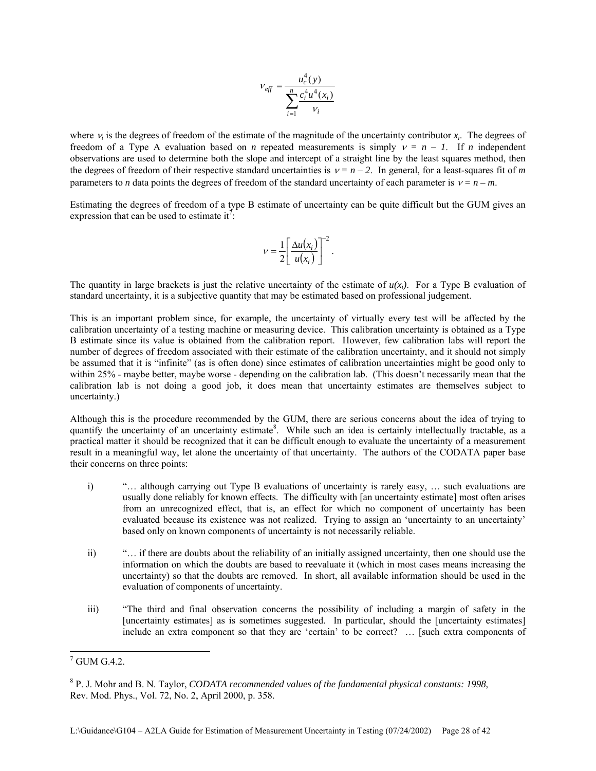$$\nu_{eff} = \frac{u_c^4(y)}{\sum_{i=1}^{n} \frac{c_i^4 u^4(x_i)}{\nu_i}}$$

where $\nu_i$ is the degrees of freedom of the estimate of the magnitude of the uncertainty contributor $x_i$. The degrees of freedom of a Type A evaluation based on *n* repeated measurements is simply $\nu = n - 1$. If *n* independent observations are used to determine both the slope and intercept of a straight line by the least squares method, then the degrees of freedom of their respective standard uncertainties is $\nu = n - 2$. In general, for a least-squares fit of *m* parameters to *n* data points the degrees of freedom of the standard uncertainty of each parameter is $\nu = n - m$.

Estimating the degrees of freedom of a type B estimate of uncertainty can be quite difficult but the GUM gives an expression that can be used to estimate it[7]:

$$\nu = \frac{1}{2}\left[\frac{\Delta u(x_i)}{u(x_i)}\right]^{-2}.$$

The quantity in large brackets is just the relative uncertainty of the estimate of $u(x_i)$. For a Type B evaluation of standard uncertainty, it is a subjective quantity that may be estimated based on professional judgement.

This is an important problem since, for example, the uncertainty of virtually every test will be affected by the calibration uncertainty of a testing machine or measuring device. This calibration uncertainty is obtained as a Type B estimate since its value is obtained from the calibration report. However, few calibration labs will report the number of degrees of freedom associated with their estimate of the calibration uncertainty, and it should not simply be assumed that it is "infinite" (as is often done) since estimates of calibration uncertainties might be good only to within 25% - maybe better, maybe worse - depending on the calibration lab. (This doesn't necessarily mean that the calibration lab is not doing a good job, it does mean that uncertainty estimates are themselves subject to uncertainty.)

Although this is the procedure recommended by the GUM, there are serious concerns about the idea of trying to quantify the uncertainty of an uncertainty estimate[8]. While such an idea is certainly intellectually tractable, as a practical matter it should be recognized that it can be difficult enough to evaluate the uncertainty of a measurement result in a meaningful way, let alone the uncertainty of that uncertainty. The authors of the CODATA paper base their concerns on three points:

i) "… although carrying out Type B evaluations of uncertainty is rarely easy, … such evaluations are usually done reliably for known effects. The difficulty with [an uncertainty estimate] most often arises from an unrecognized effect, that is, an effect for which no component of uncertainty has been evaluated because its existence was not realized. Trying to assign an 'uncertainty to an uncertainty' based only on known components of uncertainty is not necessarily reliable.

ii) "… if there are doubts about the reliability of an initially assigned uncertainty, then one should use the information on which the doubts are based to reevaluate it (which in most cases means increasing the uncertainty) so that the doubts are removed. In short, all available information should be used in the evaluation of components of uncertainty.

iii) "The third and final observation concerns the possibility of including a margin of safety in the [uncertainty estimates] as is sometimes suggested. In particular, should the [uncertainty estimates] include an extra component so that they are 'certain' to be correct? … [such extra components of

---

[7] GUM G.4.2.

[8] P. J. Mohr and B. N. Taylor, *CODATA recommended values of the fundamental physical constants: 1998*, Rev. Mod. Phys., Vol. 72, No. 2, April 2000, p. 358.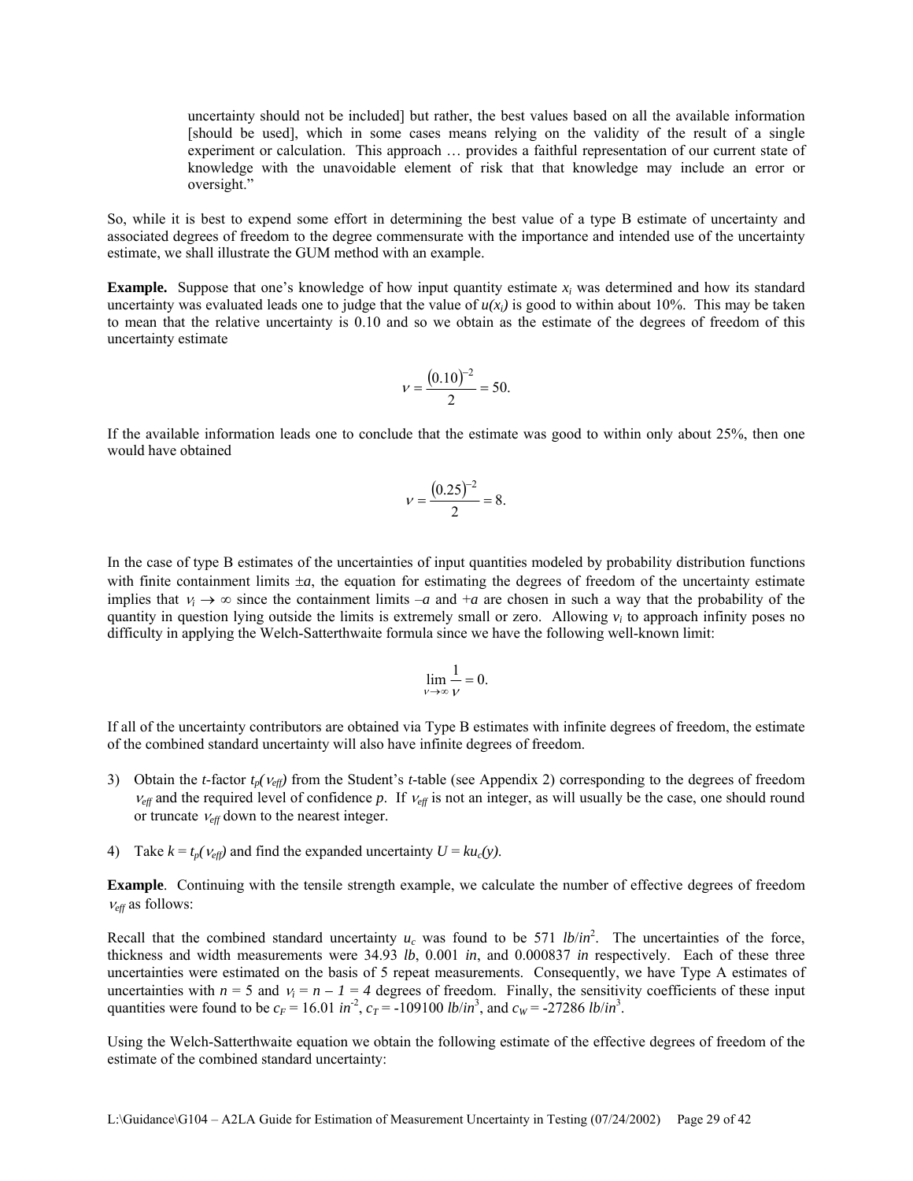uncertainty should not be included] but rather, the best values based on all the available information [should be used], which in some cases means relying on the validity of the result of a single experiment or calculation. This approach … provides a faithful representation of our current state of knowledge with the unavoidable element of risk that that knowledge may include an error or oversight."

So, while it is best to expend some effort in determining the best value of a type B estimate of uncertainty and associated degrees of freedom to the degree commensurate with the importance and intended use of the uncertainty estimate, we shall illustrate the GUM method with an example.

**Example.** Suppose that one's knowledge of how input quantity estimate $x_i$ was determined and how its standard uncertainty was evaluated leads one to judge that the value of $u(x_i)$ is good to within about 10%. This may be taken to mean that the relative uncertainty is 0.10 and so we obtain as the estimate of the degrees of freedom of this uncertainty estimate

$$\nu = \frac{(0.10)^{-2}}{2} = 50.$$

If the available information leads one to conclude that the estimate was good to within only about 25%, then one would have obtained

$$\nu = \frac{(0.25)^{-2}}{2} = 8.$$

In the case of type B estimates of the uncertainties of input quantities modeled by probability distribution functions with finite containment limits $\pm a$, the equation for estimating the degrees of freedom of the uncertainty estimate implies that $\nu_i \to \infty$ since the containment limits $-a$ and $+a$ are chosen in such a way that the probability of the quantity in question lying outside the limits is extremely small or zero. Allowing $\nu_i$ to approach infinity poses no difficulty in applying the Welch-Satterthwaite formula since we have the following well-known limit:

$$\lim_{\nu \to \infty} \frac{1}{\nu} = 0.$$

If all of the uncertainty contributors are obtained via Type B estimates with infinite degrees of freedom, the estimate of the combined standard uncertainty will also have infinite degrees of freedom.

3) Obtain the *t*-factor $t_p(\nu_{eff})$ from the Student's *t*-table (see Appendix 2) corresponding to the degrees of freedom $\nu_{eff}$ and the required level of confidence *p*. If $\nu_{eff}$ is not an integer, as will usually be the case, one should round or truncate $\nu_{eff}$ down to the nearest integer.

4) Take $k = t_p(\nu_{eff})$ and find the expanded uncertainty $U = ku_c(y)$.

**Example**. Continuing with the tensile strength example, we calculate the number of effective degrees of freedom $\nu_{eff}$ as follows:

Recall that the combined standard uncertainty $u_c$ was found to be 571 $lb/in^2$. The uncertainties of the force, thickness and width measurements were 34.93 *lb*, 0.001 *in*, and 0.000837 *in* respectively. Each of these three uncertainties were estimated on the basis of 5 repeat measurements. Consequently, we have Type A estimates of uncertainties with $n = 5$ and $\nu_i = n - 1 = 4$ degrees of freedom. Finally, the sensitivity coefficients of these input quantities were found to be $c_F = 16.01\ in^{-2}$, $c_T = -109100\ lb/in^3$, and $c_W = -27286\ lb/in^3$.

Using the Welch-Satterthwaite equation we obtain the following estimate of the effective degrees of freedom of the estimate of the combined standard uncertainty: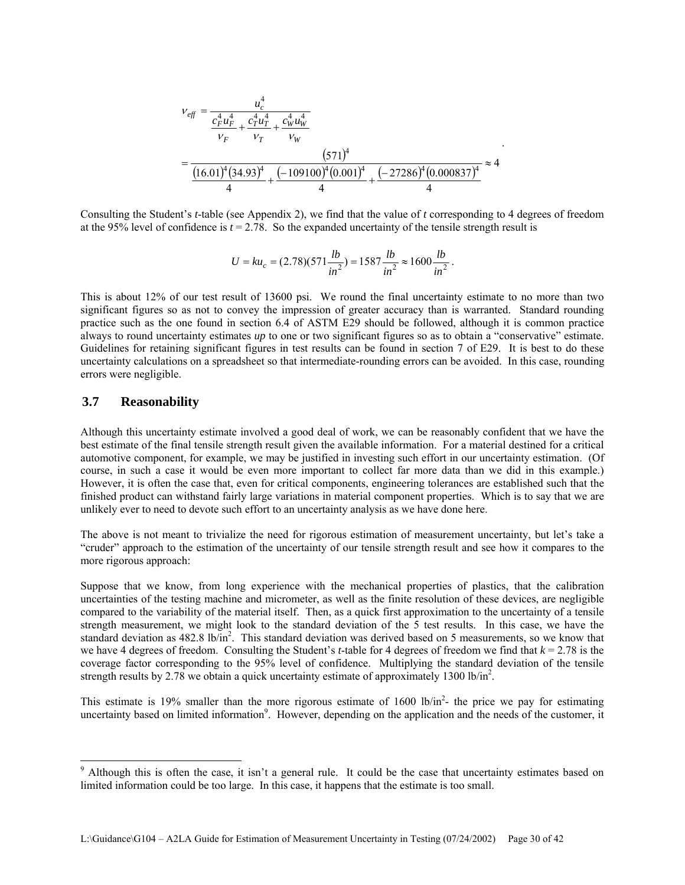$$\nu_{eff} = \frac{u_c^4}{\frac{c_F^4 u_F^4}{\nu_F} + \frac{c_T^4 u_T^4}{\nu_T} + \frac{c_W^4 u_W^4}{\nu_W}}$$

$$= \frac{(571)^4}{\frac{(16.01)^4(34.93)^4}{4} + \frac{(-109100)^4(0.001)^4}{4} + \frac{(-27286)^4(0.000837)^4}{4}} \approx 4$$

Consulting the Student's *t*-table (see Appendix 2), we find that the value of *t* corresponding to 4 degrees of freedom at the 95% level of confidence is $t = 2.78$. So the expanded uncertainty of the tensile strength result is

$$U = ku_c = (2.78)(571\frac{lb}{in^2}) = 1587\frac{lb}{in^2} \approx 1600\frac{lb}{in^2}.$$

This is about 12% of our test result of 13600 psi. We round the final uncertainty estimate to no more than two significant figures so as not to convey the impression of greater accuracy than is warranted. Standard rounding practice such as the one found in section 6.4 of ASTM E29 should be followed, although it is common practice always to round uncertainty estimates ***up*** to one or two significant figures so as to obtain a "conservative" estimate. Guidelines for retaining significant figures in test results can be found in section 7 of E29. It is best to do these uncertainty calculations on a spreadsheet so that intermediate-rounding errors can be avoided. In this case, rounding errors were negligible.

## 3.7 Reasonability

Although this uncertainty estimate involved a good deal of work, we can be reasonably confident that we have the best estimate of the final tensile strength result given the available information. For a material destined for a critical automotive component, for example, we may be justified in investing such effort in our uncertainty estimation. (Of course, in such a case it would be even more important to collect far more data than we did in this example.) However, it is often the case that, even for critical components, engineering tolerances are established such that the finished product can withstand fairly large variations in material component properties. Which is to say that we are unlikely ever to need to devote such effort to an uncertainty analysis as we have done here.

The above is not meant to trivialize the need for rigorous estimation of measurement uncertainty, but let's take a "cruder" approach to the estimation of the uncertainty of our tensile strength result and see how it compares to the more rigorous approach:

Suppose that we know, from long experience with the mechanical properties of plastics, that the calibration uncertainties of the testing machine and micrometer, as well as the finite resolution of these devices, are negligible compared to the variability of the material itself. Then, as a quick first approximation to the uncertainty of a tensile strength measurement, we might look to the standard deviation of the 5 test results. In this case, we have the standard deviation as 482.8 lb/in$^2$. This standard deviation was derived based on 5 measurements, so we know that we have 4 degrees of freedom. Consulting the Student's *t*-table for 4 degrees of freedom we find that $k = 2.78$ is the coverage factor corresponding to the 95% level of confidence. Multiplying the standard deviation of the tensile strength results by 2.78 we obtain a quick uncertainty estimate of approximately 1300 lb/in$^2$.

This estimate is 19% smaller than the more rigorous estimate of 1600 lb/in$^2$- the price we pay for estimating uncertainty based on limited information[9]. However, depending on the application and the needs of the customer, it

[9] Although this is often the case, it isn't a general rule. It could be the case that uncertainty estimates based on limited information could be too large. In this case, it happens that the estimate is too small.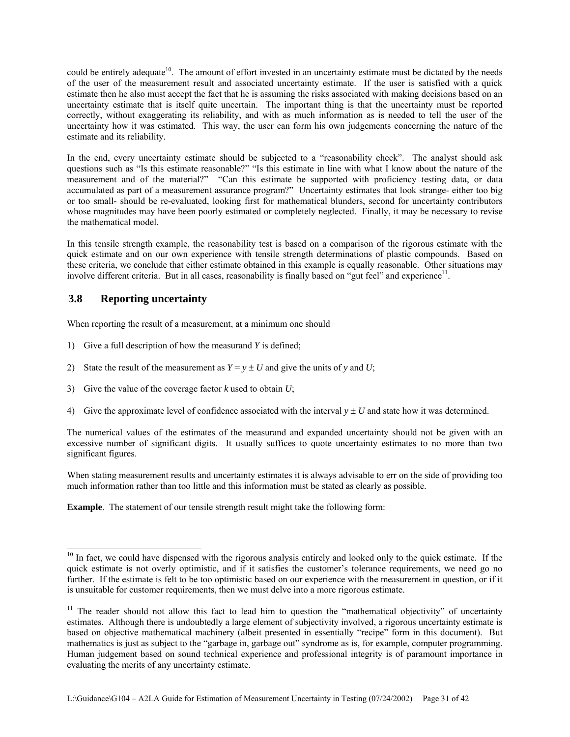could be entirely adequate[10]. The amount of effort invested in an uncertainty estimate must be dictated by the needs of the user of the measurement result and associated uncertainty estimate. If the user is satisfied with a quick estimate then he also must accept the fact that he is assuming the risks associated with making decisions based on an uncertainty estimate that is itself quite uncertain. The important thing is that the uncertainty must be reported correctly, without exaggerating its reliability, and with as much information as is needed to tell the user of the uncertainty how it was estimated. This way, the user can form his own judgements concerning the nature of the estimate and its reliability.

In the end, every uncertainty estimate should be subjected to a "reasonability check". The analyst should ask questions such as "Is this estimate reasonable?" "Is this estimate in line with what I know about the nature of the measurement and of the material?" "Can this estimate be supported with proficiency testing data, or data accumulated as part of a measurement assurance program?" Uncertainty estimates that look strange- either too big or too small- should be re-evaluated, looking first for mathematical blunders, second for uncertainty contributors whose magnitudes may have been poorly estimated or completely neglected. Finally, it may be necessary to revise the mathematical model.

In this tensile strength example, the reasonability test is based on a comparison of the rigorous estimate with the quick estimate and on our own experience with tensile strength determinations of plastic compounds. Based on these criteria, we conclude that either estimate obtained in this example is equally reasonable. Other situations may involve different criteria. But in all cases, reasonability is finally based on "gut feel" and experience[11].

## 3.8 Reporting uncertainty

When reporting the result of a measurement, at a minimum one should

1) Give a full description of how the measurand $Y$ is defined;

2) State the result of the measurement as $Y = y \pm U$ and give the units of $y$ and $U$;

3) Give the value of the coverage factor $k$ used to obtain $U$;

4) Give the approximate level of confidence associated with the interval $y \pm U$ and state how it was determined.

The numerical values of the estimates of the measurand and expanded uncertainty should not be given with an excessive number of significant digits. It usually suffices to quote uncertainty estimates to no more than two significant figures.

When stating measurement results and uncertainty estimates it is always advisable to err on the side of providing too much information rather than too little and this information must be stated as clearly as possible.

**Example**. The statement of our tensile strength result might take the following form:

---

[10] In fact, we could have dispensed with the rigorous analysis entirely and looked only to the quick estimate. If the quick estimate is not overly optimistic, and if it satisfies the customer's tolerance requirements, we need go no further. If the estimate is felt to be too optimistic based on our experience with the measurement in question, or if it is unsuitable for customer requirements, then we must delve into a more rigorous estimate.

[11] The reader should not allow this fact to lead him to question the "mathematical objectivity" of uncertainty estimates. Although there is undoubtedly a large element of subjectivity involved, a rigorous uncertainty estimate is based on objective mathematical machinery (albeit presented in essentially "recipe" form in this document). But mathematics is just as subject to the "garbage in, garbage out" syndrome as is, for example, computer programming. Human judgement based on sound technical experience and professional integrity is of paramount importance in evaluating the merits of any uncertainty estimate.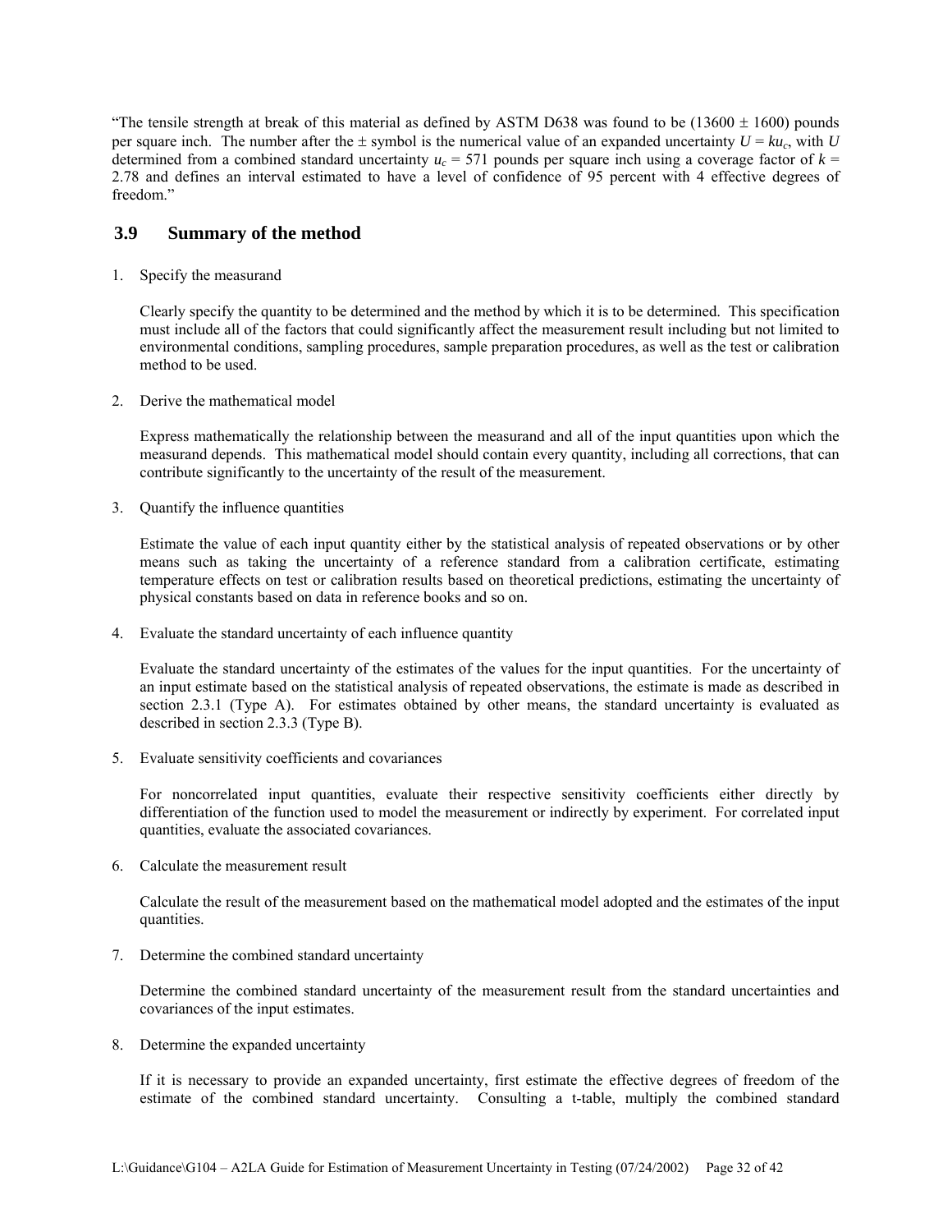"The tensile strength at break of this material as defined by ASTM D638 was found to be (13600 ± 1600) pounds per square inch. The number after the ± symbol is the numerical value of an expanded uncertainty $U = ku_c$, with $U$ determined from a combined standard uncertainty $u_c$ = 571 pounds per square inch using a coverage factor of $k$ = 2.78 and defines an interval estimated to have a level of confidence of 95 percent with 4 effective degrees of freedom."

## 3.9 Summary of the method

1. Specify the measurand

   Clearly specify the quantity to be determined and the method by which it is to be determined. This specification must include all of the factors that could significantly affect the measurement result including but not limited to environmental conditions, sampling procedures, sample preparation procedures, as well as the test or calibration method to be used.

2. Derive the mathematical model

   Express mathematically the relationship between the measurand and all of the input quantities upon which the measurand depends. This mathematical model should contain every quantity, including all corrections, that can contribute significantly to the uncertainty of the result of the measurement.

3. Quantify the influence quantities

   Estimate the value of each input quantity either by the statistical analysis of repeated observations or by other means such as taking the uncertainty of a reference standard from a calibration certificate, estimating temperature effects on test or calibration results based on theoretical predictions, estimating the uncertainty of physical constants based on data in reference books and so on.

4. Evaluate the standard uncertainty of each influence quantity

   Evaluate the standard uncertainty of the estimates of the values for the input quantities. For the uncertainty of an input estimate based on the statistical analysis of repeated observations, the estimate is made as described in section 2.3.1 (Type A). For estimates obtained by other means, the standard uncertainty is evaluated as described in section 2.3.3 (Type B).

5. Evaluate sensitivity coefficients and covariances

   For noncorrelated input quantities, evaluate their respective sensitivity coefficients either directly by differentiation of the function used to model the measurement or indirectly by experiment. For correlated input quantities, evaluate the associated covariances.

6. Calculate the measurement result

   Calculate the result of the measurement based on the mathematical model adopted and the estimates of the input quantities.

7. Determine the combined standard uncertainty

   Determine the combined standard uncertainty of the measurement result from the standard uncertainties and covariances of the input estimates.

8. Determine the expanded uncertainty

   If it is necessary to provide an expanded uncertainty, first estimate the effective degrees of freedom of the estimate of the combined standard uncertainty. Consulting a t-table, multiply the combined standard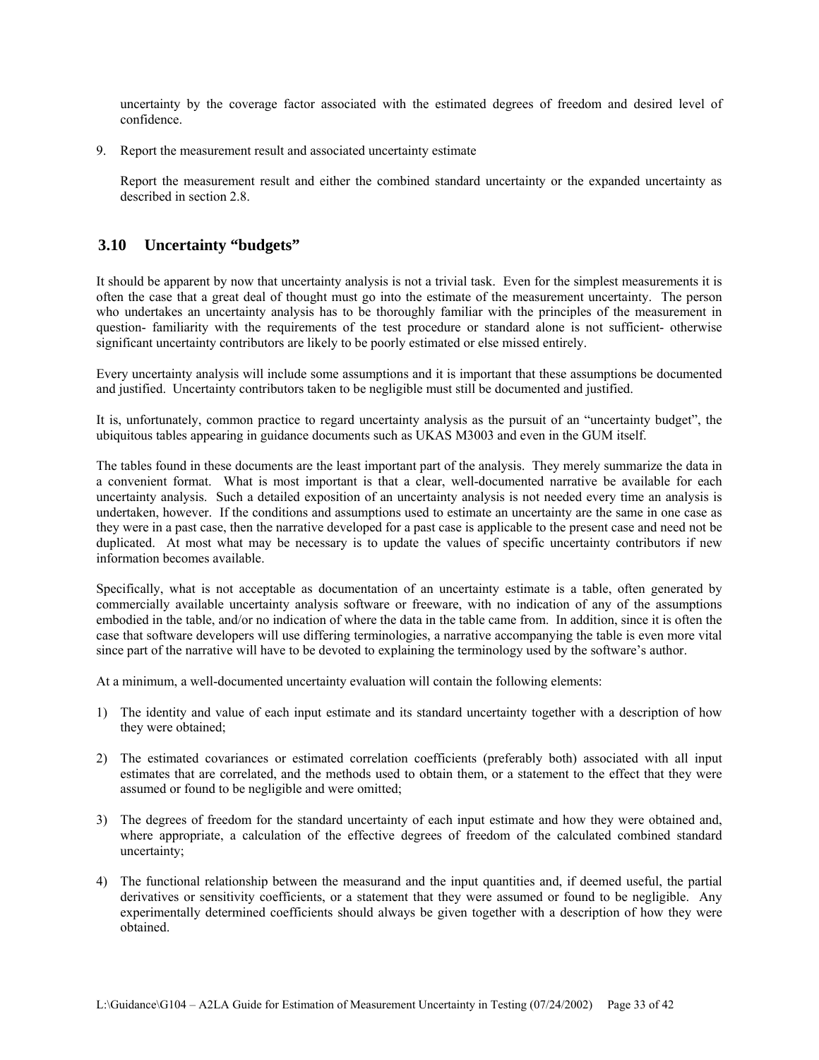uncertainty by the coverage factor associated with the estimated degrees of freedom and desired level of confidence.

9. Report the measurement result and associated uncertainty estimate

   Report the measurement result and either the combined standard uncertainty or the expanded uncertainty as described in section 2.8.

## 3.10 Uncertainty "budgets"

It should be apparent by now that uncertainty analysis is not a trivial task. Even for the simplest measurements it is often the case that a great deal of thought must go into the estimate of the measurement uncertainty. The person who undertakes an uncertainty analysis has to be thoroughly familiar with the principles of the measurement in question- familiarity with the requirements of the test procedure or standard alone is not sufficient- otherwise significant uncertainty contributors are likely to be poorly estimated or else missed entirely.

Every uncertainty analysis will include some assumptions and it is important that these assumptions be documented and justified. Uncertainty contributors taken to be negligible must still be documented and justified.

It is, unfortunately, common practice to regard uncertainty analysis as the pursuit of an "uncertainty budget", the ubiquitous tables appearing in guidance documents such as UKAS M3003 and even in the GUM itself.

The tables found in these documents are the least important part of the analysis. They merely summarize the data in a convenient format. What is most important is that a clear, well-documented narrative be available for each uncertainty analysis. Such a detailed exposition of an uncertainty analysis is not needed every time an analysis is undertaken, however. If the conditions and assumptions used to estimate an uncertainty are the same in one case as they were in a past case, then the narrative developed for a past case is applicable to the present case and need not be duplicated. At most what may be necessary is to update the values of specific uncertainty contributors if new information becomes available.

Specifically, what is not acceptable as documentation of an uncertainty estimate is a table, often generated by commercially available uncertainty analysis software or freeware, with no indication of any of the assumptions embodied in the table, and/or no indication of where the data in the table came from. In addition, since it is often the case that software developers will use differing terminologies, a narrative accompanying the table is even more vital since part of the narrative will have to be devoted to explaining the terminology used by the software's author.

At a minimum, a well-documented uncertainty evaluation will contain the following elements:

1) The identity and value of each input estimate and its standard uncertainty together with a description of how they were obtained;

2) The estimated covariances or estimated correlation coefficients (preferably both) associated with all input estimates that are correlated, and the methods used to obtain them, or a statement to the effect that they were assumed or found to be negligible and were omitted;

3) The degrees of freedom for the standard uncertainty of each input estimate and how they were obtained and, where appropriate, a calculation of the effective degrees of freedom of the calculated combined standard uncertainty;

4) The functional relationship between the measurand and the input quantities and, if deemed useful, the partial derivatives or sensitivity coefficients, or a statement that they were assumed or found to be negligible. Any experimentally determined coefficients should always be given together with a description of how they were obtained.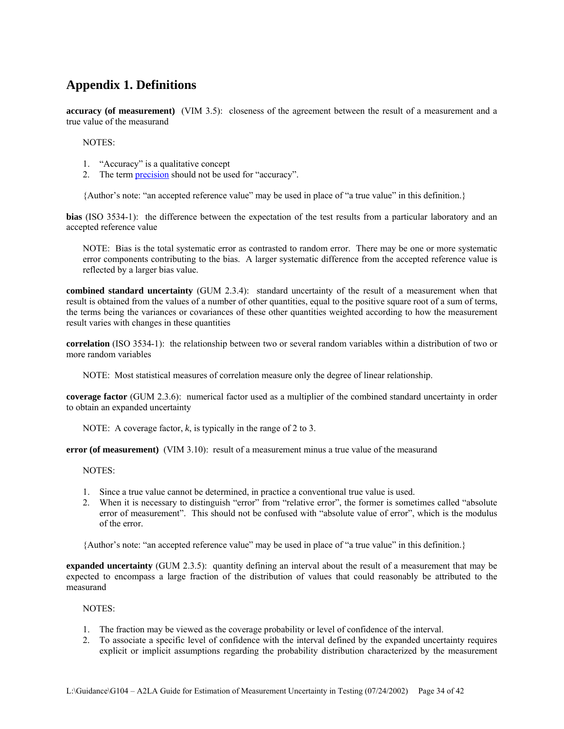# Appendix 1. Definitions

**accuracy (of measurement)** (VIM 3.5): closeness of the agreement between the result of a measurement and a true value of the measurand

NOTES:

1. "Accuracy" is a qualitative concept
2. The term precision should not be used for "accuracy".

{Author's note: "an accepted reference value" may be used in place of "a true value" in this definition.}

**bias** (ISO 3534-1): the difference between the expectation of the test results from a particular laboratory and an accepted reference value

NOTE: Bias is the total systematic error as contrasted to random error. There may be one or more systematic error components contributing to the bias. A larger systematic difference from the accepted reference value is reflected by a larger bias value.

**combined standard uncertainty** (GUM 2.3.4): standard uncertainty of the result of a measurement when that result is obtained from the values of a number of other quantities, equal to the positive square root of a sum of terms, the terms being the variances or covariances of these other quantities weighted according to how the measurement result varies with changes in these quantities

**correlation** (ISO 3534-1): the relationship between two or several random variables within a distribution of two or more random variables

NOTE: Most statistical measures of correlation measure only the degree of linear relationship.

**coverage factor** (GUM 2.3.6): numerical factor used as a multiplier of the combined standard uncertainty in order to obtain an expanded uncertainty

NOTE: A coverage factor, $k$, is typically in the range of 2 to 3.

**error (of measurement)** (VIM 3.10): result of a measurement minus a true value of the measurand

NOTES:

1. Since a true value cannot be determined, in practice a conventional true value is used.
2. When it is necessary to distinguish "error" from "relative error", the former is sometimes called "absolute error of measurement". This should not be confused with "absolute value of error", which is the modulus of the error.

{Author's note: "an accepted reference value" may be used in place of "a true value" in this definition.}

**expanded uncertainty** (GUM 2.3.5): quantity defining an interval about the result of a measurement that may be expected to encompass a large fraction of the distribution of values that could reasonably be attributed to the measurand

NOTES:

1. The fraction may be viewed as the coverage probability or level of confidence of the interval.
2. To associate a specific level of confidence with the interval defined by the expanded uncertainty requires explicit or implicit assumptions regarding the probability distribution characterized by the measurement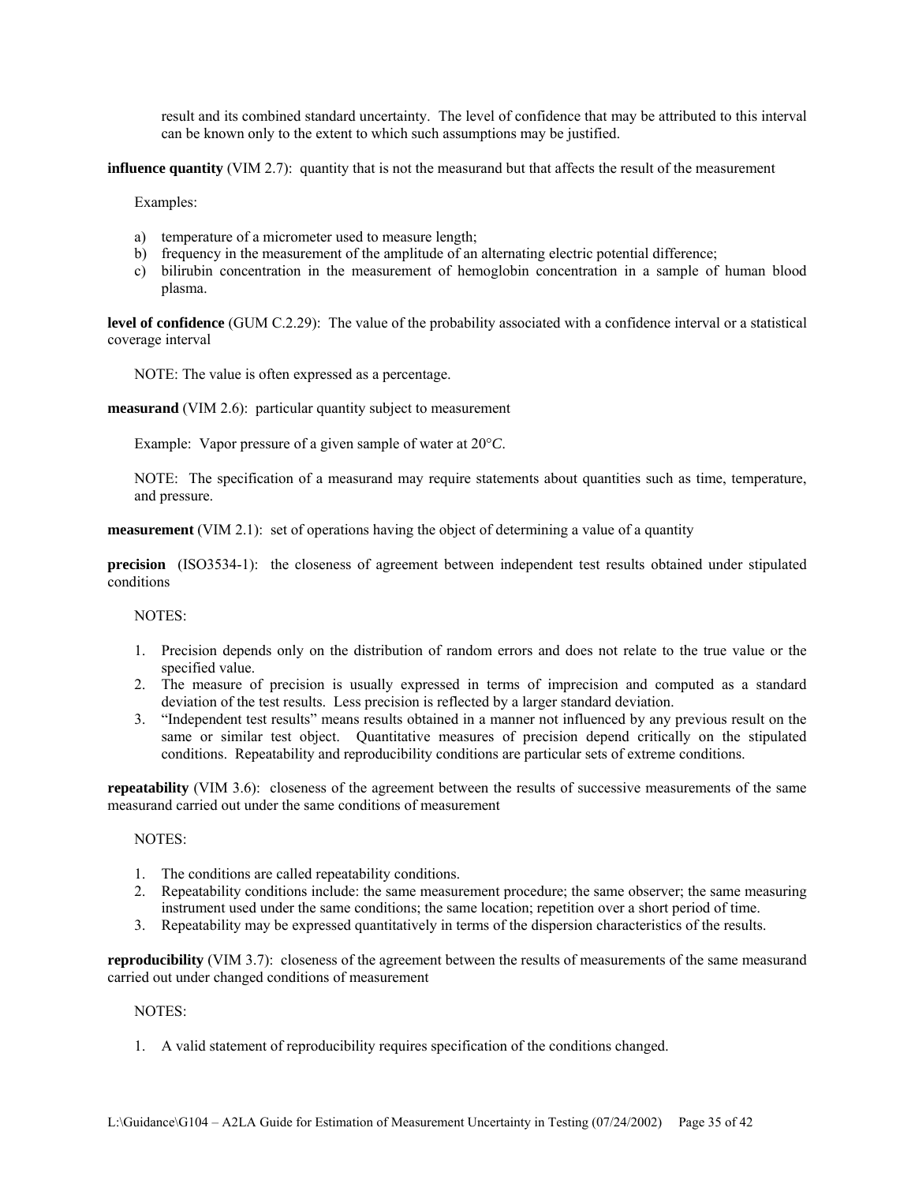result and its combined standard uncertainty. The level of confidence that may be attributed to this interval can be known only to the extent to which such assumptions may be justified.

**influence quantity** (VIM 2.7): quantity that is not the measurand but that affects the result of the measurement

Examples:

a) temperature of a micrometer used to measure length;
b) frequency in the measurement of the amplitude of an alternating electric potential difference;
c) bilirubin concentration in the measurement of hemoglobin concentration in a sample of human blood plasma.

**level of confidence** (GUM C.2.29): The value of the probability associated with a confidence interval or a statistical coverage interval

NOTE: The value is often expressed as a percentage.

**measurand** (VIM 2.6): particular quantity subject to measurement

Example: Vapor pressure of a given sample of water at 20°*C*.

NOTE: The specification of a measurand may require statements about quantities such as time, temperature, and pressure.

**measurement** (VIM 2.1): set of operations having the object of determining a value of a quantity

**precision** (ISO3534-1): the closeness of agreement between independent test results obtained under stipulated conditions

NOTES:

1. Precision depends only on the distribution of random errors and does not relate to the true value or the specified value.
2. The measure of precision is usually expressed in terms of imprecision and computed as a standard deviation of the test results. Less precision is reflected by a larger standard deviation.
3. "Independent test results" means results obtained in a manner not influenced by any previous result on the same or similar test object. Quantitative measures of precision depend critically on the stipulated conditions. Repeatability and reproducibility conditions are particular sets of extreme conditions.

**repeatability** (VIM 3.6): closeness of the agreement between the results of successive measurements of the same measurand carried out under the same conditions of measurement

NOTES:

1. The conditions are called repeatability conditions.
2. Repeatability conditions include: the same measurement procedure; the same observer; the same measuring instrument used under the same conditions; the same location; repetition over a short period of time.
3. Repeatability may be expressed quantitatively in terms of the dispersion characteristics of the results.

**reproducibility** (VIM 3.7): closeness of the agreement between the results of measurements of the same measurand carried out under changed conditions of measurement

NOTES:

1. A valid statement of reproducibility requires specification of the conditions changed.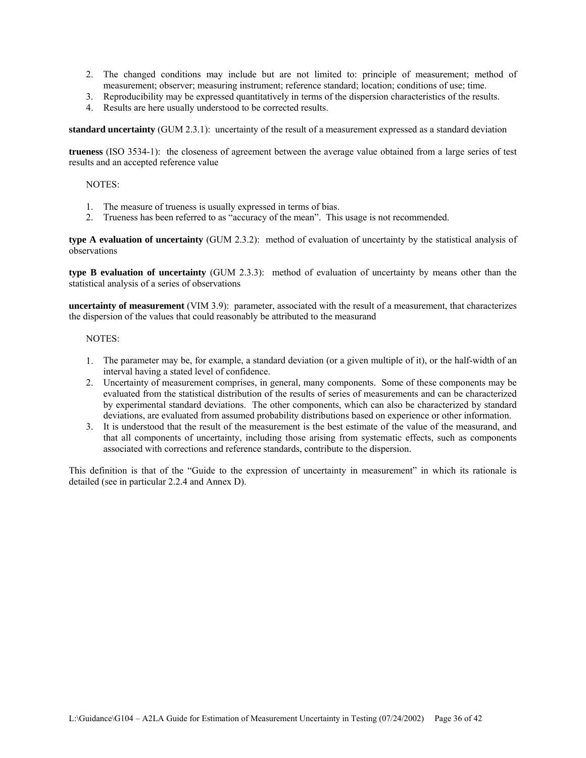2. The changed conditions may include but are not limited to: principle of measurement; method of measurement; observer; measuring instrument; reference standard; location; conditions of use; time.
3. Reproducibility may be expressed quantitatively in terms of the dispersion characteristics of the results.
4. Results are here usually understood to be corrected results.

**standard uncertainty** (GUM 2.3.1): uncertainty of the result of a measurement expressed as a standard deviation

**trueness** (ISO 3534-1): the closeness of agreement between the average value obtained from a large series of test results and an accepted reference value

NOTES:

1. The measure of trueness is usually expressed in terms of bias.
2. Trueness has been referred to as "accuracy of the mean". This usage is not recommended.

**type A evaluation of uncertainty** (GUM 2.3.2): method of evaluation of uncertainty by the statistical analysis of observations

**type B evaluation of uncertainty** (GUM 2.3.3): method of evaluation of uncertainty by means other than the statistical analysis of a series of observations

**uncertainty of measurement** (VIM 3.9): parameter, associated with the result of a measurement, that characterizes the dispersion of the values that could reasonably be attributed to the measurand

NOTES:

1. The parameter may be, for example, a standard deviation (or a given multiple of it), or the half-width of an interval having a stated level of confidence.
2. Uncertainty of measurement comprises, in general, many components. Some of these components may be evaluated from the statistical distribution of the results of series of measurements and can be characterized by experimental standard deviations. The other components, which can also be characterized by standard deviations, are evaluated from assumed probability distributions based on experience or other information.
3. It is understood that the result of the measurement is the best estimate of the value of the measurand, and that all components of uncertainty, including those arising from systematic effects, such as components associated with corrections and reference standards, contribute to the dispersion.

This definition is that of the "Guide to the expression of uncertainty in measurement" in which its rationale is detailed (see in particular 2.2.4 and Annex D).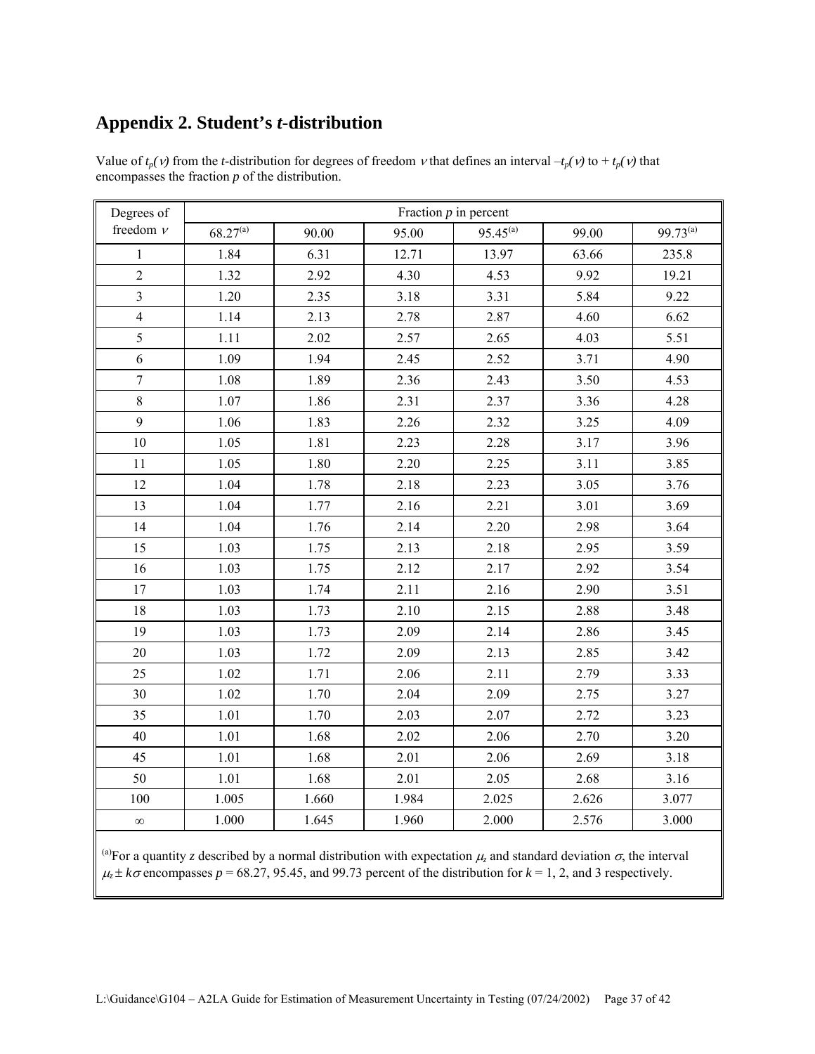# Appendix 2. Student's *t*-distribution

Value of $t_p(\nu)$ from the *t*-distribution for degrees of freedom $\nu$ that defines an interval $-t_p(\nu)$ to $+ t_p(\nu)$ that encompasses the fraction *p* of the distribution.

| Degrees of freedom $\nu$ | Fraction *p* in percent | | | | | |
|---|---|---|---|---|---|---|
| | 68.27[(a)] | 90.00 | 95.00 | 95.45[(a)] | 99.00 | 99.73[(a)] |
| 1 | 1.84 | 6.31 | 12.71 | 13.97 | 63.66 | 235.8 |
| 2 | 1.32 | 2.92 | 4.30 | 4.53 | 9.92 | 19.21 |
| 3 | 1.20 | 2.35 | 3.18 | 3.31 | 5.84 | 9.22 |
| 4 | 1.14 | 2.13 | 2.78 | 2.87 | 4.60 | 6.62 |
| 5 | 1.11 | 2.02 | 2.57 | 2.65 | 4.03 | 5.51 |
| 6 | 1.09 | 1.94 | 2.45 | 2.52 | 3.71 | 4.90 |
| 7 | 1.08 | 1.89 | 2.36 | 2.43 | 3.50 | 4.53 |
| 8 | 1.07 | 1.86 | 2.31 | 2.37 | 3.36 | 4.28 |
| 9 | 1.06 | 1.83 | 2.26 | 2.32 | 3.25 | 4.09 |
| 10 | 1.05 | 1.81 | 2.23 | 2.28 | 3.17 | 3.96 |
| 11 | 1.05 | 1.80 | 2.20 | 2.25 | 3.11 | 3.85 |
| 12 | 1.04 | 1.78 | 2.18 | 2.23 | 3.05 | 3.76 |
| 13 | 1.04 | 1.77 | 2.16 | 2.21 | 3.01 | 3.69 |
| 14 | 1.04 | 1.76 | 2.14 | 2.20 | 2.98 | 3.64 |
| 15 | 1.03 | 1.75 | 2.13 | 2.18 | 2.95 | 3.59 |
| 16 | 1.03 | 1.75 | 2.12 | 2.17 | 2.92 | 3.54 |
| 17 | 1.03 | 1.74 | 2.11 | 2.16 | 2.90 | 3.51 |
| 18 | 1.03 | 1.73 | 2.10 | 2.15 | 2.88 | 3.48 |
| 19 | 1.03 | 1.73 | 2.09 | 2.14 | 2.86 | 3.45 |
| 20 | 1.03 | 1.72 | 2.09 | 2.13 | 2.85 | 3.42 |
| 25 | 1.02 | 1.71 | 2.06 | 2.11 | 2.79 | 3.33 |
| 30 | 1.02 | 1.70 | 2.04 | 2.09 | 2.75 | 3.27 |
| 35 | 1.01 | 1.70 | 2.03 | 2.07 | 2.72 | 3.23 |
| 40 | 1.01 | 1.68 | 2.02 | 2.06 | 2.70 | 3.20 |
| 45 | 1.01 | 1.68 | 2.01 | 2.06 | 2.69 | 3.18 |
| 50 | 1.01 | 1.68 | 2.01 | 2.05 | 2.68 | 3.16 |
| 100 | 1.005 | 1.660 | 1.984 | 2.025 | 2.626 | 3.077 |
| $\infty$ | 1.000 | 1.645 | 1.960 | 2.000 | 2.576 | 3.000 |

[(a)]For a quantity *z* described by a normal distribution with expectation $\mu_z$ and standard deviation $\sigma$, the interval $\mu_z \pm k\sigma$ encompasses *p* = 68.27, 95.45, and 99.73 percent of the distribution for *k* = 1, 2, and 3 respectively.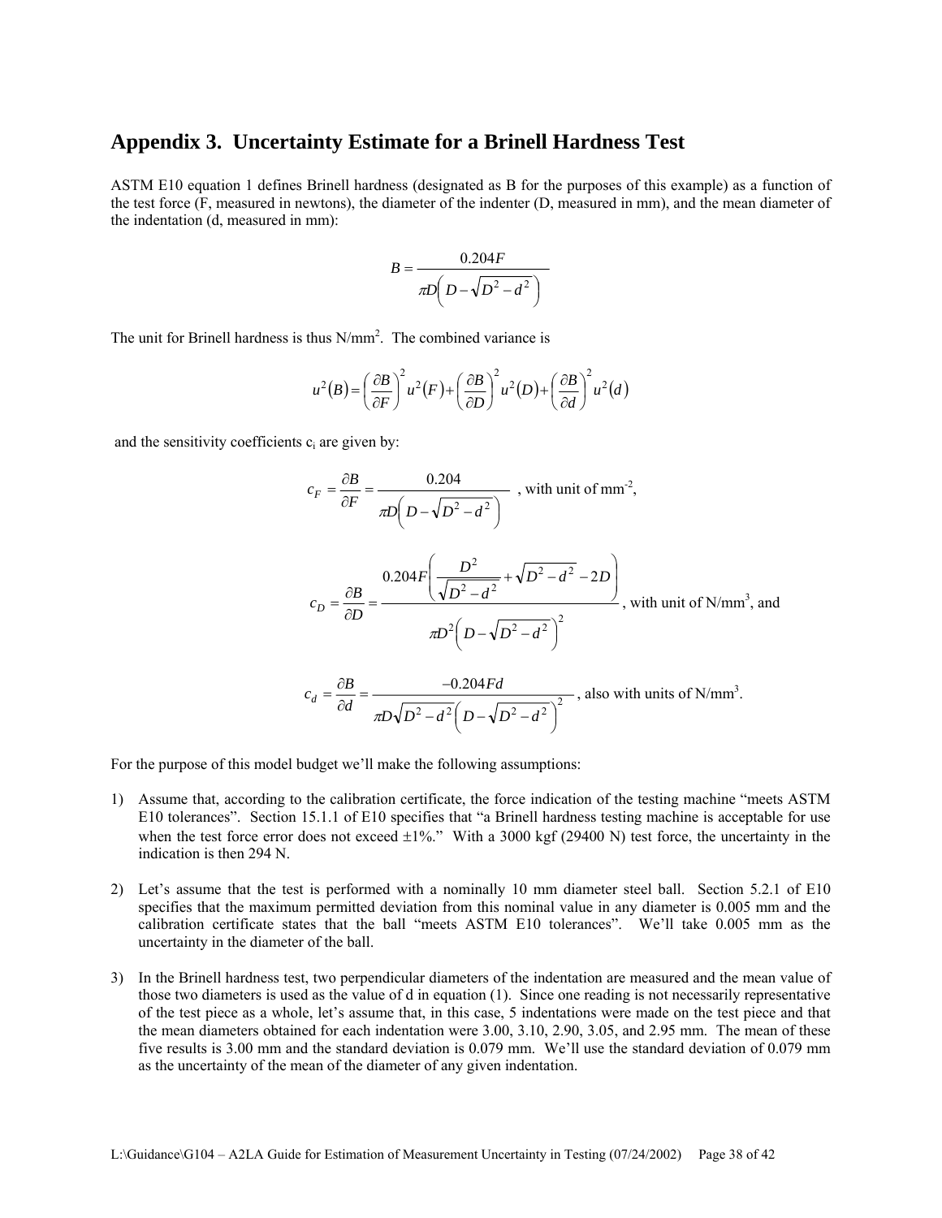## Appendix 3. Uncertainty Estimate for a Brinell Hardness Test

ASTM E10 equation 1 defines Brinell hardness (designated as B for the purposes of this example) as a function of the test force (F, measured in newtons), the diameter of the indenter (D, measured in mm), and the mean diameter of the indentation (d, measured in mm):

$$B = \frac{0.204F}{\pi D\left(D - \sqrt{D^2 - d^2}\right)}$$

The unit for Brinell hardness is thus N/mm$^2$. The combined variance is

$$u^2(B) = \left(\frac{\partial B}{\partial F}\right)^2 u^2(F) + \left(\frac{\partial B}{\partial D}\right)^2 u^2(D) + \left(\frac{\partial B}{\partial d}\right)^2 u^2(d)$$

and the sensitivity coefficients $c_i$ are given by:

$$c_F = \frac{\partial B}{\partial F} = \frac{0.204}{\pi D\left(D - \sqrt{D^2 - d^2}\right)}$$ , with unit of mm$^{-2}$,

$$c_D = \frac{\partial B}{\partial D} = \frac{0.204F\left(\frac{D^2}{\sqrt{D^2 - d^2}} + \sqrt{D^2 - d^2} - 2D\right)}{\pi D^2\left(D - \sqrt{D^2 - d^2}\right)^2}$$ , with unit of N/mm$^3$, and

$$c_d = \frac{\partial B}{\partial d} = \frac{-0.204Fd}{\pi D\sqrt{D^2 - d^2}\left(D - \sqrt{D^2 - d^2}\right)^2}$$ , also with units of N/mm$^3$.

For the purpose of this model budget we'll make the following assumptions:

1) Assume that, according to the calibration certificate, the force indication of the testing machine "meets ASTM E10 tolerances". Section 15.1.1 of E10 specifies that "a Brinell hardness testing machine is acceptable for use when the test force error does not exceed ±1%." With a 3000 kgf (29400 N) test force, the uncertainty in the indication is then 294 N.

2) Let's assume that the test is performed with a nominally 10 mm diameter steel ball. Section 5.2.1 of E10 specifies that the maximum permitted deviation from this nominal value in any diameter is 0.005 mm and the calibration certificate states that the ball "meets ASTM E10 tolerances". We'll take 0.005 mm as the uncertainty in the diameter of the ball.

3) In the Brinell hardness test, two perpendicular diameters of the indentation are measured and the mean value of those two diameters is used as the value of d in equation (1). Since one reading is not necessarily representative of the test piece as a whole, let's assume that, in this case, 5 indentations were made on the test piece and that the mean diameters obtained for each indentation were 3.00, 3.10, 2.90, 3.05, and 2.95 mm. The mean of these five results is 3.00 mm and the standard deviation is 0.079 mm. We'll use the standard deviation of 0.079 mm as the uncertainty of the mean of the diameter of any given indentation.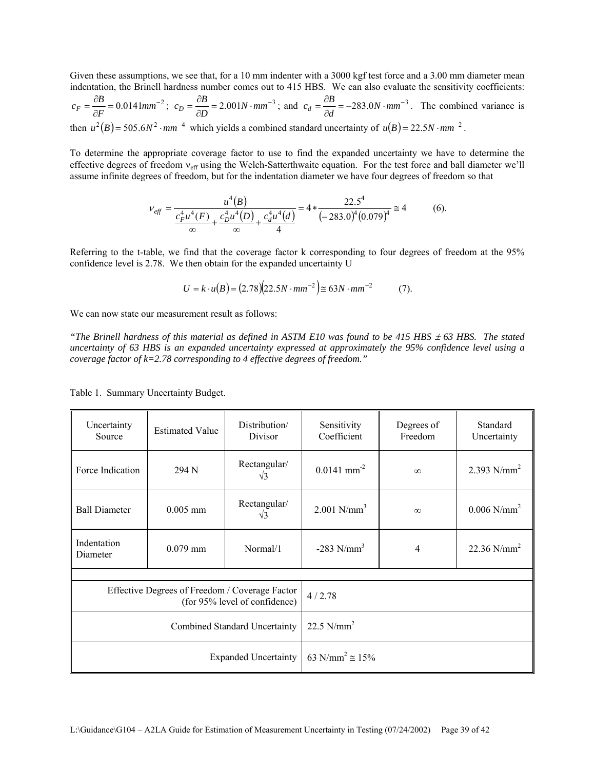Given these assumptions, we see that, for a 10 mm indenter with a 3000 kgf test force and a 3.00 mm diameter mean indentation, the Brinell hardness number comes out to 415 HBS. We can also evaluate the sensitivity coefficients: $c_F = \frac{\partial B}{\partial F} = 0.0141 mm^{-2}$; $c_D = \frac{\partial B}{\partial D} = 2.001 N \cdot mm^{-3}$; and $c_d = \frac{\partial B}{\partial d} = -283.0 N \cdot mm^{-3}$. The combined variance is then $u^2(B) = 505.6 N^2 \cdot mm^{-4}$ which yields a combined standard uncertainty of $u(B) = 22.5 N \cdot mm^{-2}$.

To determine the appropriate coverage factor to use to find the expanded uncertainty we have to determine the effective degrees of freedom $\nu_{eff}$ using the Welch-Satterthwaite equation. For the test force and ball diameter we'll assume infinite degrees of freedom, but for the indentation diameter we have four degrees of freedom so that

$$\nu_{eff} = \frac{u^4(B)}{\frac{c_F^4 u^4(F)}{\infty} + \frac{c_D^4 u^4(D)}{\infty} + \frac{c_d^4 u^4(d)}{4}} = 4 * \frac{22.5^4}{(-283.0)^4 (0.079)^4} \cong 4 \qquad (6).$$

Referring to the t-table, we find that the coverage factor k corresponding to four degrees of freedom at the 95% confidence level is 2.78. We then obtain for the expanded uncertainty U

$$U = k \cdot u(B) = (2.78)(22.5 N \cdot mm^{-2}) \cong 63 N \cdot mm^{-2} \qquad (7).$$

We can now state our measurement result as follows:

*"The Brinell hardness of this material as defined in ASTM E10 was found to be 415 HBS ± 63 HBS. The stated uncertainty of 63 HBS is an expanded uncertainty expressed at approximately the 95% confidence level using a coverage factor of k=2.78 corresponding to 4 effective degrees of freedom."*

Table 1. Summary Uncertainty Budget.

| Uncertainty Source | Estimated Value | Distribution/ Divisor | Sensitivity Coefficient | Degrees of Freedom | Standard Uncertainty |
|---|---|---|---|---|---|
| Force Indication | 294 N | Rectangular/ √3 | 0.0141 $mm^{-2}$ | ∞ | 2.393 $N/mm^2$ |
| Ball Diameter | 0.005 mm | Rectangular/ √3 | 2.001 $N/mm^3$ | ∞ | 0.006 $N/mm^2$ |
| Indentation Diameter | 0.079 mm | Normal/1 | -283 $N/mm^3$ | 4 | 22.36 $N/mm^2$ |
| | | | | | |
| Effective Degrees of Freedom / Coverage Factor (for 95% level of confidence) | | | 4 / 2.78 | | |
| Combined Standard Uncertainty | | | 22.5 $N/mm^2$ | | |
| Expanded Uncertainty | | | 63 $N/mm^2$ ≅ 15% | | |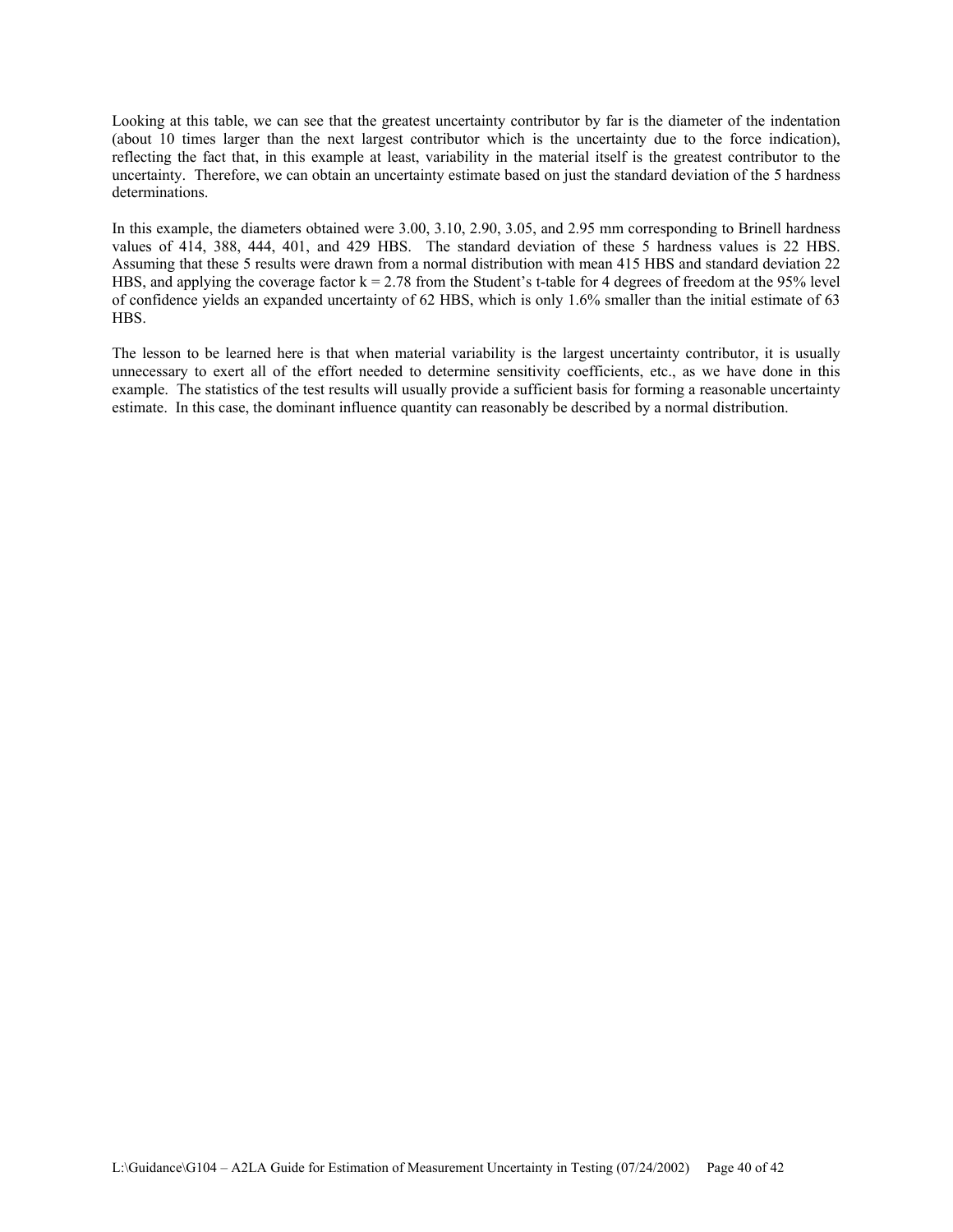Looking at this table, we can see that the greatest uncertainty contributor by far is the diameter of the indentation (about 10 times larger than the next largest contributor which is the uncertainty due to the force indication), reflecting the fact that, in this example at least, variability in the material itself is the greatest contributor to the uncertainty. Therefore, we can obtain an uncertainty estimate based on just the standard deviation of the 5 hardness determinations.

In this example, the diameters obtained were 3.00, 3.10, 2.90, 3.05, and 2.95 mm corresponding to Brinell hardness values of 414, 388, 444, 401, and 429 HBS. The standard deviation of these 5 hardness values is 22 HBS. Assuming that these 5 results were drawn from a normal distribution with mean 415 HBS and standard deviation 22 HBS, and applying the coverage factor $k = 2.78$ from the Student's t-table for 4 degrees of freedom at the 95% level of confidence yields an expanded uncertainty of 62 HBS, which is only 1.6% smaller than the initial estimate of 63 HBS.

The lesson to be learned here is that when material variability is the largest uncertainty contributor, it is usually unnecessary to exert all of the effort needed to determine sensitivity coefficients, etc., as we have done in this example. The statistics of the test results will usually provide a sufficient basis for forming a reasonable uncertainty estimate. In this case, the dominant influence quantity can reasonably be described by a normal distribution.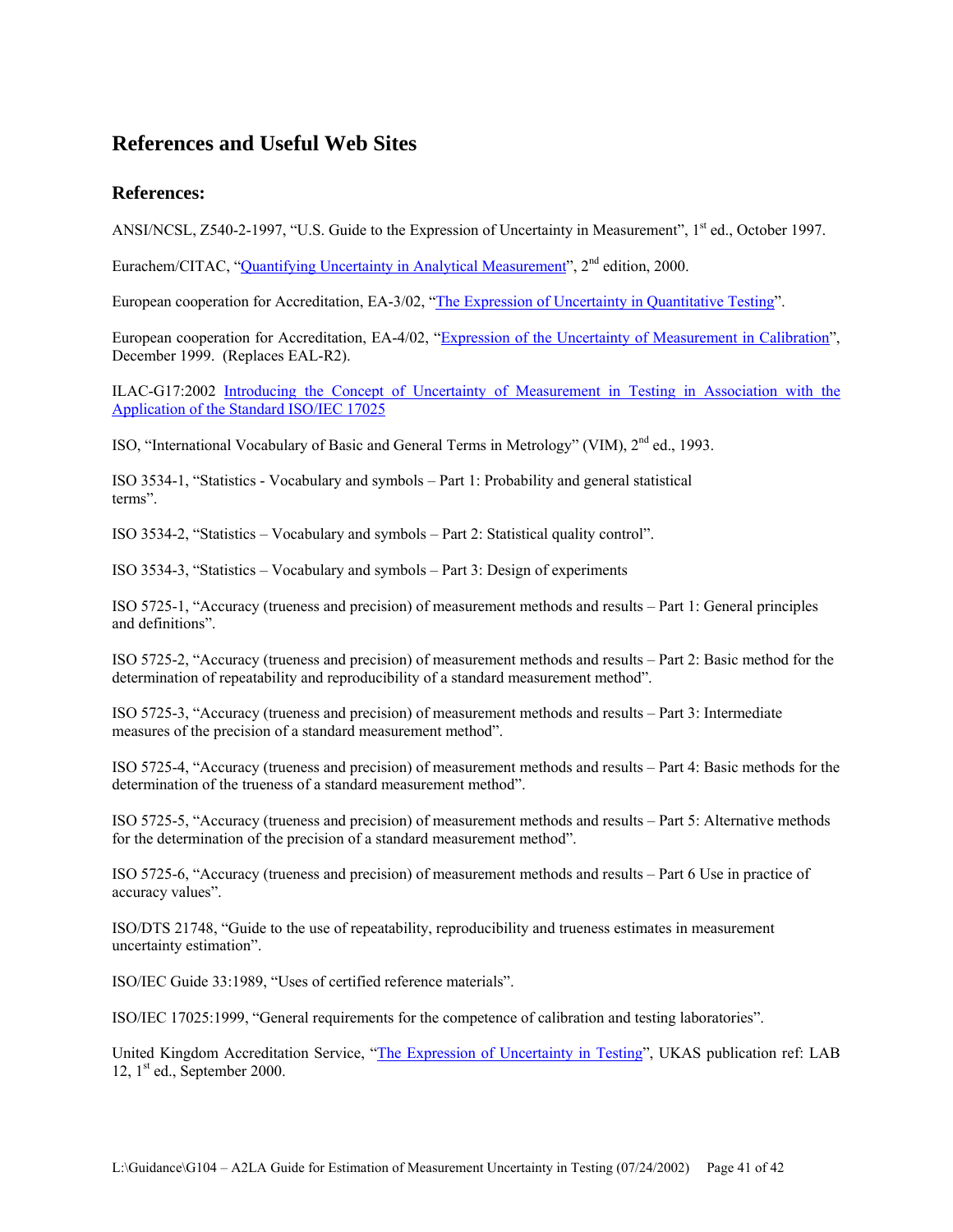## References and Useful Web Sites

### References:

ANSI/NCSL, Z540-2-1997, "U.S. Guide to the Expression of Uncertainty in Measurement", 1st ed., October 1997.

Eurachem/CITAC, "Quantifying Uncertainty in Analytical Measurement", 2nd edition, 2000.

European cooperation for Accreditation, EA-3/02, "The Expression of Uncertainty in Quantitative Testing".

European cooperation for Accreditation, EA-4/02, "Expression of the Uncertainty of Measurement in Calibration", December 1999. (Replaces EAL-R2).

ILAC-G17:2002 Introducing the Concept of Uncertainty of Measurement in Testing in Association with the Application of the Standard ISO/IEC 17025

ISO, "International Vocabulary of Basic and General Terms in Metrology" (VIM), 2nd ed., 1993.

ISO 3534-1, "Statistics - Vocabulary and symbols – Part 1: Probability and general statistical terms".

ISO 3534-2, "Statistics – Vocabulary and symbols – Part 2: Statistical quality control".

ISO 3534-3, "Statistics – Vocabulary and symbols – Part 3: Design of experiments

ISO 5725-1, "Accuracy (trueness and precision) of measurement methods and results – Part 1: General principles and definitions".

ISO 5725-2, "Accuracy (trueness and precision) of measurement methods and results – Part 2: Basic method for the determination of repeatability and reproducibility of a standard measurement method".

ISO 5725-3, "Accuracy (trueness and precision) of measurement methods and results – Part 3: Intermediate measures of the precision of a standard measurement method".

ISO 5725-4, "Accuracy (trueness and precision) of measurement methods and results – Part 4: Basic methods for the determination of the trueness of a standard measurement method".

ISO 5725-5, "Accuracy (trueness and precision) of measurement methods and results – Part 5: Alternative methods for the determination of the precision of a standard measurement method".

ISO 5725-6, "Accuracy (trueness and precision) of measurement methods and results – Part 6 Use in practice of accuracy values".

ISO/DTS 21748, "Guide to the use of repeatability, reproducibility and trueness estimates in measurement uncertainty estimation".

ISO/IEC Guide 33:1989, "Uses of certified reference materials".

ISO/IEC 17025:1999, "General requirements for the competence of calibration and testing laboratories".

United Kingdom Accreditation Service, "The Expression of Uncertainty in Testing", UKAS publication ref: LAB 12, 1st ed., September 2000.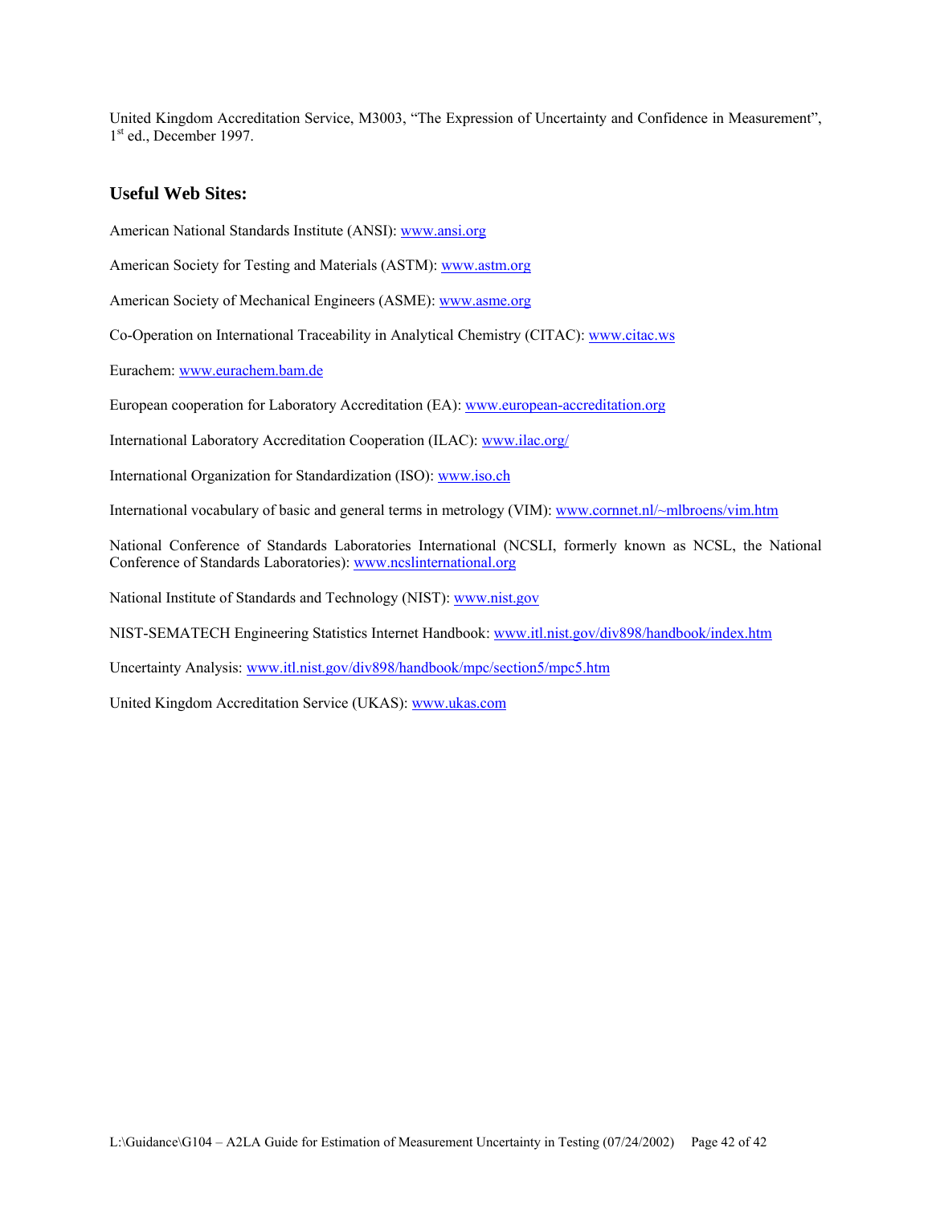United Kingdom Accreditation Service, M3003, "The Expression of Uncertainty and Confidence in Measurement", 1st ed., December 1997.

## Useful Web Sites:

American National Standards Institute (ANSI): www.ansi.org

American Society for Testing and Materials (ASTM): www.astm.org

American Society of Mechanical Engineers (ASME): www.asme.org

Co-Operation on International Traceability in Analytical Chemistry (CITAC): www.citac.ws

Eurachem: www.eurachem.bam.de

European cooperation for Laboratory Accreditation (EA): www.european-accreditation.org

International Laboratory Accreditation Cooperation (ILAC): www.ilac.org/

International Organization for Standardization (ISO): www.iso.ch

International vocabulary of basic and general terms in metrology (VIM): www.cornnet.nl/~mlbroens/vim.htm

National Conference of Standards Laboratories International (NCSLI, formerly known as NCSL, the National Conference of Standards Laboratories): www.ncslinternational.org

National Institute of Standards and Technology (NIST): www.nist.gov

NIST-SEMATECH Engineering Statistics Internet Handbook: www.itl.nist.gov/div898/handbook/index.htm

Uncertainty Analysis: www.itl.nist.gov/div898/handbook/mpc/section5/mpc5.htm

United Kingdom Accreditation Service (UKAS): www.ukas.com